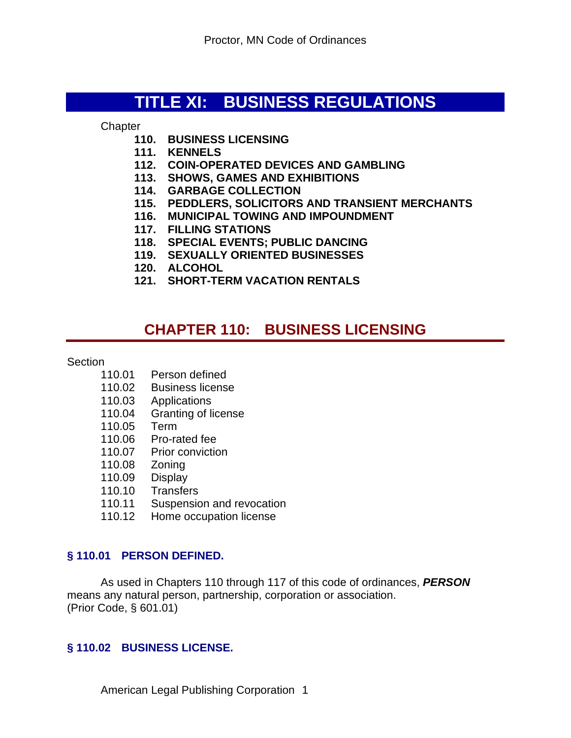# TITLE XI: BUSINESS REGULATIONS

Chapter

- **110. BUSINESS LICENSING**
- **111. KENNELS**
- **112. COIN-OPERATED DEVICES AND GAMBLING**
- **113. SHOWS, GAMES AND EXHIBITIONS**
- **114. GARBAGE COLLECTION**
- **115. PEDDLERS, SOLICITORS AND TRANSIENT MERCHANTS**
- **116. MUNICIPAL TOWING AND IMPOUNDMENT**
- **117. FILLING STATIONS**
- **118. SPECIAL EVENTS; PUBLIC DANCING**
- **119. SEXUALLY ORIENTED BUSINESSES**
- **120. ALCOHOL**
- **121. SHORT-TERM VACATION RENTALS**

## CHAPTER 110: BUSINESS LICENSING

Section

- 110.01 Person defined
- 110.02 Business license
- 110.03 Applications
- 110.04 Granting of license
- 110.05 Term
- 110.06 Pro-rated fee
- 110.07 Prior conviction
- 110.08 Zoning
- 110.09 Display
- 110.10 Transfers
- 110.11 Suspension and revocation
- 110.12 Home occupation license

### § 110.01 PERSON DEFINED.

As used in Chapters 110 through 117 of this code of ordinances, ***PERSON*** means any natural person, partnership, corporation or association.
(Prior Code, § 601.01)

### § 110.02 BUSINESS LICENSE.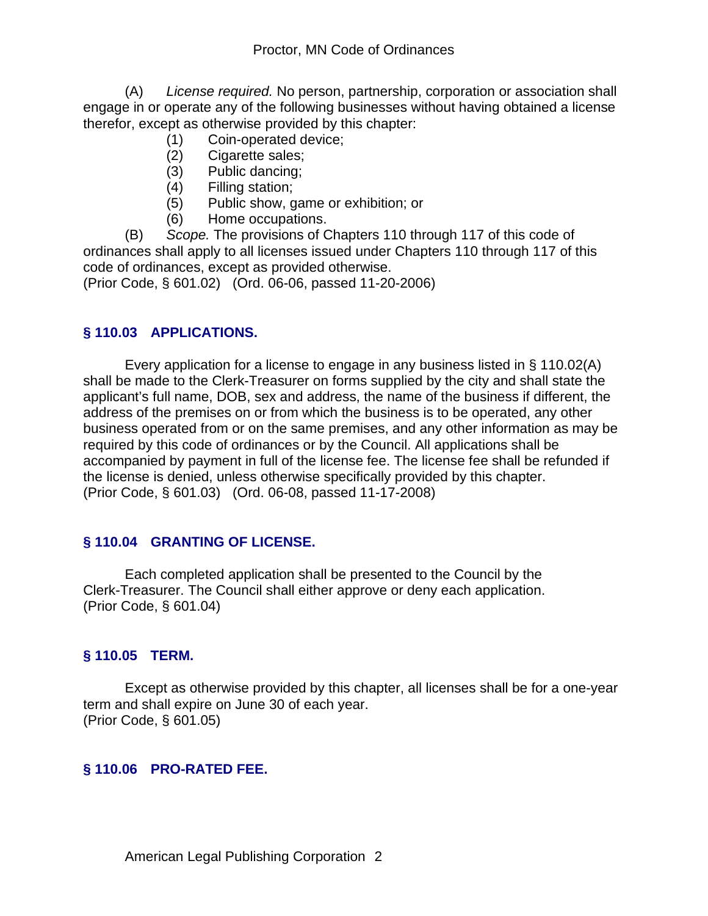(A) *License required.* No person, partnership, corporation or association shall engage in or operate any of the following businesses without having obtained a license therefor, except as otherwise provided by this chapter:

(1) Coin-operated device;

(2) Cigarette sales;

(3) Public dancing;

(4) Filling station;

(5) Public show, game or exhibition; or

(6) Home occupations.

(B) *Scope.* The provisions of Chapters 110 through 117 of this code of ordinances shall apply to all licenses issued under Chapters 110 through 117 of this code of ordinances, except as provided otherwise.

(Prior Code, § 601.02) (Ord. 06-06, passed 11-20-2006)

## § 110.03 APPLICATIONS.

Every application for a license to engage in any business listed in § 110.02(A) shall be made to the Clerk-Treasurer on forms supplied by the city and shall state the applicant's full name, DOB, sex and address, the name of the business if different, the address of the premises on or from which the business is to be operated, any other business operated from or on the same premises, and any other information as may be required by this code of ordinances or by the Council. All applications shall be accompanied by payment in full of the license fee. The license fee shall be refunded if the license is denied, unless otherwise specifically provided by this chapter.

(Prior Code, § 601.03) (Ord. 06-08, passed 11-17-2008)

## § 110.04 GRANTING OF LICENSE.

Each completed application shall be presented to the Council by the Clerk-Treasurer. The Council shall either approve or deny each application.

(Prior Code, § 601.04)

## § 110.05 TERM.

Except as otherwise provided by this chapter, all licenses shall be for a one-year term and shall expire on June 30 of each year.

(Prior Code, § 601.05)

## § 110.06 PRO-RATED FEE.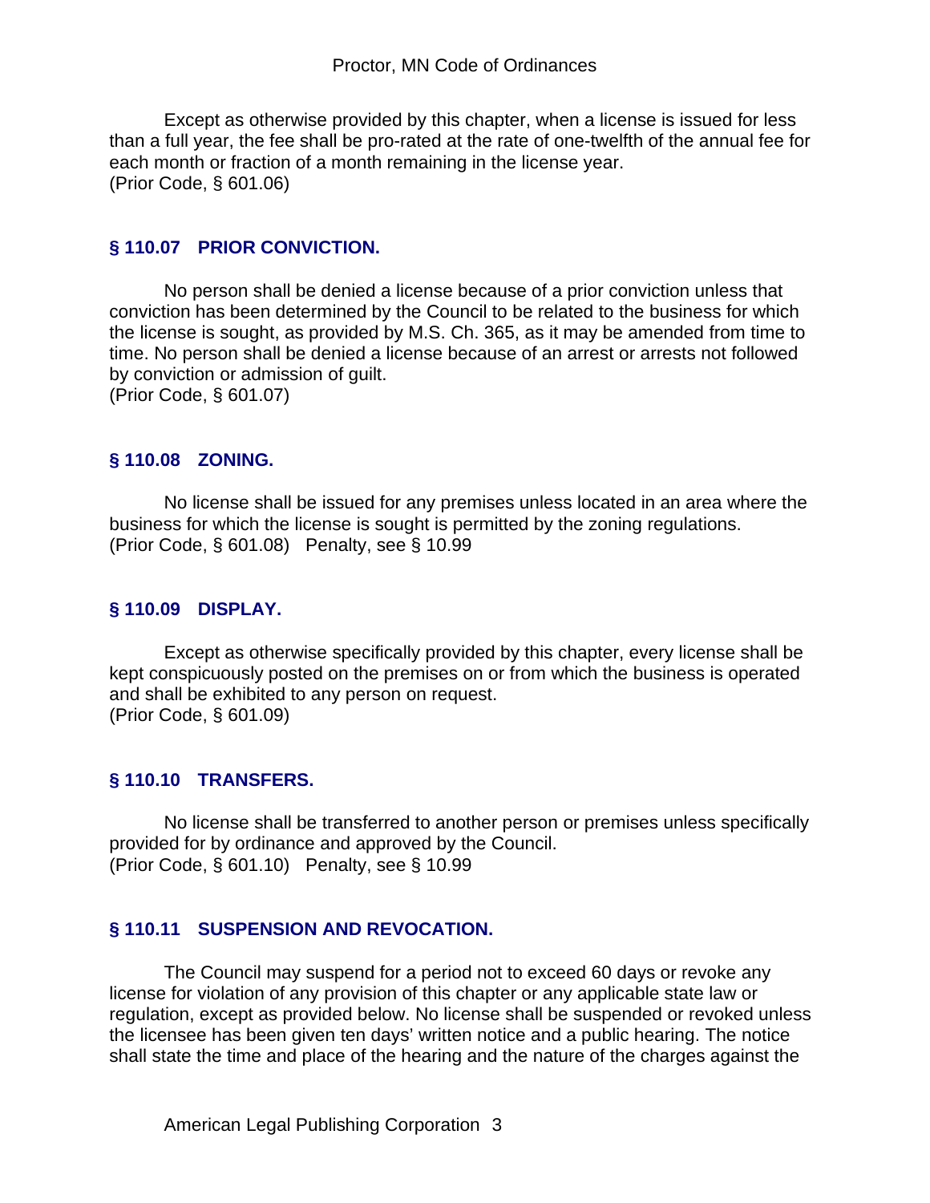Except as otherwise provided by this chapter, when a license is issued for less than a full year, the fee shall be pro-rated at the rate of one-twelfth of the annual fee for each month or fraction of a month remaining in the license year.
(Prior Code, § 601.06)

## § 110.07 PRIOR CONVICTION.

No person shall be denied a license because of a prior conviction unless that conviction has been determined by the Council to be related to the business for which the license is sought, as provided by M.S. Ch. 365, as it may be amended from time to time. No person shall be denied a license because of an arrest or arrests not followed by conviction or admission of guilt.
(Prior Code, § 601.07)

## § 110.08 ZONING.

No license shall be issued for any premises unless located in an area where the business for which the license is sought is permitted by the zoning regulations.
(Prior Code, § 601.08) Penalty, see § 10.99

## § 110.09 DISPLAY.

Except as otherwise specifically provided by this chapter, every license shall be kept conspicuously posted on the premises on or from which the business is operated and shall be exhibited to any person on request.
(Prior Code, § 601.09)

## § 110.10 TRANSFERS.

No license shall be transferred to another person or premises unless specifically provided for by ordinance and approved by the Council.
(Prior Code, § 601.10) Penalty, see § 10.99

## § 110.11 SUSPENSION AND REVOCATION.

The Council may suspend for a period not to exceed 60 days or revoke any license for violation of any provision of this chapter or any applicable state law or regulation, except as provided below. No license shall be suspended or revoked unless the licensee has been given ten days' written notice and a public hearing. The notice shall state the time and place of the hearing and the nature of the charges against the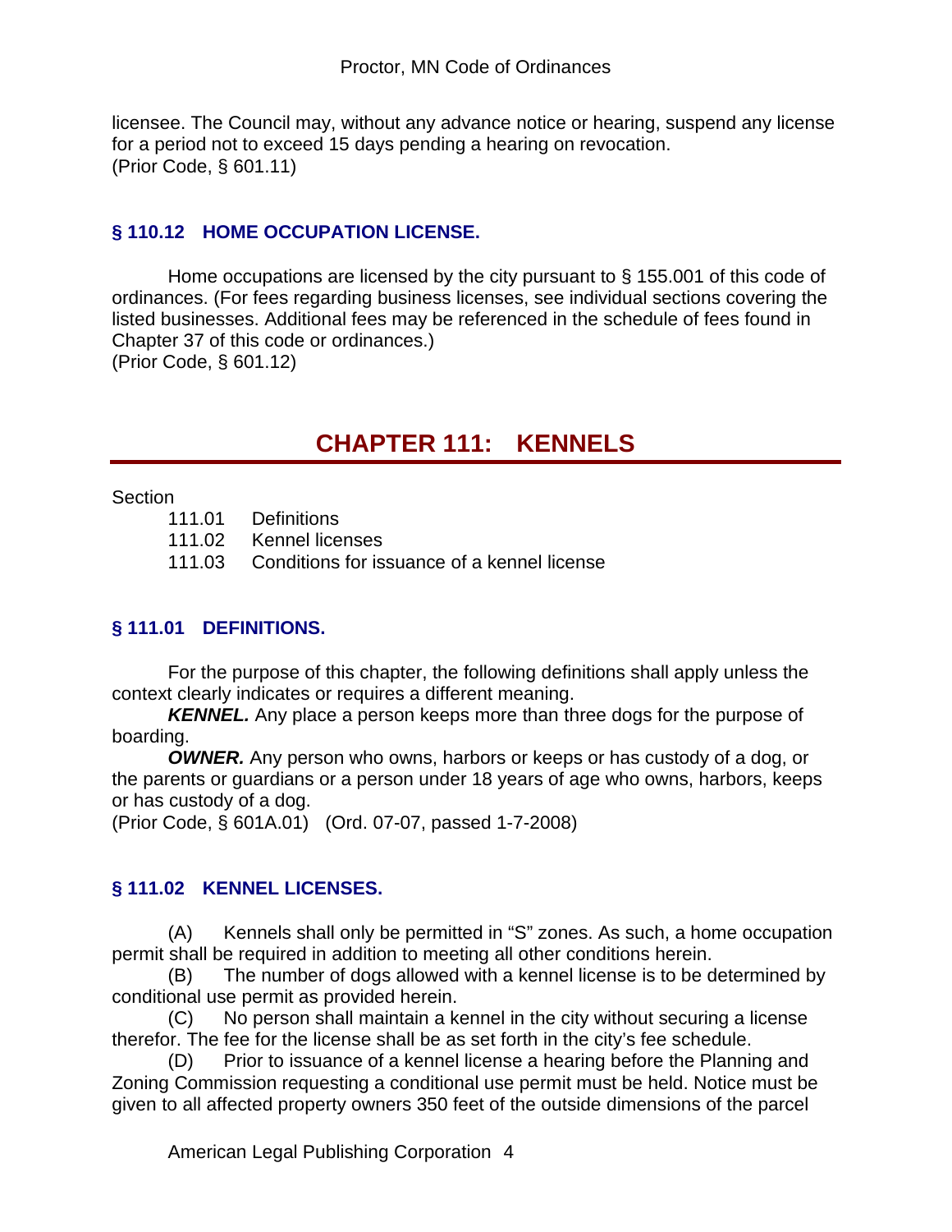licensee. The Council may, without any advance notice or hearing, suspend any license for a period not to exceed 15 days pending a hearing on revocation.
(Prior Code, § 601.11)

### § 110.12 HOME OCCUPATION LICENSE.

Home occupations are licensed by the city pursuant to § 155.001 of this code of ordinances. (For fees regarding business licenses, see individual sections covering the listed businesses. Additional fees may be referenced in the schedule of fees found in Chapter 37 of this code or ordinances.)
(Prior Code, § 601.12)

## CHAPTER 111: KENNELS

Section

- 111.01 Definitions
- 111.02 Kennel licenses
- 111.03 Conditions for issuance of a kennel license

### § 111.01 DEFINITIONS.

For the purpose of this chapter, the following definitions shall apply unless the context clearly indicates or requires a different meaning.

***KENNEL.*** Any place a person keeps more than three dogs for the purpose of boarding.

***OWNER.*** Any person who owns, harbors or keeps or has custody of a dog, or the parents or guardians or a person under 18 years of age who owns, harbors, keeps or has custody of a dog.
(Prior Code, § 601A.01) (Ord. 07-07, passed 1-7-2008)

### § 111.02 KENNEL LICENSES.

(A) Kennels shall only be permitted in "S" zones. As such, a home occupation permit shall be required in addition to meeting all other conditions herein.

(B) The number of dogs allowed with a kennel license is to be determined by conditional use permit as provided herein.

(C) No person shall maintain a kennel in the city without securing a license therefor. The fee for the license shall be as set forth in the city's fee schedule.

(D) Prior to issuance of a kennel license a hearing before the Planning and Zoning Commission requesting a conditional use permit must be held. Notice must be given to all affected property owners 350 feet of the outside dimensions of the parcel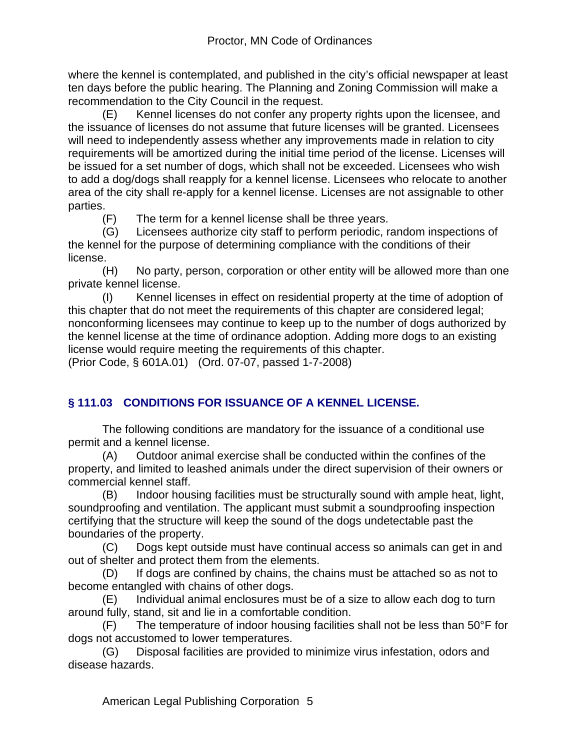where the kennel is contemplated, and published in the city's official newspaper at least ten days before the public hearing. The Planning and Zoning Commission will make a recommendation to the City Council in the request.

(E) Kennel licenses do not confer any property rights upon the licensee, and the issuance of licenses do not assume that future licenses will be granted. Licensees will need to independently assess whether any improvements made in relation to city requirements will be amortized during the initial time period of the license. Licenses will be issued for a set number of dogs, which shall not be exceeded. Licensees who wish to add a dog/dogs shall reapply for a kennel license. Licensees who relocate to another area of the city shall re-apply for a kennel license. Licenses are not assignable to other parties.

(F) The term for a kennel license shall be three years.

(G) Licensees authorize city staff to perform periodic, random inspections of the kennel for the purpose of determining compliance with the conditions of their license.

(H) No party, person, corporation or other entity will be allowed more than one private kennel license.

(I) Kennel licenses in effect on residential property at the time of adoption of this chapter that do not meet the requirements of this chapter are considered legal; nonconforming licensees may continue to keep up to the number of dogs authorized by the kennel license at the time of ordinance adoption. Adding more dogs to an existing license would require meeting the requirements of this chapter.

(Prior Code, § 601A.01) (Ord. 07-07, passed 1-7-2008)

## § 111.03 CONDITIONS FOR ISSUANCE OF A KENNEL LICENSE.

The following conditions are mandatory for the issuance of a conditional use permit and a kennel license.

(A) Outdoor animal exercise shall be conducted within the confines of the property, and limited to leashed animals under the direct supervision of their owners or commercial kennel staff.

(B) Indoor housing facilities must be structurally sound with ample heat, light, soundproofing and ventilation. The applicant must submit a soundproofing inspection certifying that the structure will keep the sound of the dogs undetectable past the boundaries of the property.

(C) Dogs kept outside must have continual access so animals can get in and out of shelter and protect them from the elements.

(D) If dogs are confined by chains, the chains must be attached so as not to become entangled with chains of other dogs.

(E) Individual animal enclosures must be of a size to allow each dog to turn around fully, stand, sit and lie in a comfortable condition.

(F) The temperature of indoor housing facilities shall not be less than 50°F for dogs not accustomed to lower temperatures.

(G) Disposal facilities are provided to minimize virus infestation, odors and disease hazards.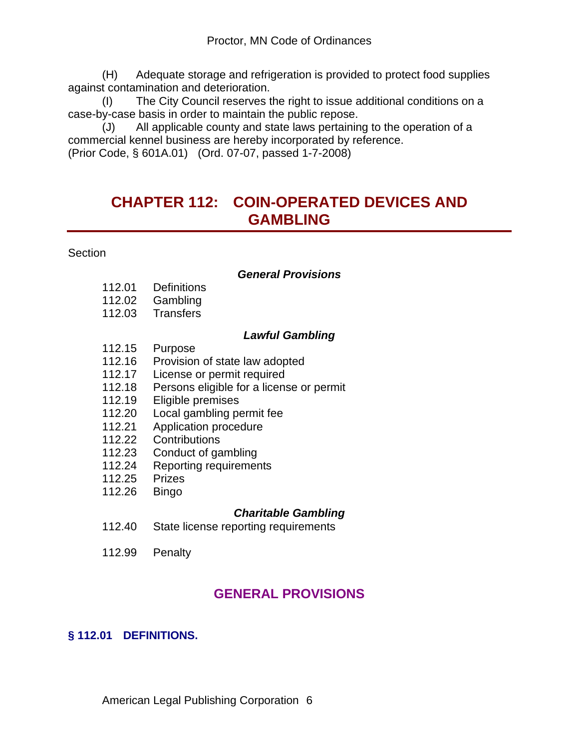(H) Adequate storage and refrigeration is provided to protect food supplies against contamination and deterioration.

(I) The City Council reserves the right to issue additional conditions on a case-by-case basis in order to maintain the public repose.

(J) All applicable county and state laws pertaining to the operation of a commercial kennel business are hereby incorporated by reference.

(Prior Code, § 601A.01) (Ord. 07-07, passed 1-7-2008)

# CHAPTER 112: COIN-OPERATED DEVICES AND GAMBLING

Section

***General Provisions***

112.01 Definitions
112.02 Gambling
112.03 Transfers

***Lawful Gambling***

112.15 Purpose
112.16 Provision of state law adopted
112.17 License or permit required
112.18 Persons eligible for a license or permit
112.19 Eligible premises
112.20 Local gambling permit fee
112.21 Application procedure
112.22 Contributions
112.23 Conduct of gambling
112.24 Reporting requirements
112.25 Prizes
112.26 Bingo

***Charitable Gambling***

112.40 State license reporting requirements

112.99 Penalty

## GENERAL PROVISIONS

### § 112.01 DEFINITIONS.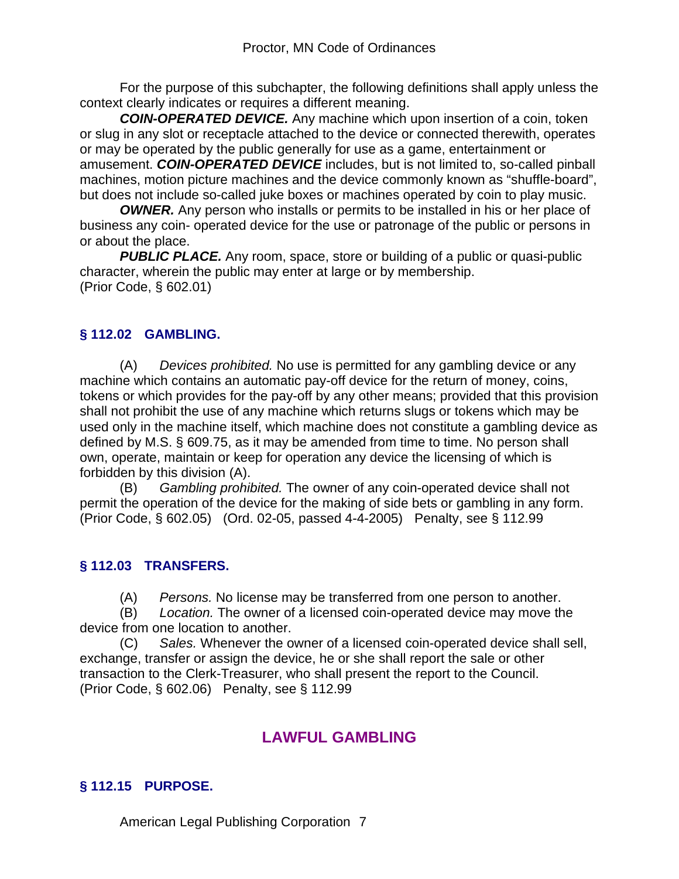For the purpose of this subchapter, the following definitions shall apply unless the context clearly indicates or requires a different meaning.

***COIN-OPERATED DEVICE.*** Any machine which upon insertion of a coin, token or slug in any slot or receptacle attached to the device or connected therewith, operates or may be operated by the public generally for use as a game, entertainment or amusement. ***COIN-OPERATED DEVICE*** includes, but is not limited to, so-called pinball machines, motion picture machines and the device commonly known as "shuffle-board", but does not include so-called juke boxes or machines operated by coin to play music.

***OWNER.*** Any person who installs or permits to be installed in his or her place of business any coin- operated device for the use or patronage of the public or persons in or about the place.

***PUBLIC PLACE.*** Any room, space, store or building of a public or quasi-public character, wherein the public may enter at large or by membership.

(Prior Code, § 602.01)

### § 112.02 GAMBLING.

(A) *Devices prohibited.* No use is permitted for any gambling device or any machine which contains an automatic pay-off device for the return of money, coins, tokens or which provides for the pay-off by any other means; provided that this provision shall not prohibit the use of any machine which returns slugs or tokens which may be used only in the machine itself, which machine does not constitute a gambling device as defined by M.S. § 609.75, as it may be amended from time to time. No person shall own, operate, maintain or keep for operation any device the licensing of which is forbidden by this division (A).

(B) *Gambling prohibited.* The owner of any coin-operated device shall not permit the operation of the device for the making of side bets or gambling in any form.

(Prior Code, § 602.05) (Ord. 02-05, passed 4-4-2005) Penalty, see § 112.99

### § 112.03 TRANSFERS.

(A) *Persons.* No license may be transferred from one person to another.

(B) *Location.* The owner of a licensed coin-operated device may move the device from one location to another.

(C) *Sales.* Whenever the owner of a licensed coin-operated device shall sell, exchange, transfer or assign the device, he or she shall report the sale or other transaction to the Clerk-Treasurer, who shall present the report to the Council.

(Prior Code, § 602.06) Penalty, see § 112.99

## LAWFUL GAMBLING

### § 112.15 PURPOSE.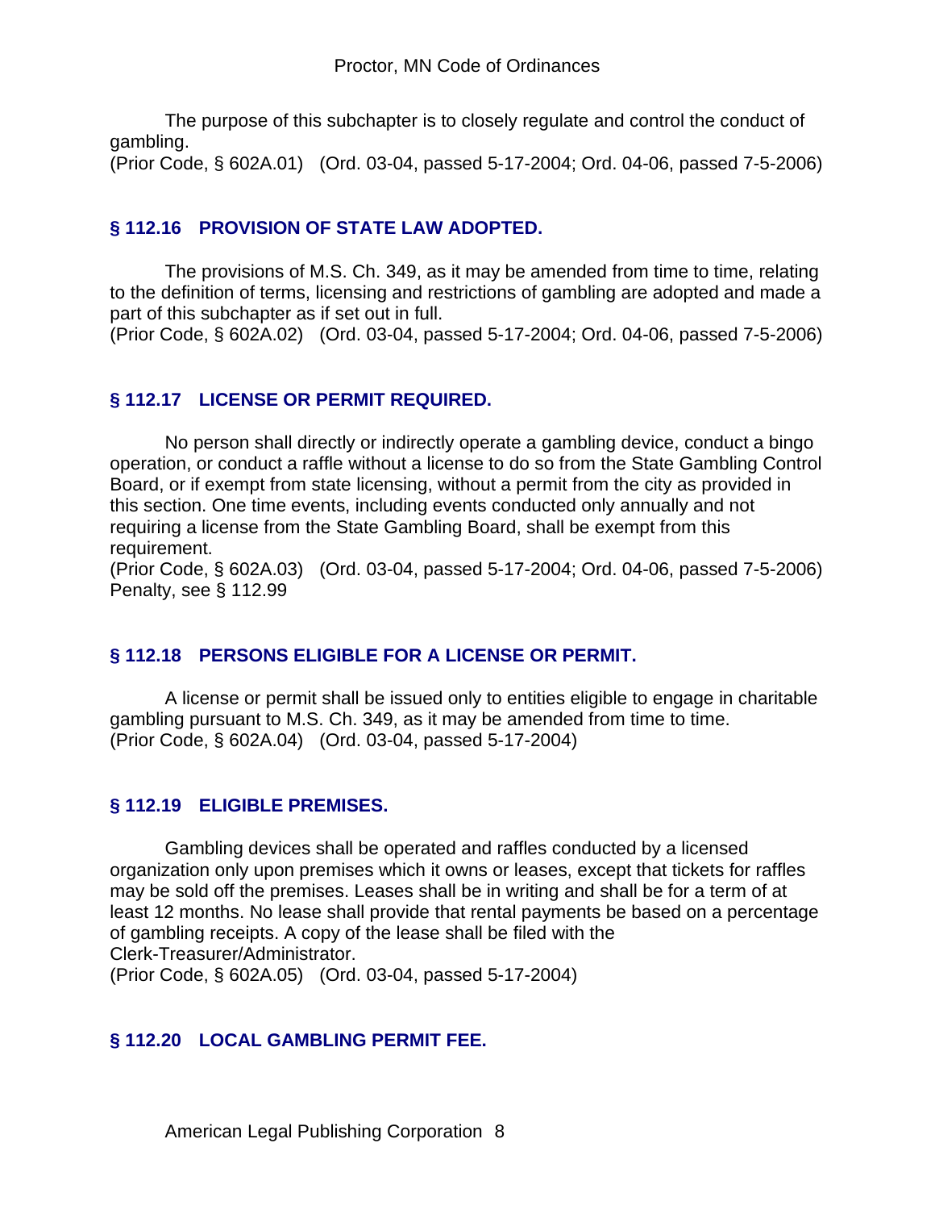The purpose of this subchapter is to closely regulate and control the conduct of gambling.
(Prior Code, § 602A.01) (Ord. 03-04, passed 5-17-2004; Ord. 04-06, passed 7-5-2006)

### § 112.16 PROVISION OF STATE LAW ADOPTED.

The provisions of M.S. Ch. 349, as it may be amended from time to time, relating to the definition of terms, licensing and restrictions of gambling are adopted and made a part of this subchapter as if set out in full.
(Prior Code, § 602A.02) (Ord. 03-04, passed 5-17-2004; Ord. 04-06, passed 7-5-2006)

### § 112.17 LICENSE OR PERMIT REQUIRED.

No person shall directly or indirectly operate a gambling device, conduct a bingo operation, or conduct a raffle without a license to do so from the State Gambling Control Board, or if exempt from state licensing, without a permit from the city as provided in this section. One time events, including events conducted only annually and not requiring a license from the State Gambling Board, shall be exempt from this requirement.
(Prior Code, § 602A.03) (Ord. 03-04, passed 5-17-2004; Ord. 04-06, passed 7-5-2006)
Penalty, see § 112.99

### § 112.18 PERSONS ELIGIBLE FOR A LICENSE OR PERMIT.

A license or permit shall be issued only to entities eligible to engage in charitable gambling pursuant to M.S. Ch. 349, as it may be amended from time to time.
(Prior Code, § 602A.04) (Ord. 03-04, passed 5-17-2004)

### § 112.19 ELIGIBLE PREMISES.

Gambling devices shall be operated and raffles conducted by a licensed organization only upon premises which it owns or leases, except that tickets for raffles may be sold off the premises. Leases shall be in writing and shall be for a term of at least 12 months. No lease shall provide that rental payments be based on a percentage of gambling receipts. A copy of the lease shall be filed with the Clerk-Treasurer/Administrator.
(Prior Code, § 602A.05) (Ord. 03-04, passed 5-17-2004)

### § 112.20 LOCAL GAMBLING PERMIT FEE.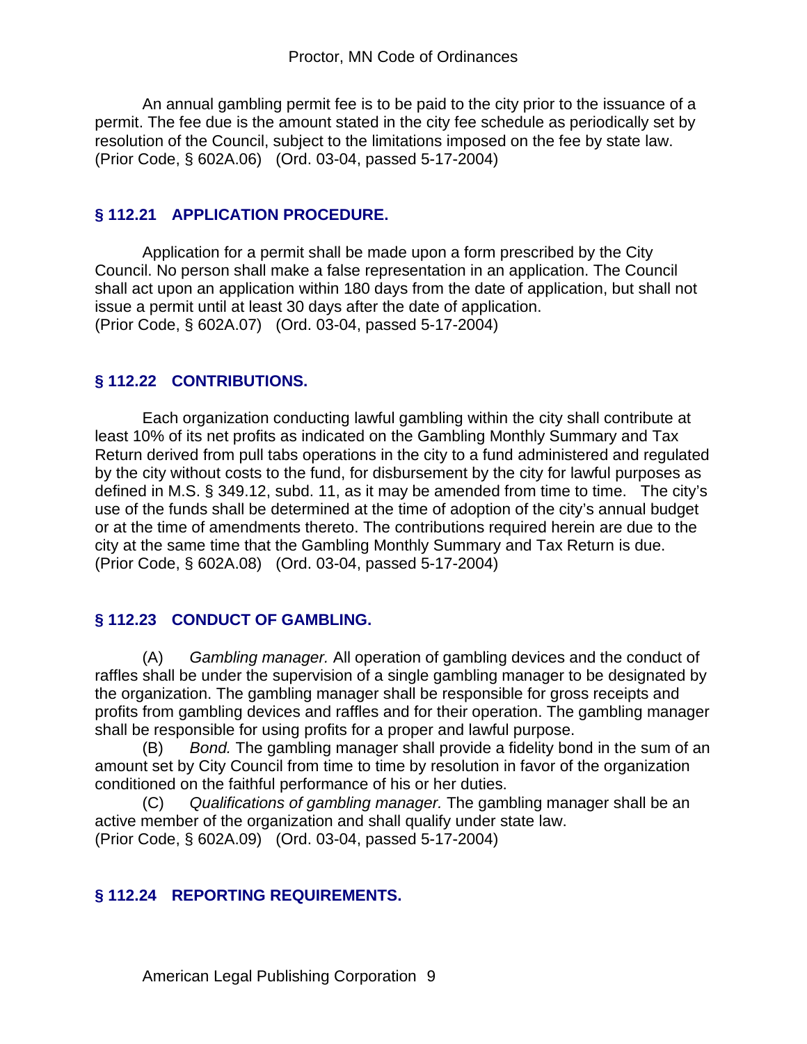An annual gambling permit fee is to be paid to the city prior to the issuance of a permit. The fee due is the amount stated in the city fee schedule as periodically set by resolution of the Council, subject to the limitations imposed on the fee by state law.
(Prior Code, § 602A.06) (Ord. 03-04, passed 5-17-2004)

### § 112.21 APPLICATION PROCEDURE.

Application for a permit shall be made upon a form prescribed by the City Council. No person shall make a false representation in an application. The Council shall act upon an application within 180 days from the date of application, but shall not issue a permit until at least 30 days after the date of application.
(Prior Code, § 602A.07) (Ord. 03-04, passed 5-17-2004)

### § 112.22 CONTRIBUTIONS.

Each organization conducting lawful gambling within the city shall contribute at least 10% of its net profits as indicated on the Gambling Monthly Summary and Tax Return derived from pull tabs operations in the city to a fund administered and regulated by the city without costs to the fund, for disbursement by the city for lawful purposes as defined in M.S. § 349.12, subd. 11, as it may be amended from time to time. The city's use of the funds shall be determined at the time of adoption of the city's annual budget or at the time of amendments thereto. The contributions required herein are due to the city at the same time that the Gambling Monthly Summary and Tax Return is due.
(Prior Code, § 602A.08) (Ord. 03-04, passed 5-17-2004)

### § 112.23 CONDUCT OF GAMBLING.

(A) *Gambling manager.* All operation of gambling devices and the conduct of raffles shall be under the supervision of a single gambling manager to be designated by the organization. The gambling manager shall be responsible for gross receipts and profits from gambling devices and raffles and for their operation. The gambling manager shall be responsible for using profits for a proper and lawful purpose.

(B) *Bond.* The gambling manager shall provide a fidelity bond in the sum of an amount set by City Council from time to time by resolution in favor of the organization conditioned on the faithful performance of his or her duties.

(C) *Qualifications of gambling manager.* The gambling manager shall be an active member of the organization and shall qualify under state law.
(Prior Code, § 602A.09) (Ord. 03-04, passed 5-17-2004)

### § 112.24 REPORTING REQUIREMENTS.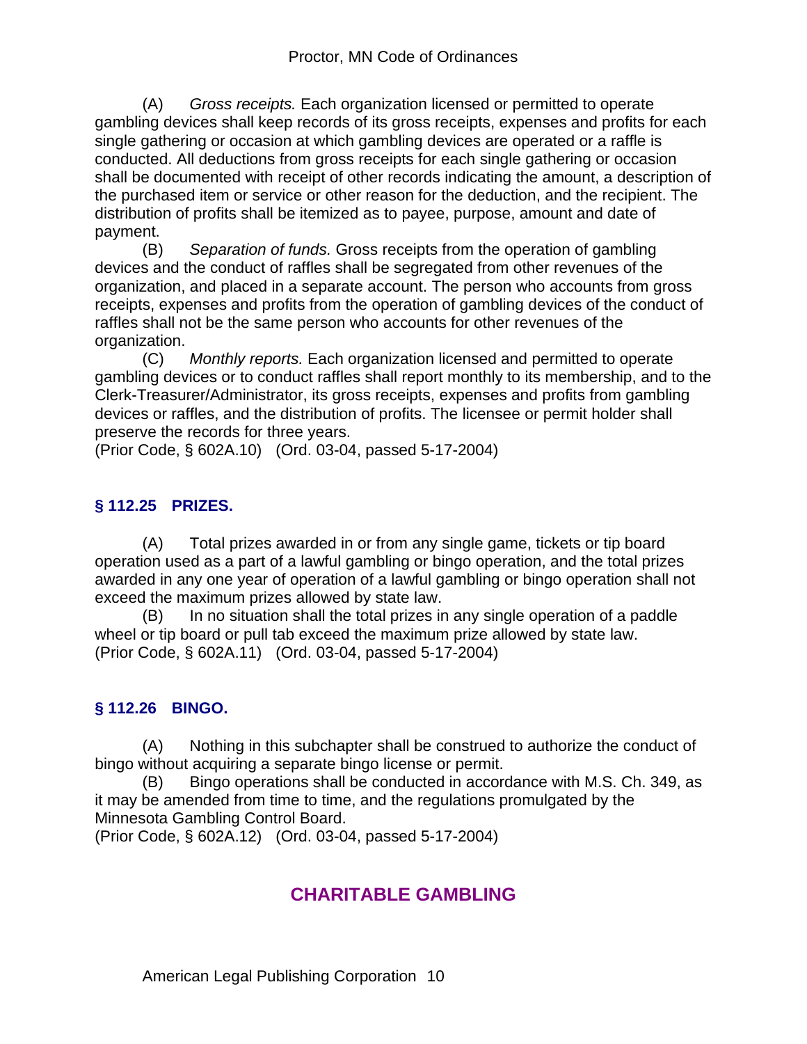(A) *Gross receipts.* Each organization licensed or permitted to operate gambling devices shall keep records of its gross receipts, expenses and profits for each single gathering or occasion at which gambling devices are operated or a raffle is conducted. All deductions from gross receipts for each single gathering or occasion shall be documented with receipt of other records indicating the amount, a description of the purchased item or service or other reason for the deduction, and the recipient. The distribution of profits shall be itemized as to payee, purpose, amount and date of payment.

(B) *Separation of funds.* Gross receipts from the operation of gambling devices and the conduct of raffles shall be segregated from other revenues of the organization, and placed in a separate account. The person who accounts from gross receipts, expenses and profits from the operation of gambling devices of the conduct of raffles shall not be the same person who accounts for other revenues of the organization.

(C) *Monthly reports.* Each organization licensed and permitted to operate gambling devices or to conduct raffles shall report monthly to its membership, and to the Clerk-Treasurer/Administrator, its gross receipts, expenses and profits from gambling devices or raffles, and the distribution of profits. The licensee or permit holder shall preserve the records for three years.

(Prior Code, § 602A.10) (Ord. 03-04, passed 5-17-2004)

### § 112.25 PRIZES.

(A) Total prizes awarded in or from any single game, tickets or tip board operation used as a part of a lawful gambling or bingo operation, and the total prizes awarded in any one year of operation of a lawful gambling or bingo operation shall not exceed the maximum prizes allowed by state law.

(B) In no situation shall the total prizes in any single operation of a paddle wheel or tip board or pull tab exceed the maximum prize allowed by state law.

(Prior Code, § 602A.11) (Ord. 03-04, passed 5-17-2004)

### § 112.26 BINGO.

(A) Nothing in this subchapter shall be construed to authorize the conduct of bingo without acquiring a separate bingo license or permit.

(B) Bingo operations shall be conducted in accordance with M.S. Ch. 349, as it may be amended from time to time, and the regulations promulgated by the Minnesota Gambling Control Board.

(Prior Code, § 602A.12) (Ord. 03-04, passed 5-17-2004)

## CHARITABLE GAMBLING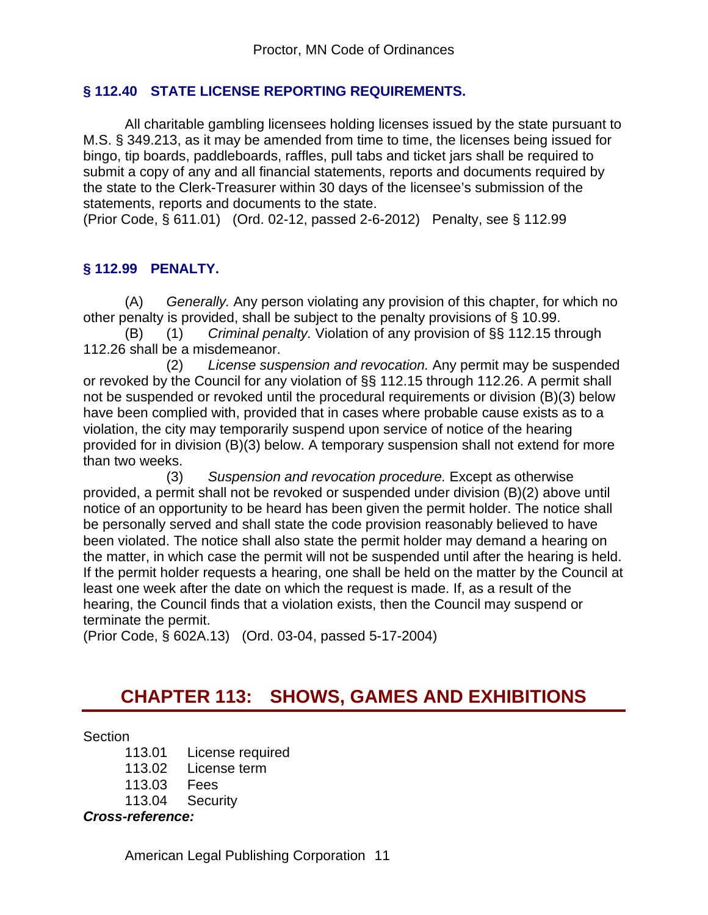### § 112.40 STATE LICENSE REPORTING REQUIREMENTS.

All charitable gambling licensees holding licenses issued by the state pursuant to M.S. § 349.213, as it may be amended from time to time, the licenses being issued for bingo, tip boards, paddleboards, raffles, pull tabs and ticket jars shall be required to submit a copy of any and all financial statements, reports and documents required by the state to the Clerk-Treasurer within 30 days of the licensee's submission of the statements, reports and documents to the state.

(Prior Code, § 611.01) (Ord. 02-12, passed 2-6-2012) Penalty, see § 112.99

### § 112.99 PENALTY.

(A) *Generally.* Any person violating any provision of this chapter, for which no other penalty is provided, shall be subject to the penalty provisions of § 10.99.

(B) (1) *Criminal penalty.* Violation of any provision of §§ 112.15 through 112.26 shall be a misdemeanor.

(2) *License suspension and revocation.* Any permit may be suspended or revoked by the Council for any violation of §§ 112.15 through 112.26. A permit shall not be suspended or revoked until the procedural requirements or division (B)(3) below have been complied with, provided that in cases where probable cause exists as to a violation, the city may temporarily suspend upon service of notice of the hearing provided for in division (B)(3) below. A temporary suspension shall not extend for more than two weeks.

(3) *Suspension and revocation procedure.* Except as otherwise provided, a permit shall not be revoked or suspended under division (B)(2) above until notice of an opportunity to be heard has been given the permit holder. The notice shall be personally served and shall state the code provision reasonably believed to have been violated. The notice shall also state the permit holder may demand a hearing on the matter, in which case the permit will not be suspended until after the hearing is held. If the permit holder requests a hearing, one shall be held on the matter by the Council at least one week after the date on which the request is made. If, as a result of the hearing, the Council finds that a violation exists, then the Council may suspend or terminate the permit.

(Prior Code, § 602A.13) (Ord. 03-04, passed 5-17-2004)

## CHAPTER 113: SHOWS, GAMES AND EXHIBITIONS

Section

- 113.01 License required
- 113.02 License term
- 113.03 Fees
- 113.04 Security

***Cross-reference:***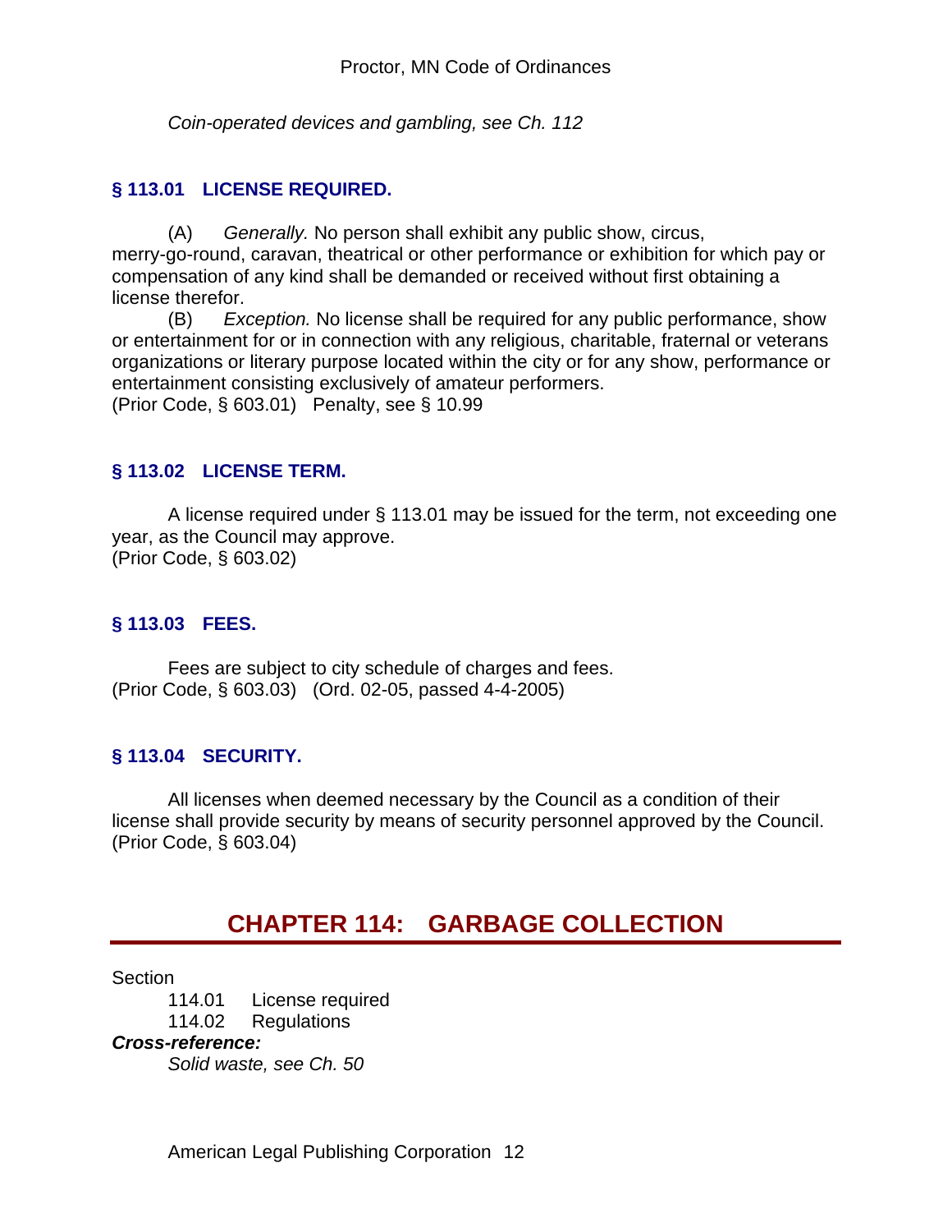*Coin-operated devices and gambling, see Ch. 112*

### § 113.01 LICENSE REQUIRED.

(A) *Generally.* No person shall exhibit any public show, circus, merry-go-round, caravan, theatrical or other performance or exhibition for which pay or compensation of any kind shall be demanded or received without first obtaining a license therefor.

(B) *Exception.* No license shall be required for any public performance, show or entertainment for or in connection with any religious, charitable, fraternal or veterans organizations or literary purpose located within the city or for any show, performance or entertainment consisting exclusively of amateur performers.

(Prior Code, § 603.01) Penalty, see § 10.99

### § 113.02 LICENSE TERM.

A license required under § 113.01 may be issued for the term, not exceeding one year, as the Council may approve.

(Prior Code, § 603.02)

### § 113.03 FEES.

Fees are subject to city schedule of charges and fees.

(Prior Code, § 603.03) (Ord. 02-05, passed 4-4-2005)

### § 113.04 SECURITY.

All licenses when deemed necessary by the Council as a condition of their license shall provide security by means of security personnel approved by the Council.

(Prior Code, § 603.04)

## CHAPTER 114: GARBAGE COLLECTION

Section

114.01 License required

114.02 Regulations

***Cross-reference:***

*Solid waste, see Ch. 50*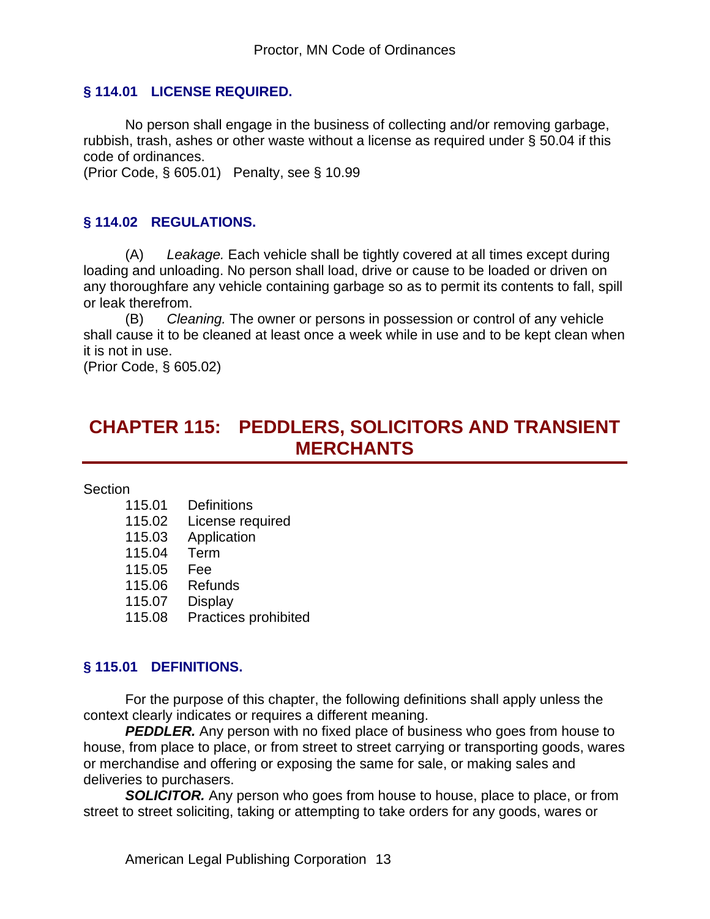### § 114.01 LICENSE REQUIRED.

No person shall engage in the business of collecting and/or removing garbage, rubbish, trash, ashes or other waste without a license as required under § 50.04 if this code of ordinances.
(Prior Code, § 605.01) Penalty, see § 10.99

### § 114.02 REGULATIONS.

(A) *Leakage.* Each vehicle shall be tightly covered at all times except during loading and unloading. No person shall load, drive or cause to be loaded or driven on any thoroughfare any vehicle containing garbage so as to permit its contents to fall, spill or leak therefrom.
(B) *Cleaning.* The owner or persons in possession or control of any vehicle shall cause it to be cleaned at least once a week while in use and to be kept clean when it is not in use.
(Prior Code, § 605.02)

## CHAPTER 115: PEDDLERS, SOLICITORS AND TRANSIENT MERCHANTS

Section

115.01 Definitions
115.02 License required
115.03 Application
115.04 Term
115.05 Fee
115.06 Refunds
115.07 Display
115.08 Practices prohibited

### § 115.01 DEFINITIONS.

For the purpose of this chapter, the following definitions shall apply unless the context clearly indicates or requires a different meaning.

***PEDDLER.*** Any person with no fixed place of business who goes from house to house, from place to place, or from street to street carrying or transporting goods, wares or merchandise and offering or exposing the same for sale, or making sales and deliveries to purchasers.

***SOLICITOR.*** Any person who goes from house to house, place to place, or from street to street soliciting, taking or attempting to take orders for any goods, wares or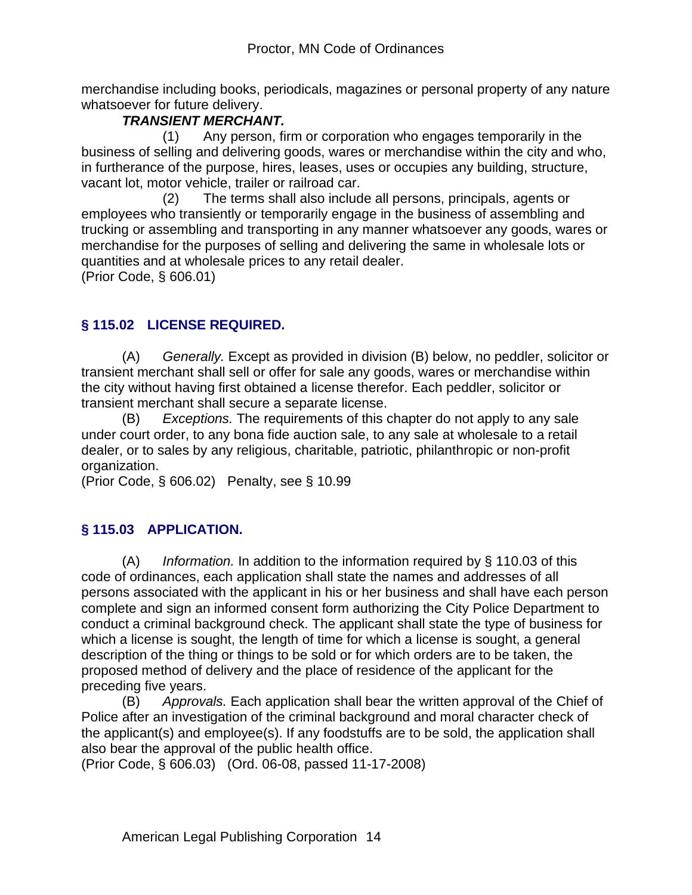merchandise including books, periodicals, magazines or personal property of any nature whatsoever for future delivery.

***TRANSIENT MERCHANT.***

(1) Any person, firm or corporation who engages temporarily in the business of selling and delivering goods, wares or merchandise within the city and who, in furtherance of the purpose, hires, leases, uses or occupies any building, structure, vacant lot, motor vehicle, trailer or railroad car.

(2) The terms shall also include all persons, principals, agents or employees who transiently or temporarily engage in the business of assembling and trucking or assembling and transporting in any manner whatsoever any goods, wares or merchandise for the purposes of selling and delivering the same in wholesale lots or quantities and at wholesale prices to any retail dealer.

(Prior Code, § 606.01)

## § 115.02 LICENSE REQUIRED.

(A) *Generally.* Except as provided in division (B) below, no peddler, solicitor or transient merchant shall sell or offer for sale any goods, wares or merchandise within the city without having first obtained a license therefor. Each peddler, solicitor or transient merchant shall secure a separate license.

(B) *Exceptions.* The requirements of this chapter do not apply to any sale under court order, to any bona fide auction sale, to any sale at wholesale to a retail dealer, or to sales by any religious, charitable, patriotic, philanthropic or non-profit organization.

(Prior Code, § 606.02) Penalty, see § 10.99

## § 115.03 APPLICATION.

(A) *Information.* In addition to the information required by § 110.03 of this code of ordinances, each application shall state the names and addresses of all persons associated with the applicant in his or her business and shall have each person complete and sign an informed consent form authorizing the City Police Department to conduct a criminal background check. The applicant shall state the type of business for which a license is sought, the length of time for which a license is sought, a general description of the thing or things to be sold or for which orders are to be taken, the proposed method of delivery and the place of residence of the applicant for the preceding five years.

(B) *Approvals.* Each application shall bear the written approval of the Chief of Police after an investigation of the criminal background and moral character check of the applicant(s) and employee(s). If any foodstuffs are to be sold, the application shall also bear the approval of the public health office.

(Prior Code, § 606.03) (Ord. 06-08, passed 11-17-2008)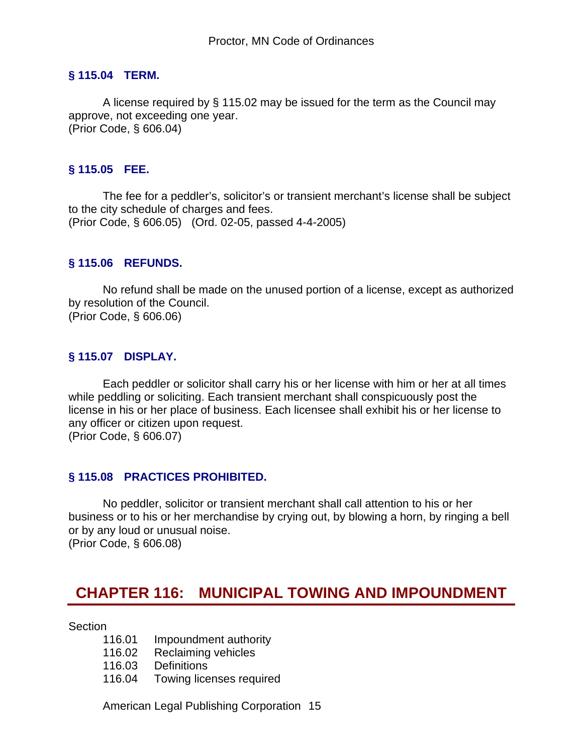### § 115.04 TERM.

A license required by § 115.02 may be issued for the term as the Council may approve, not exceeding one year.
(Prior Code, § 606.04)

### § 115.05 FEE.

The fee for a peddler's, solicitor's or transient merchant's license shall be subject to the city schedule of charges and fees.
(Prior Code, § 606.05) (Ord. 02-05, passed 4-4-2005)

### § 115.06 REFUNDS.

No refund shall be made on the unused portion of a license, except as authorized by resolution of the Council.
(Prior Code, § 606.06)

### § 115.07 DISPLAY.

Each peddler or solicitor shall carry his or her license with him or her at all times while peddling or soliciting. Each transient merchant shall conspicuously post the license in his or her place of business. Each licensee shall exhibit his or her license to any officer or citizen upon request.
(Prior Code, § 606.07)

### § 115.08 PRACTICES PROHIBITED.

No peddler, solicitor or transient merchant shall call attention to his or her business or to his or her merchandise by crying out, by blowing a horn, by ringing a bell or by any loud or unusual noise.
(Prior Code, § 606.08)

## CHAPTER 116: MUNICIPAL TOWING AND IMPOUNDMENT

Section

116.01 Impoundment authority
116.02 Reclaiming vehicles
116.03 Definitions
116.04 Towing licenses required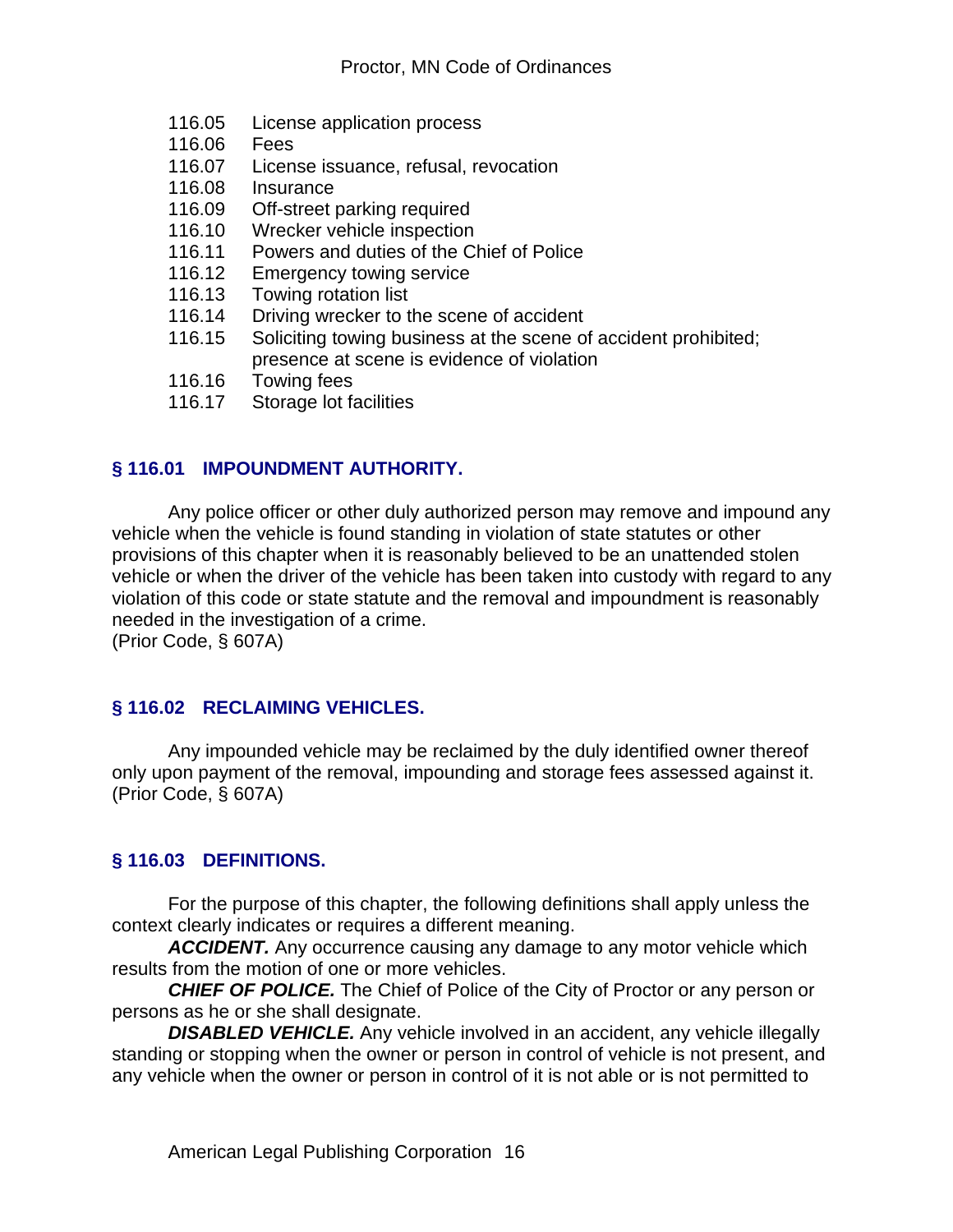116.05 License application process
116.06 Fees
116.07 License issuance, refusal, revocation
116.08 Insurance
116.09 Off-street parking required
116.10 Wrecker vehicle inspection
116.11 Powers and duties of the Chief of Police
116.12 Emergency towing service
116.13 Towing rotation list
116.14 Driving wrecker to the scene of accident
116.15 Soliciting towing business at the scene of accident prohibited; presence at scene is evidence of violation
116.16 Towing fees
116.17 Storage lot facilities

## § 116.01 IMPOUNDMENT AUTHORITY.

Any police officer or other duly authorized person may remove and impound any vehicle when the vehicle is found standing in violation of state statutes or other provisions of this chapter when it is reasonably believed to be an unattended stolen vehicle or when the driver of the vehicle has been taken into custody with regard to any violation of this code or state statute and the removal and impoundment is reasonably needed in the investigation of a crime.
(Prior Code, § 607A)

## § 116.02 RECLAIMING VEHICLES.

Any impounded vehicle may be reclaimed by the duly identified owner thereof only upon payment of the removal, impounding and storage fees assessed against it.
(Prior Code, § 607A)

## § 116.03 DEFINITIONS.

For the purpose of this chapter, the following definitions shall apply unless the context clearly indicates or requires a different meaning.

***ACCIDENT.*** Any occurrence causing any damage to any motor vehicle which results from the motion of one or more vehicles.

***CHIEF OF POLICE.*** The Chief of Police of the City of Proctor or any person or persons as he or she shall designate.

***DISABLED VEHICLE.*** Any vehicle involved in an accident, any vehicle illegally standing or stopping when the owner or person in control of vehicle is not present, and any vehicle when the owner or person in control of it is not able or is not permitted to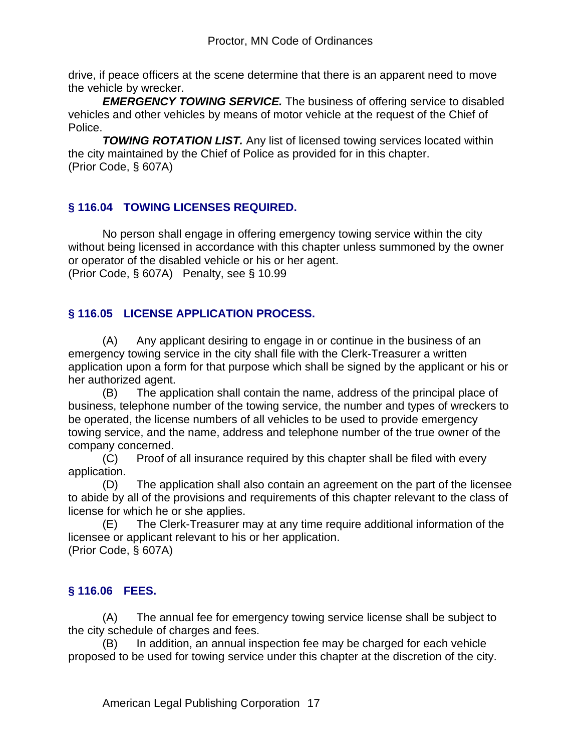drive, if peace officers at the scene determine that there is an apparent need to move the vehicle by wrecker.

***EMERGENCY TOWING SERVICE.*** The business of offering service to disabled vehicles and other vehicles by means of motor vehicle at the request of the Chief of Police.

***TOWING ROTATION LIST.*** Any list of licensed towing services located within the city maintained by the Chief of Police as provided for in this chapter.
(Prior Code, § 607A)

## § 116.04 TOWING LICENSES REQUIRED.

No person shall engage in offering emergency towing service within the city without being licensed in accordance with this chapter unless summoned by the owner or operator of the disabled vehicle or his or her agent.
(Prior Code, § 607A) Penalty, see § 10.99

## § 116.05 LICENSE APPLICATION PROCESS.

(A) Any applicant desiring to engage in or continue in the business of an emergency towing service in the city shall file with the Clerk-Treasurer a written application upon a form for that purpose which shall be signed by the applicant or his or her authorized agent.

(B) The application shall contain the name, address of the principal place of business, telephone number of the towing service, the number and types of wreckers to be operated, the license numbers of all vehicles to be used to provide emergency towing service, and the name, address and telephone number of the true owner of the company concerned.

(C) Proof of all insurance required by this chapter shall be filed with every application.

(D) The application shall also contain an agreement on the part of the licensee to abide by all of the provisions and requirements of this chapter relevant to the class of license for which he or she applies.

(E) The Clerk-Treasurer may at any time require additional information of the licensee or applicant relevant to his or her application.
(Prior Code, § 607A)

## § 116.06 FEES.

(A) The annual fee for emergency towing service license shall be subject to the city schedule of charges and fees.

(B) In addition, an annual inspection fee may be charged for each vehicle proposed to be used for towing service under this chapter at the discretion of the city.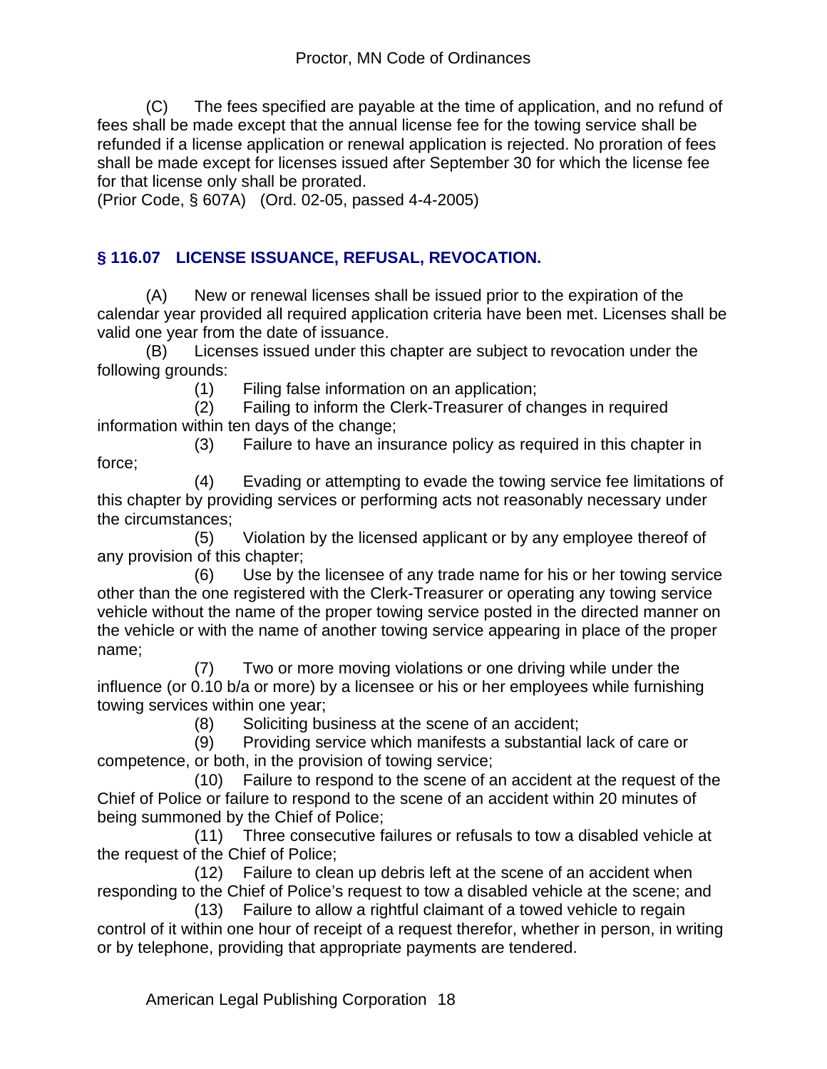(C) The fees specified are payable at the time of application, and no refund of fees shall be made except that the annual license fee for the towing service shall be refunded if a license application or renewal application is rejected. No proration of fees shall be made except for licenses issued after September 30 for which the license fee for that license only shall be prorated.
(Prior Code, § 607A) (Ord. 02-05, passed 4-4-2005)

## § 116.07 LICENSE ISSUANCE, REFUSAL, REVOCATION.

(A) New or renewal licenses shall be issued prior to the expiration of the calendar year provided all required application criteria have been met. Licenses shall be valid one year from the date of issuance.

(B) Licenses issued under this chapter are subject to revocation under the following grounds:

(1) Filing false information on an application;

(2) Failing to inform the Clerk-Treasurer of changes in required information within ten days of the change;

(3) Failure to have an insurance policy as required in this chapter in force;

(4) Evading or attempting to evade the towing service fee limitations of this chapter by providing services or performing acts not reasonably necessary under the circumstances;

(5) Violation by the licensed applicant or by any employee thereof of any provision of this chapter;

(6) Use by the licensee of any trade name for his or her towing service other than the one registered with the Clerk-Treasurer or operating any towing service vehicle without the name of the proper towing service posted in the directed manner on the vehicle or with the name of another towing service appearing in place of the proper name;

(7) Two or more moving violations or one driving while under the influence (or 0.10 b/a or more) by a licensee or his or her employees while furnishing towing services within one year;

(8) Soliciting business at the scene of an accident;

(9) Providing service which manifests a substantial lack of care or competence, or both, in the provision of towing service;

(10) Failure to respond to the scene of an accident at the request of the Chief of Police or failure to respond to the scene of an accident within 20 minutes of being summoned by the Chief of Police;

(11) Three consecutive failures or refusals to tow a disabled vehicle at the request of the Chief of Police;

(12) Failure to clean up debris left at the scene of an accident when responding to the Chief of Police's request to tow a disabled vehicle at the scene; and

(13) Failure to allow a rightful claimant of a towed vehicle to regain control of it within one hour of receipt of a request therefor, whether in person, in writing or by telephone, providing that appropriate payments are tendered.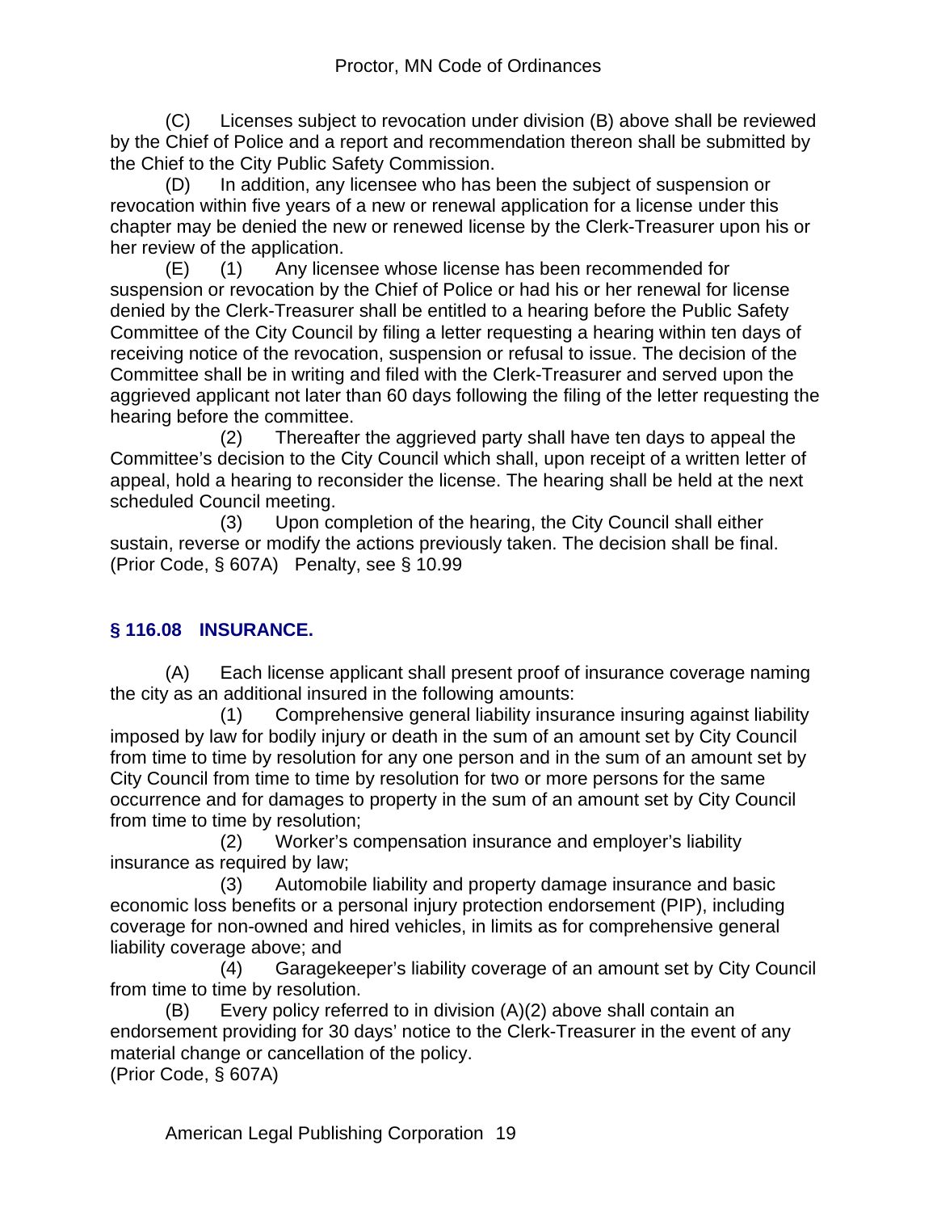(C) Licenses subject to revocation under division (B) above shall be reviewed by the Chief of Police and a report and recommendation thereon shall be submitted by the Chief to the City Public Safety Commission.

(D) In addition, any licensee who has been the subject of suspension or revocation within five years of a new or renewal application for a license under this chapter may be denied the new or renewed license by the Clerk-Treasurer upon his or her review of the application.

(E) (1) Any licensee whose license has been recommended for suspension or revocation by the Chief of Police or had his or her renewal for license denied by the Clerk-Treasurer shall be entitled to a hearing before the Public Safety Committee of the City Council by filing a letter requesting a hearing within ten days of receiving notice of the revocation, suspension or refusal to issue. The decision of the Committee shall be in writing and filed with the Clerk-Treasurer and served upon the aggrieved applicant not later than 60 days following the filing of the letter requesting the hearing before the committee.

(2) Thereafter the aggrieved party shall have ten days to appeal the Committee's decision to the City Council which shall, upon receipt of a written letter of appeal, hold a hearing to reconsider the license. The hearing shall be held at the next scheduled Council meeting.

(3) Upon completion of the hearing, the City Council shall either sustain, reverse or modify the actions previously taken. The decision shall be final.

(Prior Code, § 607A) Penalty, see § 10.99

### § 116.08 INSURANCE.

(A) Each license applicant shall present proof of insurance coverage naming the city as an additional insured in the following amounts:

(1) Comprehensive general liability insurance insuring against liability imposed by law for bodily injury or death in the sum of an amount set by City Council from time to time by resolution for any one person and in the sum of an amount set by City Council from time to time by resolution for two or more persons for the same occurrence and for damages to property in the sum of an amount set by City Council from time to time by resolution;

(2) Worker's compensation insurance and employer's liability insurance as required by law;

(3) Automobile liability and property damage insurance and basic economic loss benefits or a personal injury protection endorsement (PIP), including coverage for non-owned and hired vehicles, in limits as for comprehensive general liability coverage above; and

(4) Garagekeeper's liability coverage of an amount set by City Council from time to time by resolution.

(B) Every policy referred to in division (A)(2) above shall contain an endorsement providing for 30 days' notice to the Clerk-Treasurer in the event of any material change or cancellation of the policy.

(Prior Code, § 607A)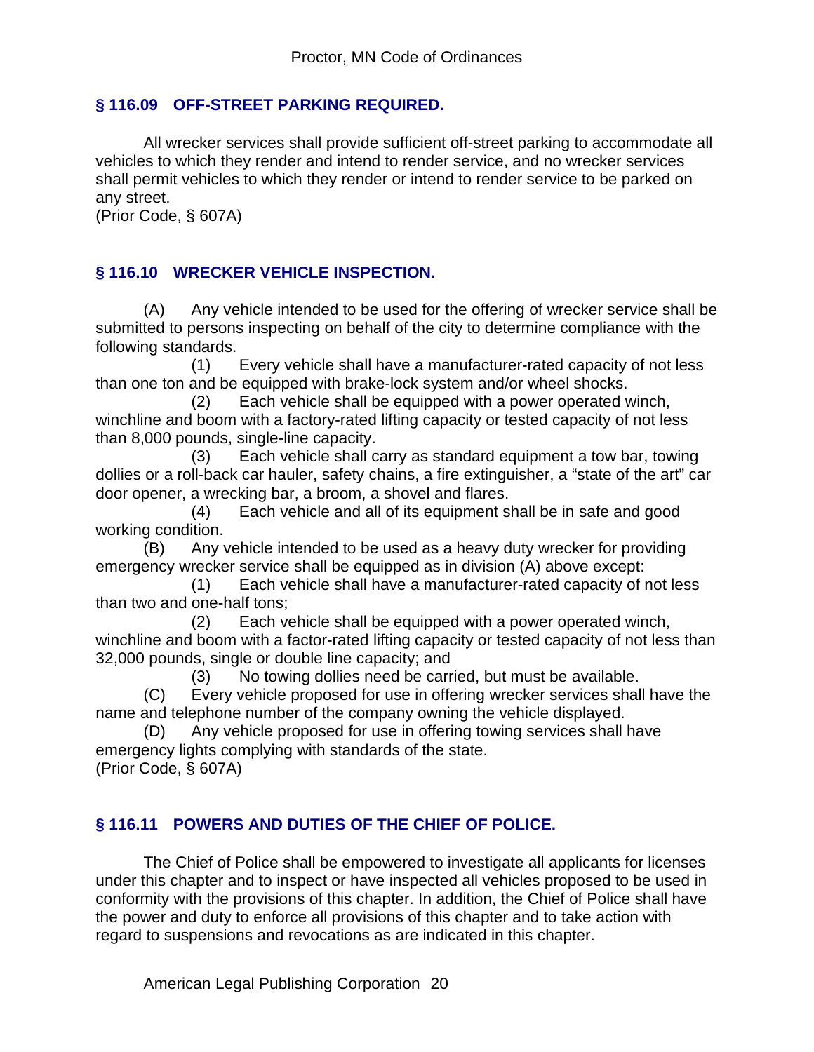## § 116.09 OFF-STREET PARKING REQUIRED.

All wrecker services shall provide sufficient off-street parking to accommodate all vehicles to which they render and intend to render service, and no wrecker services shall permit vehicles to which they render or intend to render service to be parked on any street.
(Prior Code, § 607A)

## § 116.10 WRECKER VEHICLE INSPECTION.

(A) Any vehicle intended to be used for the offering of wrecker service shall be submitted to persons inspecting on behalf of the city to determine compliance with the following standards.

(1) Every vehicle shall have a manufacturer-rated capacity of not less than one ton and be equipped with brake-lock system and/or wheel shocks.

(2) Each vehicle shall be equipped with a power operated winch, winchline and boom with a factory-rated lifting capacity or tested capacity of not less than 8,000 pounds, single-line capacity.

(3) Each vehicle shall carry as standard equipment a tow bar, towing dollies or a roll-back car hauler, safety chains, a fire extinguisher, a "state of the art" car door opener, a wrecking bar, a broom, a shovel and flares.

(4) Each vehicle and all of its equipment shall be in safe and good working condition.

(B) Any vehicle intended to be used as a heavy duty wrecker for providing emergency wrecker service shall be equipped as in division (A) above except:

(1) Each vehicle shall have a manufacturer-rated capacity of not less than two and one-half tons;

(2) Each vehicle shall be equipped with a power operated winch, winchline and boom with a factor-rated lifting capacity or tested capacity of not less than 32,000 pounds, single or double line capacity; and

(3) No towing dollies need be carried, but must be available.

(C) Every vehicle proposed for use in offering wrecker services shall have the name and telephone number of the company owning the vehicle displayed.

(D) Any vehicle proposed for use in offering towing services shall have emergency lights complying with standards of the state.
(Prior Code, § 607A)

## § 116.11 POWERS AND DUTIES OF THE CHIEF OF POLICE.

The Chief of Police shall be empowered to investigate all applicants for licenses under this chapter and to inspect or have inspected all vehicles proposed to be used in conformity with the provisions of this chapter. In addition, the Chief of Police shall have the power and duty to enforce all provisions of this chapter and to take action with regard to suspensions and revocations as are indicated in this chapter.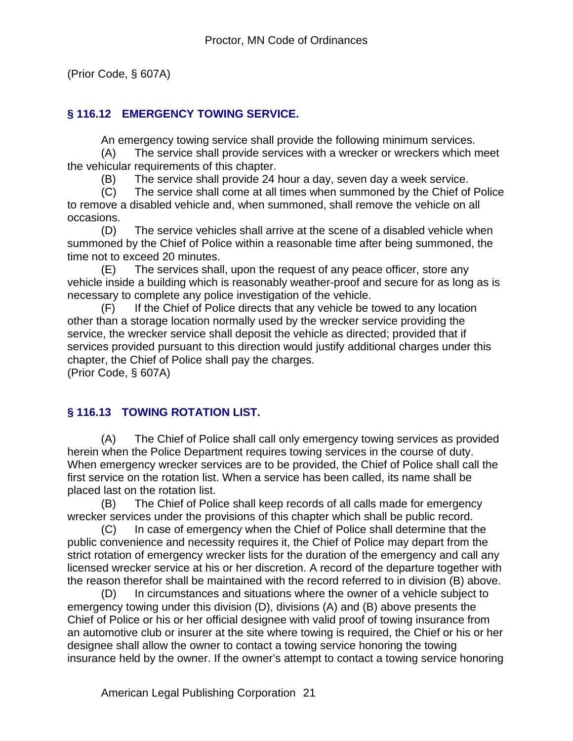(Prior Code, § 607A)

## § 116.12 EMERGENCY TOWING SERVICE.

An emergency towing service shall provide the following minimum services.

(A) The service shall provide services with a wrecker or wreckers which meet the vehicular requirements of this chapter.

(B) The service shall provide 24 hour a day, seven day a week service.

(C) The service shall come at all times when summoned by the Chief of Police to remove a disabled vehicle and, when summoned, shall remove the vehicle on all occasions.

(D) The service vehicles shall arrive at the scene of a disabled vehicle when summoned by the Chief of Police within a reasonable time after being summoned, the time not to exceed 20 minutes.

(E) The services shall, upon the request of any peace officer, store any vehicle inside a building which is reasonably weather-proof and secure for as long as is necessary to complete any police investigation of the vehicle.

(F) If the Chief of Police directs that any vehicle be towed to any location other than a storage location normally used by the wrecker service providing the service, the wrecker service shall deposit the vehicle as directed; provided that if services provided pursuant to this direction would justify additional charges under this chapter, the Chief of Police shall pay the charges.

(Prior Code, § 607A)

## § 116.13 TOWING ROTATION LIST.

(A) The Chief of Police shall call only emergency towing services as provided herein when the Police Department requires towing services in the course of duty. When emergency wrecker services are to be provided, the Chief of Police shall call the first service on the rotation list. When a service has been called, its name shall be placed last on the rotation list.

(B) The Chief of Police shall keep records of all calls made for emergency wrecker services under the provisions of this chapter which shall be public record.

(C) In case of emergency when the Chief of Police shall determine that the public convenience and necessity requires it, the Chief of Police may depart from the strict rotation of emergency wrecker lists for the duration of the emergency and call any licensed wrecker service at his or her discretion. A record of the departure together with the reason therefor shall be maintained with the record referred to in division (B) above.

(D) In circumstances and situations where the owner of a vehicle subject to emergency towing under this division (D), divisions (A) and (B) above presents the Chief of Police or his or her official designee with valid proof of towing insurance from an automotive club or insurer at the site where towing is required, the Chief or his or her designee shall allow the owner to contact a towing service honoring the towing insurance held by the owner. If the owner's attempt to contact a towing service honoring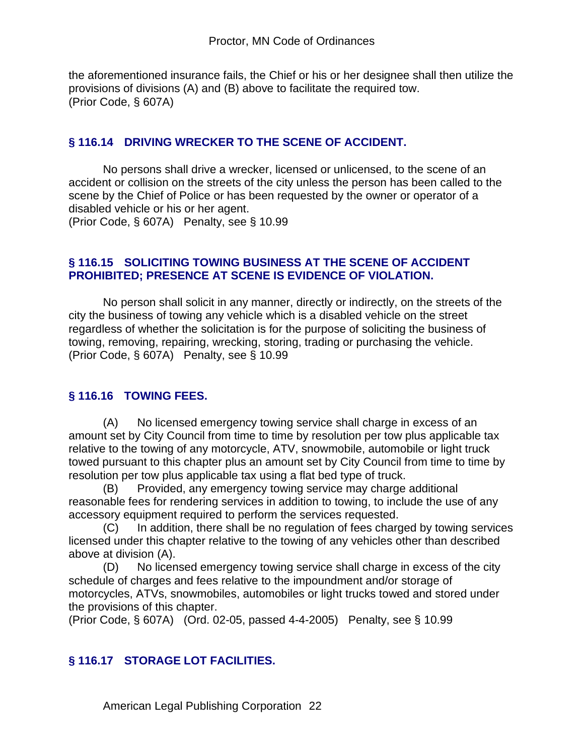the aforementioned insurance fails, the Chief or his or her designee shall then utilize the provisions of divisions (A) and (B) above to facilitate the required tow.
(Prior Code, § 607A)

## § 116.14 DRIVING WRECKER TO THE SCENE OF ACCIDENT.

No persons shall drive a wrecker, licensed or unlicensed, to the scene of an accident or collision on the streets of the city unless the person has been called to the scene by the Chief of Police or has been requested by the owner or operator of a disabled vehicle or his or her agent.
(Prior Code, § 607A) Penalty, see § 10.99

## § 116.15 SOLICITING TOWING BUSINESS AT THE SCENE OF ACCIDENT PROHIBITED; PRESENCE AT SCENE IS EVIDENCE OF VIOLATION.

No person shall solicit in any manner, directly or indirectly, on the streets of the city the business of towing any vehicle which is a disabled vehicle on the street regardless of whether the solicitation is for the purpose of soliciting the business of towing, removing, repairing, wrecking, storing, trading or purchasing the vehicle.
(Prior Code, § 607A) Penalty, see § 10.99

## § 116.16 TOWING FEES.

(A) No licensed emergency towing service shall charge in excess of an amount set by City Council from time to time by resolution per tow plus applicable tax relative to the towing of any motorcycle, ATV, snowmobile, automobile or light truck towed pursuant to this chapter plus an amount set by City Council from time to time by resolution per tow plus applicable tax using a flat bed type of truck.

(B) Provided, any emergency towing service may charge additional reasonable fees for rendering services in addition to towing, to include the use of any accessory equipment required to perform the services requested.

(C) In addition, there shall be no regulation of fees charged by towing services licensed under this chapter relative to the towing of any vehicles other than described above at division (A).

(D) No licensed emergency towing service shall charge in excess of the city schedule of charges and fees relative to the impoundment and/or storage of motorcycles, ATVs, snowmobiles, automobiles or light trucks towed and stored under the provisions of this chapter.
(Prior Code, § 607A) (Ord. 02-05, passed 4-4-2005) Penalty, see § 10.99

## § 116.17 STORAGE LOT FACILITIES.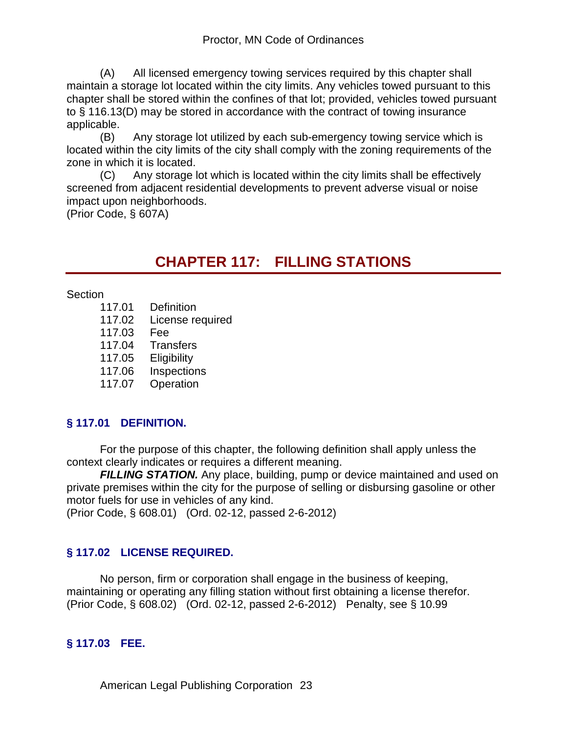(A) All licensed emergency towing services required by this chapter shall maintain a storage lot located within the city limits. Any vehicles towed pursuant to this chapter shall be stored within the confines of that lot; provided, vehicles towed pursuant to § 116.13(D) may be stored in accordance with the contract of towing insurance applicable.

(B) Any storage lot utilized by each sub-emergency towing service which is located within the city limits of the city shall comply with the zoning requirements of the zone in which it is located.

(C) Any storage lot which is located within the city limits shall be effectively screened from adjacent residential developments to prevent adverse visual or noise impact upon neighborhoods.

(Prior Code, § 607A)

# CHAPTER 117: FILLING STATIONS

Section

117.01 Definition
117.02 License required
117.03 Fee
117.04 Transfers
117.05 Eligibility
117.06 Inspections
117.07 Operation

### § 117.01 DEFINITION.

For the purpose of this chapter, the following definition shall apply unless the context clearly indicates or requires a different meaning.

***FILLING STATION.*** Any place, building, pump or device maintained and used on private premises within the city for the purpose of selling or disbursing gasoline or other motor fuels for use in vehicles of any kind.

(Prior Code, § 608.01) (Ord. 02-12, passed 2-6-2012)

### § 117.02 LICENSE REQUIRED.

No person, firm or corporation shall engage in the business of keeping, maintaining or operating any filling station without first obtaining a license therefor.

(Prior Code, § 608.02) (Ord. 02-12, passed 2-6-2012) Penalty, see § 10.99

### § 117.03 FEE.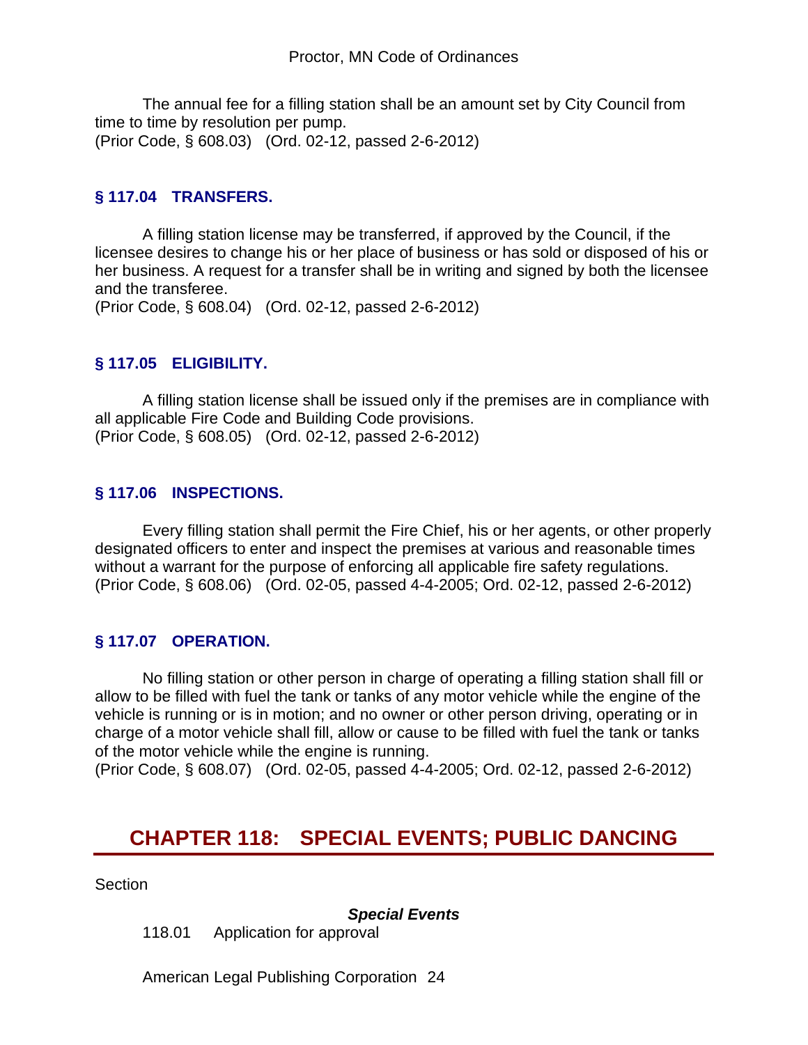The annual fee for a filling station shall be an amount set by City Council from time to time by resolution per pump.
(Prior Code, § 608.03) (Ord. 02-12, passed 2-6-2012)

### § 117.04 TRANSFERS.

A filling station license may be transferred, if approved by the Council, if the licensee desires to change his or her place of business or has sold or disposed of his or her business. A request for a transfer shall be in writing and signed by both the licensee and the transferee.
(Prior Code, § 608.04) (Ord. 02-12, passed 2-6-2012)

### § 117.05 ELIGIBILITY.

A filling station license shall be issued only if the premises are in compliance with all applicable Fire Code and Building Code provisions.
(Prior Code, § 608.05) (Ord. 02-12, passed 2-6-2012)

### § 117.06 INSPECTIONS.

Every filling station shall permit the Fire Chief, his or her agents, or other properly designated officers to enter and inspect the premises at various and reasonable times without a warrant for the purpose of enforcing all applicable fire safety regulations.
(Prior Code, § 608.06) (Ord. 02-05, passed 4-4-2005; Ord. 02-12, passed 2-6-2012)

### § 117.07 OPERATION.

No filling station or other person in charge of operating a filling station shall fill or allow to be filled with fuel the tank or tanks of any motor vehicle while the engine of the vehicle is running or is in motion; and no owner or other person driving, operating or in charge of a motor vehicle shall fill, allow or cause to be filled with fuel the tank or tanks of the motor vehicle while the engine is running.
(Prior Code, § 608.07) (Ord. 02-05, passed 4-4-2005; Ord. 02-12, passed 2-6-2012)

## CHAPTER 118: SPECIAL EVENTS; PUBLIC DANCING

Section

***Special Events***

118.01 Application for approval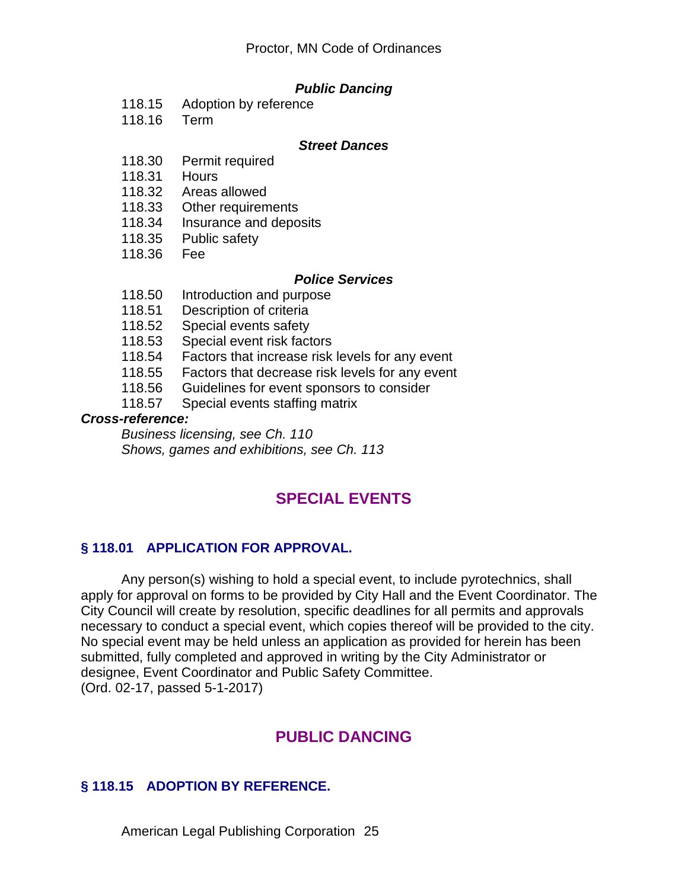***Public Dancing***

118.15 Adoption by reference

118.16 Term

***Street Dances***

118.30 Permit required

118.31 Hours

118.32 Areas allowed

118.33 Other requirements

118.34 Insurance and deposits

118.35 Public safety

118.36 Fee

***Police Services***

118.50 Introduction and purpose

118.51 Description of criteria

118.52 Special events safety

118.53 Special event risk factors

118.54 Factors that increase risk levels for any event

118.55 Factors that decrease risk levels for any event

118.56 Guidelines for event sponsors to consider

118.57 Special events staffing matrix

***Cross-reference:***

*Business licensing, see Ch. 110*

*Shows, games and exhibitions, see Ch. 113*

## SPECIAL EVENTS

### § 118.01 APPLICATION FOR APPROVAL.

Any person(s) wishing to hold a special event, to include pyrotechnics, shall apply for approval on forms to be provided by City Hall and the Event Coordinator. The City Council will create by resolution, specific deadlines for all permits and approvals necessary to conduct a special event, which copies thereof will be provided to the city. No special event may be held unless an application as provided for herein has been submitted, fully completed and approved in writing by the City Administrator or designee, Event Coordinator and Public Safety Committee.
(Ord. 02-17, passed 5-1-2017)

## PUBLIC DANCING

### § 118.15 ADOPTION BY REFERENCE.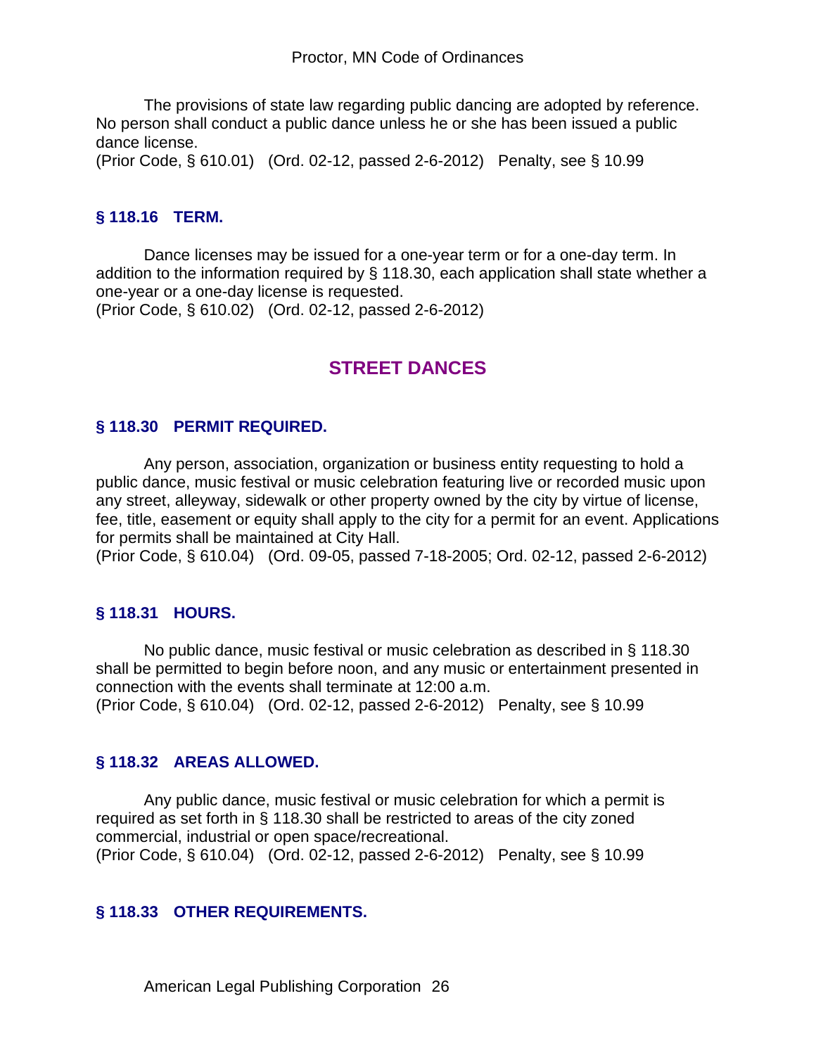The provisions of state law regarding public dancing are adopted by reference. No person shall conduct a public dance unless he or she has been issued a public dance license.
(Prior Code, § 610.01) (Ord. 02-12, passed 2-6-2012) Penalty, see § 10.99

### § 118.16 TERM.

Dance licenses may be issued for a one-year term or for a one-day term. In addition to the information required by § 118.30, each application shall state whether a one-year or a one-day license is requested.
(Prior Code, § 610.02) (Ord. 02-12, passed 2-6-2012)

## STREET DANCES

### § 118.30 PERMIT REQUIRED.

Any person, association, organization or business entity requesting to hold a public dance, music festival or music celebration featuring live or recorded music upon any street, alleyway, sidewalk or other property owned by the city by virtue of license, fee, title, easement or equity shall apply to the city for a permit for an event. Applications for permits shall be maintained at City Hall.
(Prior Code, § 610.04) (Ord. 09-05, passed 7-18-2005; Ord. 02-12, passed 2-6-2012)

### § 118.31 HOURS.

No public dance, music festival or music celebration as described in § 118.30 shall be permitted to begin before noon, and any music or entertainment presented in connection with the events shall terminate at 12:00 a.m.
(Prior Code, § 610.04) (Ord. 02-12, passed 2-6-2012) Penalty, see § 10.99

### § 118.32 AREAS ALLOWED.

Any public dance, music festival or music celebration for which a permit is required as set forth in § 118.30 shall be restricted to areas of the city zoned commercial, industrial or open space/recreational.
(Prior Code, § 610.04) (Ord. 02-12, passed 2-6-2012) Penalty, see § 10.99

### § 118.33 OTHER REQUIREMENTS.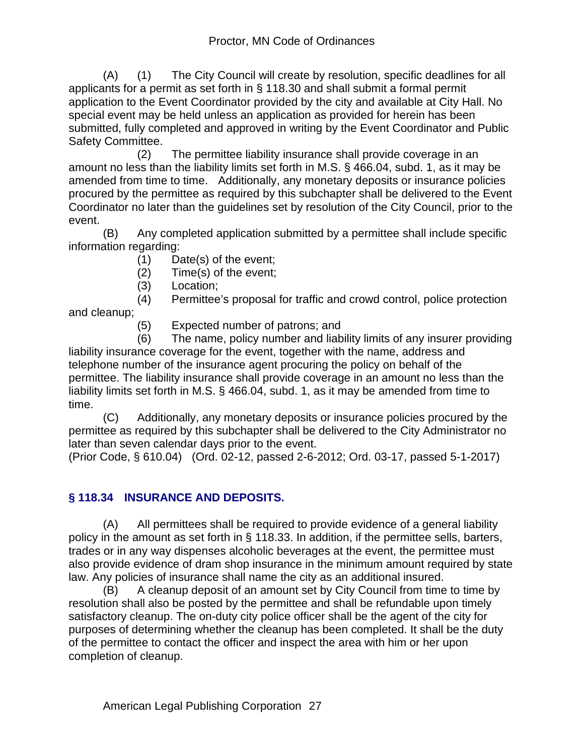(A) (1) The City Council will create by resolution, specific deadlines for all applicants for a permit as set forth in § 118.30 and shall submit a formal permit application to the Event Coordinator provided by the city and available at City Hall. No special event may be held unless an application as provided for herein has been submitted, fully completed and approved in writing by the Event Coordinator and Public Safety Committee.

(2) The permittee liability insurance shall provide coverage in an amount no less than the liability limits set forth in M.S. § 466.04, subd. 1, as it may be amended from time to time. Additionally, any monetary deposits or insurance policies procured by the permittee as required by this subchapter shall be delivered to the Event Coordinator no later than the guidelines set by resolution of the City Council, prior to the event.

(B) Any completed application submitted by a permittee shall include specific information regarding:

(1) Date(s) of the event;

(2) Time(s) of the event;

(3) Location;

(4) Permittee's proposal for traffic and crowd control, police protection and cleanup;

(5) Expected number of patrons; and

(6) The name, policy number and liability limits of any insurer providing liability insurance coverage for the event, together with the name, address and telephone number of the insurance agent procuring the policy on behalf of the permittee. The liability insurance shall provide coverage in an amount no less than the liability limits set forth in M.S. § 466.04, subd. 1, as it may be amended from time to time.

(C) Additionally, any monetary deposits or insurance policies procured by the permittee as required by this subchapter shall be delivered to the City Administrator no later than seven calendar days prior to the event.

(Prior Code, § 610.04) (Ord. 02-12, passed 2-6-2012; Ord. 03-17, passed 5-1-2017)

### § 118.34 INSURANCE AND DEPOSITS.

(A) All permittees shall be required to provide evidence of a general liability policy in the amount as set forth in § 118.33. In addition, if the permittee sells, barters, trades or in any way dispenses alcoholic beverages at the event, the permittee must also provide evidence of dram shop insurance in the minimum amount required by state law. Any policies of insurance shall name the city as an additional insured.

(B) A cleanup deposit of an amount set by City Council from time to time by resolution shall also be posted by the permittee and shall be refundable upon timely satisfactory cleanup. The on-duty city police officer shall be the agent of the city for purposes of determining whether the cleanup has been completed. It shall be the duty of the permittee to contact the officer and inspect the area with him or her upon completion of cleanup.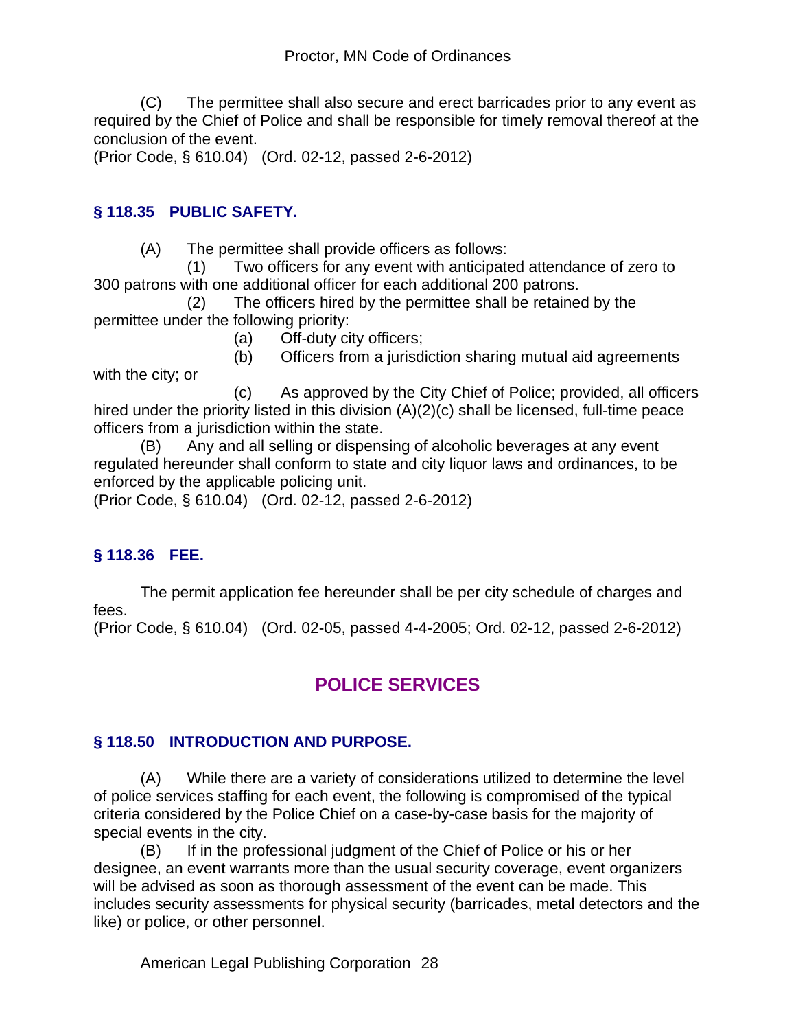(C) The permittee shall also secure and erect barricades prior to any event as required by the Chief of Police and shall be responsible for timely removal thereof at the conclusion of the event.
(Prior Code, § 610.04) (Ord. 02-12, passed 2-6-2012)

### § 118.35 PUBLIC SAFETY.

(A) The permittee shall provide officers as follows:

(1) Two officers for any event with anticipated attendance of zero to 300 patrons with one additional officer for each additional 200 patrons.

(2) The officers hired by the permittee shall be retained by the permittee under the following priority:

(a) Off-duty city officers;

(b) Officers from a jurisdiction sharing mutual aid agreements with the city; or

(c) As approved by the City Chief of Police; provided, all officers hired under the priority listed in this division (A)(2)(c) shall be licensed, full-time peace officers from a jurisdiction within the state.

(B) Any and all selling or dispensing of alcoholic beverages at any event regulated hereunder shall conform to state and city liquor laws and ordinances, to be enforced by the applicable policing unit.
(Prior Code, § 610.04) (Ord. 02-12, passed 2-6-2012)

### § 118.36 FEE.

The permit application fee hereunder shall be per city schedule of charges and fees.
(Prior Code, § 610.04) (Ord. 02-05, passed 4-4-2005; Ord. 02-12, passed 2-6-2012)

## POLICE SERVICES

### § 118.50 INTRODUCTION AND PURPOSE.

(A) While there are a variety of considerations utilized to determine the level of police services staffing for each event, the following is compromised of the typical criteria considered by the Police Chief on a case-by-case basis for the majority of special events in the city.

(B) If in the professional judgment of the Chief of Police or his or her designee, an event warrants more than the usual security coverage, event organizers will be advised as soon as thorough assessment of the event can be made. This includes security assessments for physical security (barricades, metal detectors and the like) or police, or other personnel.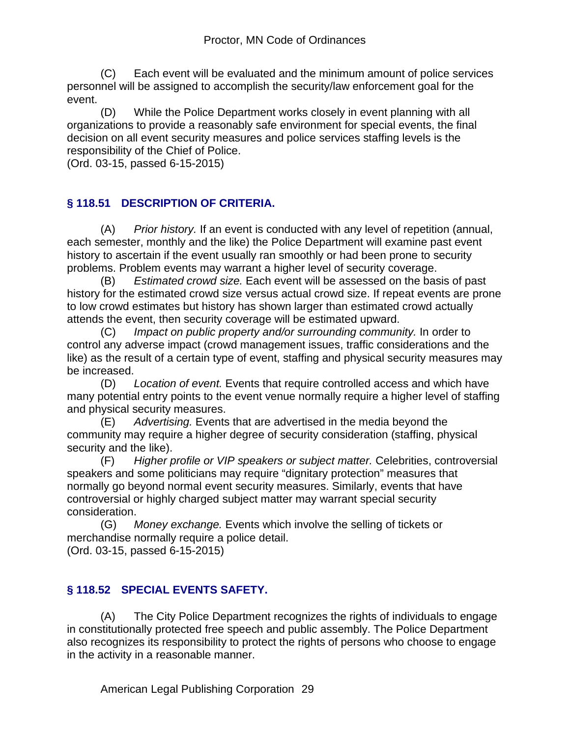(C) Each event will be evaluated and the minimum amount of police services personnel will be assigned to accomplish the security/law enforcement goal for the event.

(D) While the Police Department works closely in event planning with all organizations to provide a reasonably safe environment for special events, the final decision on all event security measures and police services staffing levels is the responsibility of the Chief of Police.

(Ord. 03-15, passed 6-15-2015)

## § 118.51 DESCRIPTION OF CRITERIA.

(A) *Prior history.* If an event is conducted with any level of repetition (annual, each semester, monthly and the like) the Police Department will examine past event history to ascertain if the event usually ran smoothly or had been prone to security problems. Problem events may warrant a higher level of security coverage.

(B) *Estimated crowd size.* Each event will be assessed on the basis of past history for the estimated crowd size versus actual crowd size. If repeat events are prone to low crowd estimates but history has shown larger than estimated crowd actually attends the event, then security coverage will be estimated upward.

(C) *Impact on public property and/or surrounding community.* In order to control any adverse impact (crowd management issues, traffic considerations and the like) as the result of a certain type of event, staffing and physical security measures may be increased.

(D) *Location of event.* Events that require controlled access and which have many potential entry points to the event venue normally require a higher level of staffing and physical security measures.

(E) *Advertising.* Events that are advertised in the media beyond the community may require a higher degree of security consideration (staffing, physical security and the like).

(F) *Higher profile or VIP speakers or subject matter.* Celebrities, controversial speakers and some politicians may require "dignitary protection" measures that normally go beyond normal event security measures. Similarly, events that have controversial or highly charged subject matter may warrant special security consideration.

(G) *Money exchange.* Events which involve the selling of tickets or merchandise normally require a police detail.

(Ord. 03-15, passed 6-15-2015)

## § 118.52 SPECIAL EVENTS SAFETY.

(A) The City Police Department recognizes the rights of individuals to engage in constitutionally protected free speech and public assembly. The Police Department also recognizes its responsibility to protect the rights of persons who choose to engage in the activity in a reasonable manner.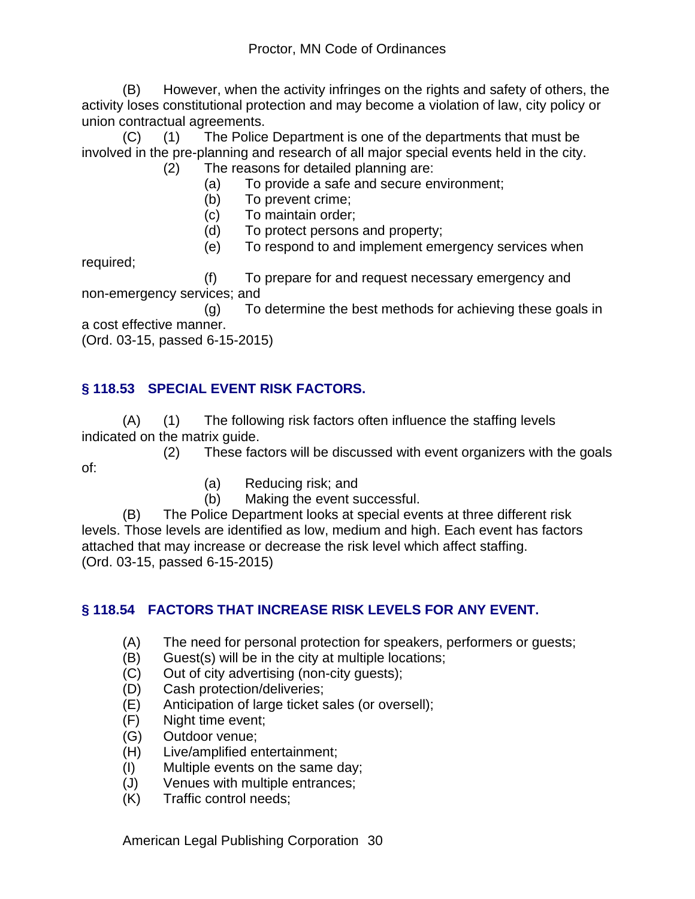(B) However, when the activity infringes on the rights and safety of others, the activity loses constitutional protection and may become a violation of law, city policy or union contractual agreements.

(C) (1) The Police Department is one of the departments that must be involved in the pre-planning and research of all major special events held in the city.

(2) The reasons for detailed planning are:

(a) To provide a safe and secure environment;

(b) To prevent crime;

(c) To maintain order;

(d) To protect persons and property;

(e) To respond to and implement emergency services when required;

(f) To prepare for and request necessary emergency and non-emergency services; and

(g) To determine the best methods for achieving these goals in a cost effective manner.

(Ord. 03-15, passed 6-15-2015)

### § 118.53 SPECIAL EVENT RISK FACTORS.

(A) (1) The following risk factors often influence the staffing levels indicated on the matrix guide.

(2) These factors will be discussed with event organizers with the goals of:

(a) Reducing risk; and

(b) Making the event successful.

(B) The Police Department looks at special events at three different risk levels. Those levels are identified as low, medium and high. Each event has factors attached that may increase or decrease the risk level which affect staffing.

(Ord. 03-15, passed 6-15-2015)

### § 118.54 FACTORS THAT INCREASE RISK LEVELS FOR ANY EVENT.

(A) The need for personal protection for speakers, performers or guests;

(B) Guest(s) will be in the city at multiple locations;

(C) Out of city advertising (non-city guests);

(D) Cash protection/deliveries;

(E) Anticipation of large ticket sales (or oversell);

(F) Night time event;

(G) Outdoor venue;

(H) Live/amplified entertainment;

(I) Multiple events on the same day;

(J) Venues with multiple entrances;

(K) Traffic control needs;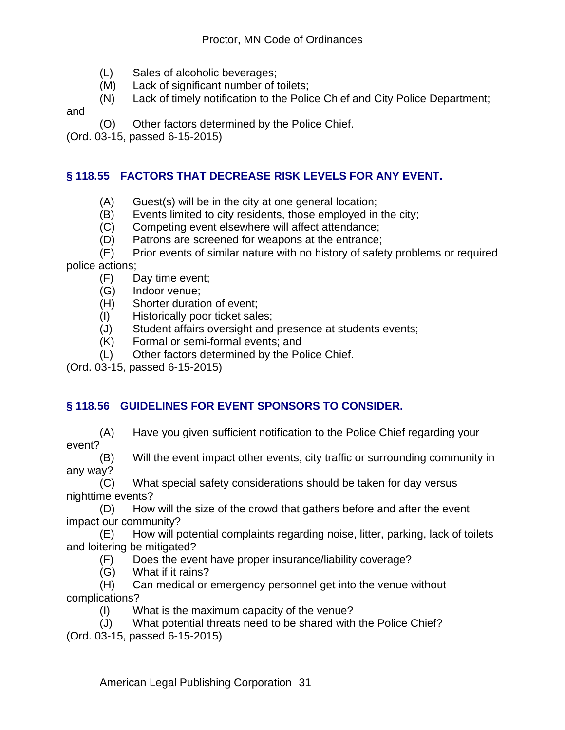(L) Sales of alcoholic beverages;

(M) Lack of significant number of toilets;

(N) Lack of timely notification to the Police Chief and City Police Department; and

(O) Other factors determined by the Police Chief.

(Ord. 03-15, passed 6-15-2015)

## § 118.55 FACTORS THAT DECREASE RISK LEVELS FOR ANY EVENT.

(A) Guest(s) will be in the city at one general location;

(B) Events limited to city residents, those employed in the city;

(C) Competing event elsewhere will affect attendance;

(D) Patrons are screened for weapons at the entrance;

(E) Prior events of similar nature with no history of safety problems or required police actions;

(F) Day time event;

(G) Indoor venue;

(H) Shorter duration of event;

(I) Historically poor ticket sales;

(J) Student affairs oversight and presence at students events;

(K) Formal or semi-formal events; and

(L) Other factors determined by the Police Chief.

(Ord. 03-15, passed 6-15-2015)

## § 118.56 GUIDELINES FOR EVENT SPONSORS TO CONSIDER.

(A) Have you given sufficient notification to the Police Chief regarding your event?

(B) Will the event impact other events, city traffic or surrounding community in any way?

(C) What special safety considerations should be taken for day versus nighttime events?

(D) How will the size of the crowd that gathers before and after the event impact our community?

(E) How will potential complaints regarding noise, litter, parking, lack of toilets and loitering be mitigated?

(F) Does the event have proper insurance/liability coverage?

(G) What if it rains?

(H) Can medical or emergency personnel get into the venue without complications?

(I) What is the maximum capacity of the venue?

(J) What potential threats need to be shared with the Police Chief?

(Ord. 03-15, passed 6-15-2015)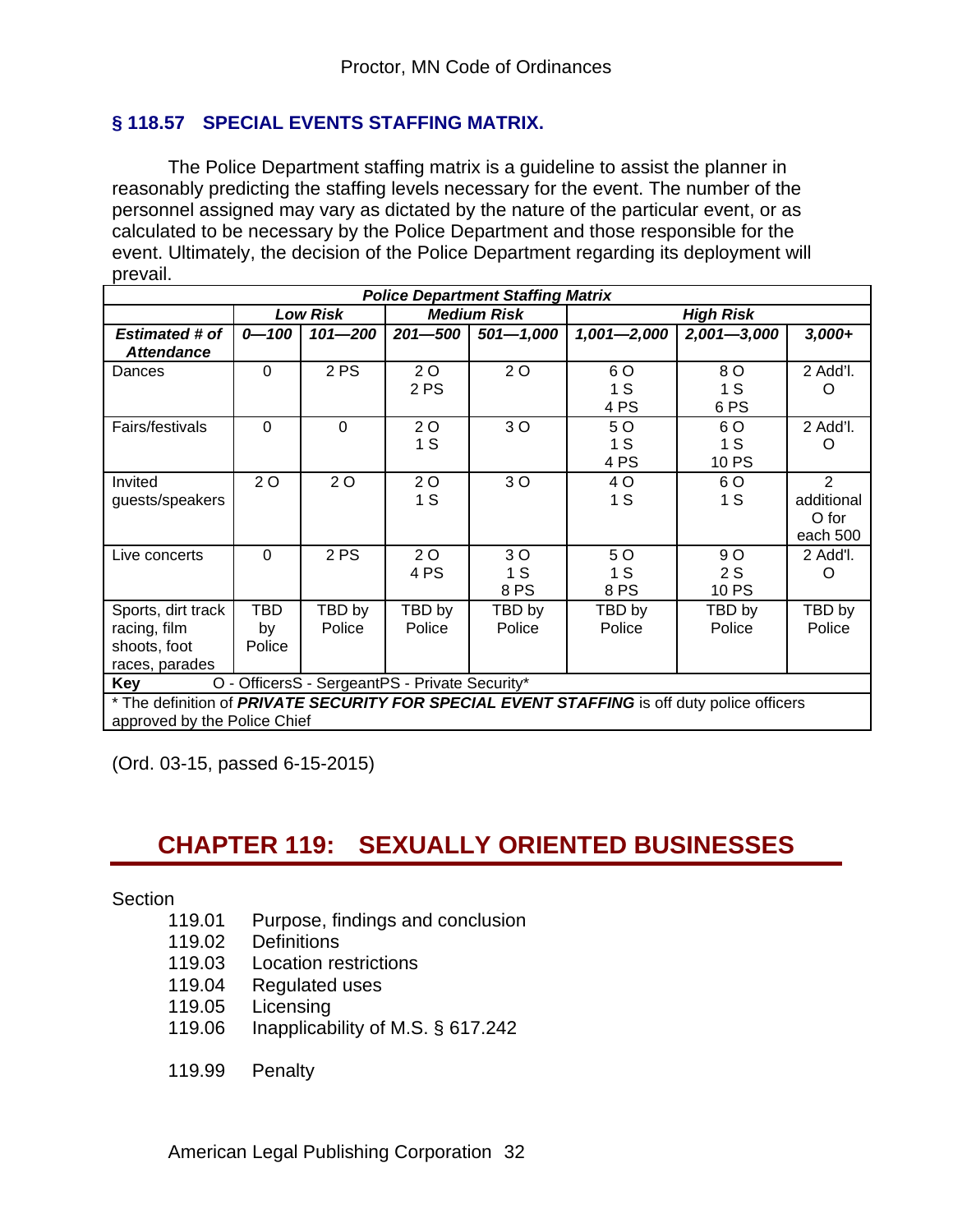## § 118.57 SPECIAL EVENTS STAFFING MATRIX.

The Police Department staffing matrix is a guideline to assist the planner in reasonably predicting the staffing levels necessary for the event. The number of the personnel assigned may vary as dictated by the nature of the particular event, or as calculated to be necessary by the Police Department and those responsible for the event. Ultimately, the decision of the Police Department regarding its deployment will prevail.

| ***Police Department Staffing Matrix*** | | | | | | | |
|---|---|---|---|---|---|---|---|
| | ***Low Risk*** | | ***Medium Risk*** | | ***High Risk*** | | |
| ***Estimated # of Attendance*** | ***0—100*** | ***101—200*** | ***201—500*** | ***501—1,000*** | ***1,001—2,000*** | ***2,001—3,000*** | ***3,000+*** |
| Dances | 0 | 2 PS | 2 O<br>2 PS | 2 O | 6 O<br>1 S<br>4 PS | 8 O<br>1 S<br>6 PS | 2 Add'l. O |
| Fairs/festivals | 0 | 0 | 2 O<br>1 S | 3 O | 5 O<br>1 S<br>4 PS | 6 O<br>1 S<br>10 PS | 2 Add'l. O |
| Invited guests/speakers | 2 O | 2 O | 2 O<br>1 S | 3 O | 4 O<br>1 S | 6 O<br>1 S | 2 additional O for each 500 |
| Live concerts | 0 | 2 PS | 2 O<br>4 PS | 3 O<br>1 S<br>8 PS | 5 O<br>1 S<br>8 PS | 9 O<br>2 S<br>10 PS | 2 Add'l. O |
| Sports, dirt track racing, film shoots, foot races, parades | TBD by Police | TBD by Police | TBD by Police | TBD by Police | TBD by Police | TBD by Police | TBD by Police |
| **Key** O - OfficersS - SergeantPS - Private Security* | | | | | | | |
| * The definition of ***PRIVATE SECURITY FOR SPECIAL EVENT STAFFING*** is off duty police officers approved by the Police Chief | | | | | | | |

(Ord. 03-15, passed 6-15-2015)

# CHAPTER 119: SEXUALLY ORIENTED BUSINESSES

Section

119.01 Purpose, findings and conclusion
119.02 Definitions
119.03 Location restrictions
119.04 Regulated uses
119.05 Licensing
119.06 Inapplicability of M.S. § 617.242

119.99 Penalty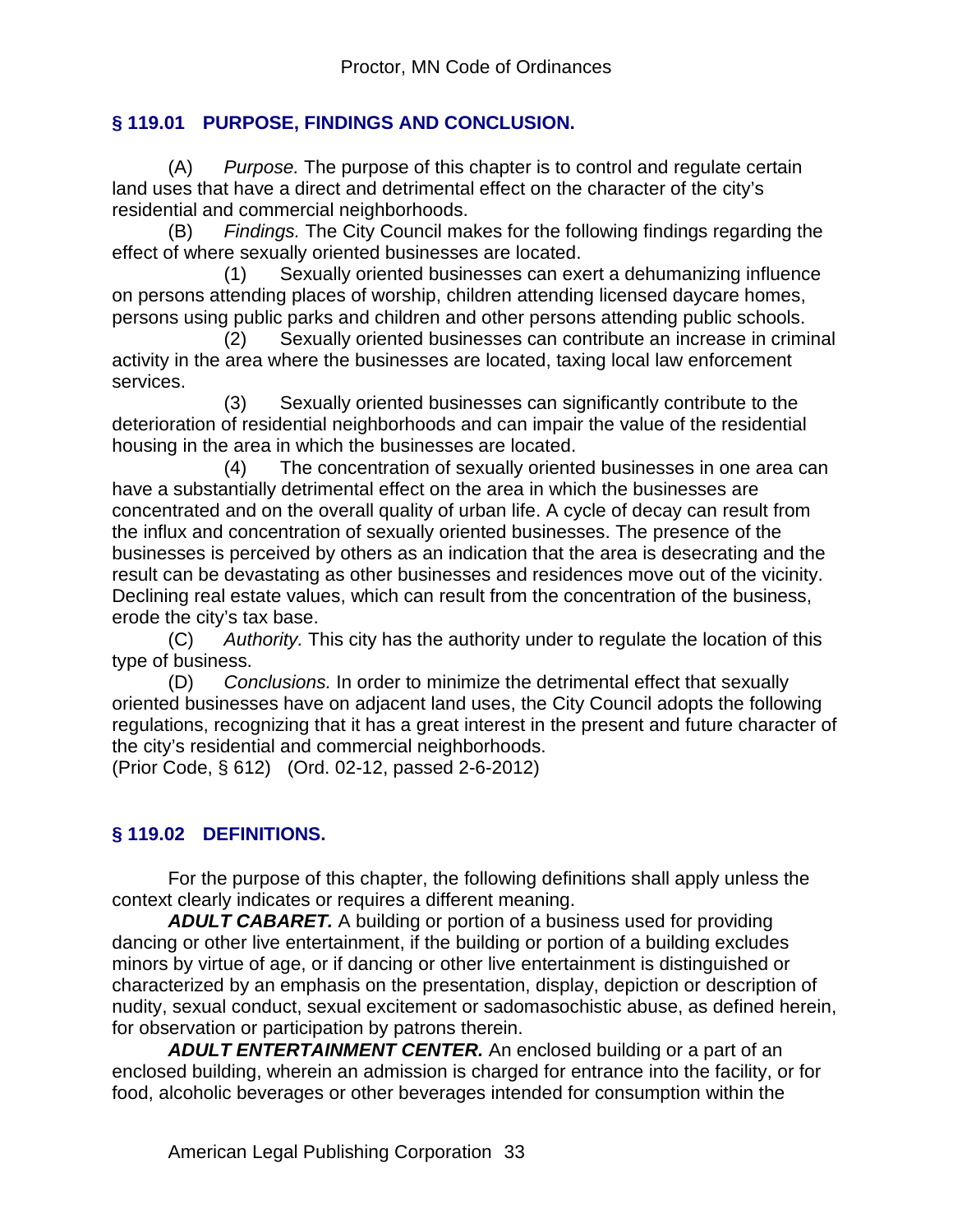## § 119.01 PURPOSE, FINDINGS AND CONCLUSION.

(A) *Purpose.* The purpose of this chapter is to control and regulate certain land uses that have a direct and detrimental effect on the character of the city's residential and commercial neighborhoods.

(B) *Findings.* The City Council makes for the following findings regarding the effect of where sexually oriented businesses are located.

(1) Sexually oriented businesses can exert a dehumanizing influence on persons attending places of worship, children attending licensed daycare homes, persons using public parks and children and other persons attending public schools.

(2) Sexually oriented businesses can contribute an increase in criminal activity in the area where the businesses are located, taxing local law enforcement services.

(3) Sexually oriented businesses can significantly contribute to the deterioration of residential neighborhoods and can impair the value of the residential housing in the area in which the businesses are located.

(4) The concentration of sexually oriented businesses in one area can have a substantially detrimental effect on the area in which the businesses are concentrated and on the overall quality of urban life. A cycle of decay can result from the influx and concentration of sexually oriented businesses. The presence of the businesses is perceived by others as an indication that the area is desecrating and the result can be devastating as other businesses and residences move out of the vicinity. Declining real estate values, which can result from the concentration of the business, erode the city's tax base.

(C) *Authority.* This city has the authority under to regulate the location of this type of business.

(D) *Conclusions.* In order to minimize the detrimental effect that sexually oriented businesses have on adjacent land uses, the City Council adopts the following regulations, recognizing that it has a great interest in the present and future character of the city's residential and commercial neighborhoods.

(Prior Code, § 612) (Ord. 02-12, passed 2-6-2012)

## § 119.02 DEFINITIONS.

For the purpose of this chapter, the following definitions shall apply unless the context clearly indicates or requires a different meaning.

***ADULT CABARET.*** A building or portion of a business used for providing dancing or other live entertainment, if the building or portion of a building excludes minors by virtue of age, or if dancing or other live entertainment is distinguished or characterized by an emphasis on the presentation, display, depiction or description of nudity, sexual conduct, sexual excitement or sadomasochistic abuse, as defined herein, for observation or participation by patrons therein.

***ADULT ENTERTAINMENT CENTER.*** An enclosed building or a part of an enclosed building, wherein an admission is charged for entrance into the facility, or for food, alcoholic beverages or other beverages intended for consumption within the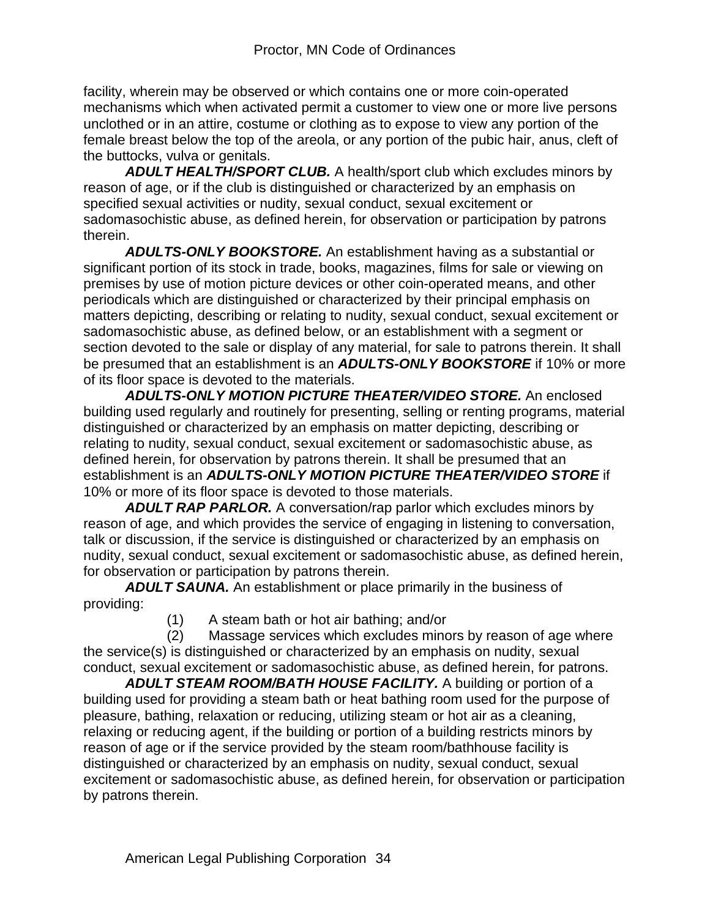facility, wherein may be observed or which contains one or more coin-operated mechanisms which when activated permit a customer to view one or more live persons unclothed or in an attire, costume or clothing as to expose to view any portion of the female breast below the top of the areola, or any portion of the pubic hair, anus, cleft of the buttocks, vulva or genitals.

***ADULT HEALTH/SPORT CLUB.*** A health/sport club which excludes minors by reason of age, or if the club is distinguished or characterized by an emphasis on specified sexual activities or nudity, sexual conduct, sexual excitement or sadomasochistic abuse, as defined herein, for observation or participation by patrons therein.

***ADULTS-ONLY BOOKSTORE.*** An establishment having as a substantial or significant portion of its stock in trade, books, magazines, films for sale or viewing on premises by use of motion picture devices or other coin-operated means, and other periodicals which are distinguished or characterized by their principal emphasis on matters depicting, describing or relating to nudity, sexual conduct, sexual excitement or sadomasochistic abuse, as defined below, or an establishment with a segment or section devoted to the sale or display of any material, for sale to patrons therein. It shall be presumed that an establishment is an ***ADULTS-ONLY BOOKSTORE*** if 10% or more of its floor space is devoted to the materials.

***ADULTS-ONLY MOTION PICTURE THEATER/VIDEO STORE.*** An enclosed building used regularly and routinely for presenting, selling or renting programs, material distinguished or characterized by an emphasis on matter depicting, describing or relating to nudity, sexual conduct, sexual excitement or sadomasochistic abuse, as defined herein, for observation by patrons therein. It shall be presumed that an establishment is an ***ADULTS-ONLY MOTION PICTURE THEATER/VIDEO STORE*** if 10% or more of its floor space is devoted to those materials.

***ADULT RAP PARLOR.*** A conversation/rap parlor which excludes minors by reason of age, and which provides the service of engaging in listening to conversation, talk or discussion, if the service is distinguished or characterized by an emphasis on nudity, sexual conduct, sexual excitement or sadomasochistic abuse, as defined herein, for observation or participation by patrons therein.

***ADULT SAUNA.*** An establishment or place primarily in the business of providing:

(1) A steam bath or hot air bathing; and/or

(2) Massage services which excludes minors by reason of age where the service(s) is distinguished or characterized by an emphasis on nudity, sexual conduct, sexual excitement or sadomasochistic abuse, as defined herein, for patrons.

***ADULT STEAM ROOM/BATH HOUSE FACILITY.*** A building or portion of a building used for providing a steam bath or heat bathing room used for the purpose of pleasure, bathing, relaxation or reducing, utilizing steam or hot air as a cleaning, relaxing or reducing agent, if the building or portion of a building restricts minors by reason of age or if the service provided by the steam room/bathhouse facility is distinguished or characterized by an emphasis on nudity, sexual conduct, sexual excitement or sadomasochistic abuse, as defined herein, for observation or participation by patrons therein.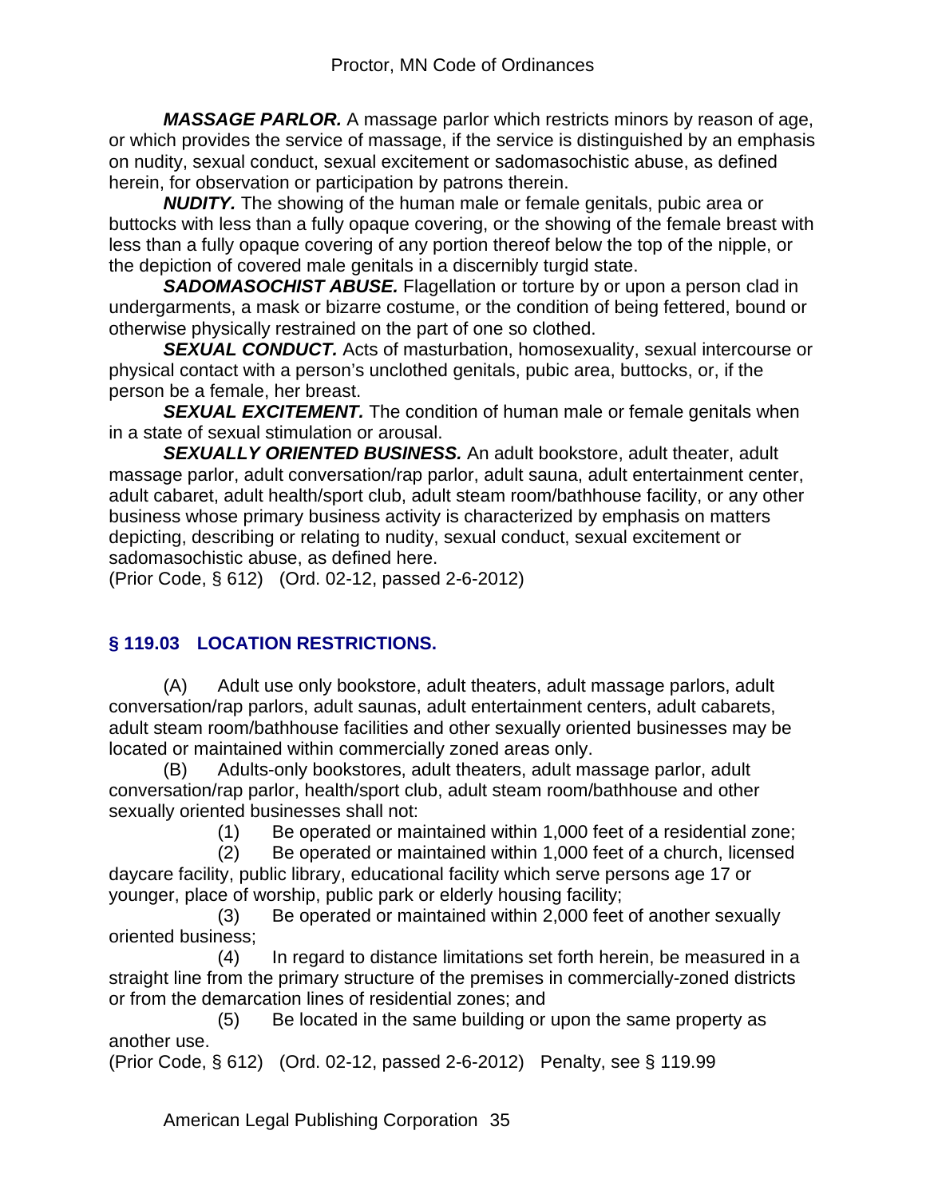***MASSAGE PARLOR.*** A massage parlor which restricts minors by reason of age, or which provides the service of massage, if the service is distinguished by an emphasis on nudity, sexual conduct, sexual excitement or sadomasochistic abuse, as defined herein, for observation or participation by patrons therein.

***NUDITY.*** The showing of the human male or female genitals, pubic area or buttocks with less than a fully opaque covering, or the showing of the female breast with less than a fully opaque covering of any portion thereof below the top of the nipple, or the depiction of covered male genitals in a discernibly turgid state.

***SADOMASOCHIST ABUSE.*** Flagellation or torture by or upon a person clad in undergarments, a mask or bizarre costume, or the condition of being fettered, bound or otherwise physically restrained on the part of one so clothed.

***SEXUAL CONDUCT.*** Acts of masturbation, homosexuality, sexual intercourse or physical contact with a person's unclothed genitals, pubic area, buttocks, or, if the person be a female, her breast.

***SEXUAL EXCITEMENT.*** The condition of human male or female genitals when in a state of sexual stimulation or arousal.

***SEXUALLY ORIENTED BUSINESS.*** An adult bookstore, adult theater, adult massage parlor, adult conversation/rap parlor, adult sauna, adult entertainment center, adult cabaret, adult health/sport club, adult steam room/bathhouse facility, or any other business whose primary business activity is characterized by emphasis on matters depicting, describing or relating to nudity, sexual conduct, sexual excitement or sadomasochistic abuse, as defined here.

(Prior Code, § 612) (Ord. 02-12, passed 2-6-2012)

## § 119.03 LOCATION RESTRICTIONS.

(A) Adult use only bookstore, adult theaters, adult massage parlors, adult conversation/rap parlors, adult saunas, adult entertainment centers, adult cabarets, adult steam room/bathhouse facilities and other sexually oriented businesses may be located or maintained within commercially zoned areas only.

(B) Adults-only bookstores, adult theaters, adult massage parlor, adult conversation/rap parlor, health/sport club, adult steam room/bathhouse and other sexually oriented businesses shall not:

(1) Be operated or maintained within 1,000 feet of a residential zone;

(2) Be operated or maintained within 1,000 feet of a church, licensed daycare facility, public library, educational facility which serve persons age 17 or younger, place of worship, public park or elderly housing facility;

(3) Be operated or maintained within 2,000 feet of another sexually oriented business;

(4) In regard to distance limitations set forth herein, be measured in a straight line from the primary structure of the premises in commercially-zoned districts or from the demarcation lines of residential zones; and

(5) Be located in the same building or upon the same property as another use.

(Prior Code, § 612) (Ord. 02-12, passed 2-6-2012) Penalty, see § 119.99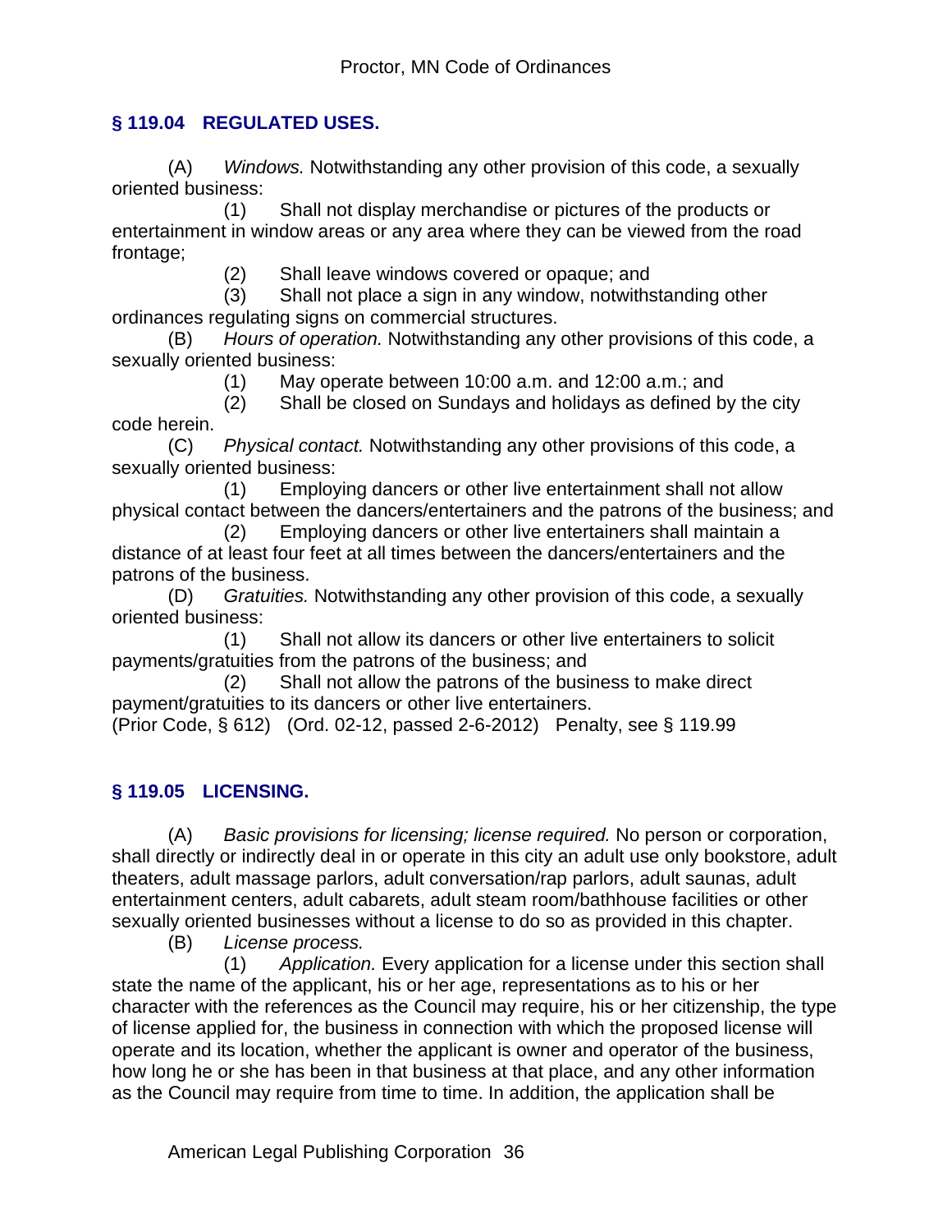## § 119.04 REGULATED USES.

(A) *Windows.* Notwithstanding any other provision of this code, a sexually oriented business:

(1) Shall not display merchandise or pictures of the products or entertainment in window areas or any area where they can be viewed from the road frontage;

(2) Shall leave windows covered or opaque; and

(3) Shall not place a sign in any window, notwithstanding other ordinances regulating signs on commercial structures.

(B) *Hours of operation.* Notwithstanding any other provisions of this code, a sexually oriented business:

(1) May operate between 10:00 a.m. and 12:00 a.m.; and

(2) Shall be closed on Sundays and holidays as defined by the city code herein.

(C) *Physical contact.* Notwithstanding any other provisions of this code, a sexually oriented business:

(1) Employing dancers or other live entertainment shall not allow physical contact between the dancers/entertainers and the patrons of the business; and

(2) Employing dancers or other live entertainers shall maintain a distance of at least four feet at all times between the dancers/entertainers and the patrons of the business.

(D) *Gratuities.* Notwithstanding any other provision of this code, a sexually oriented business:

(1) Shall not allow its dancers or other live entertainers to solicit payments/gratuities from the patrons of the business; and

(2) Shall not allow the patrons of the business to make direct payment/gratuities to its dancers or other live entertainers.

(Prior Code, § 612) (Ord. 02-12, passed 2-6-2012) Penalty, see § 119.99

## § 119.05 LICENSING.

(A) *Basic provisions for licensing; license required.* No person or corporation, shall directly or indirectly deal in or operate in this city an adult use only bookstore, adult theaters, adult massage parlors, adult conversation/rap parlors, adult saunas, adult entertainment centers, adult cabarets, adult steam room/bathhouse facilities or other sexually oriented businesses without a license to do so as provided in this chapter.

(B) *License process.*

(1) *Application.* Every application for a license under this section shall state the name of the applicant, his or her age, representations as to his or her character with the references as the Council may require, his or her citizenship, the type of license applied for, the business in connection with which the proposed license will operate and its location, whether the applicant is owner and operator of the business, how long he or she has been in that business at that place, and any other information as the Council may require from time to time. In addition, the application shall be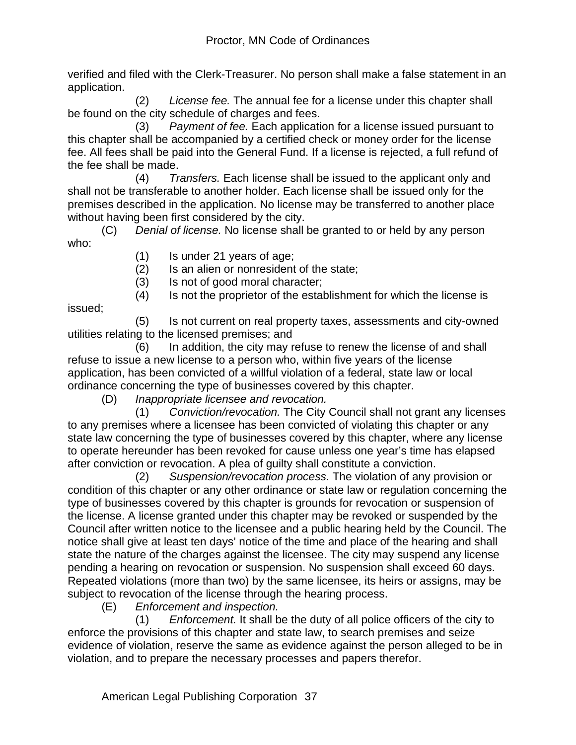verified and filed with the Clerk-Treasurer. No person shall make a false statement in an application.

(2) *License fee.* The annual fee for a license under this chapter shall be found on the city schedule of charges and fees.

(3) *Payment of fee.* Each application for a license issued pursuant to this chapter shall be accompanied by a certified check or money order for the license fee. All fees shall be paid into the General Fund. If a license is rejected, a full refund of the fee shall be made.

(4) *Transfers.* Each license shall be issued to the applicant only and shall not be transferable to another holder. Each license shall be issued only for the premises described in the application. No license may be transferred to another place without having been first considered by the city.

(C) *Denial of license.* No license shall be granted to or held by any person who:

(1) Is under 21 years of age;

(2) Is an alien or nonresident of the state;

(3) Is not of good moral character;

(4) Is not the proprietor of the establishment for which the license is issued;

(5) Is not current on real property taxes, assessments and city-owned utilities relating to the licensed premises; and

(6) In addition, the city may refuse to renew the license of and shall refuse to issue a new license to a person who, within five years of the license application, has been convicted of a willful violation of a federal, state law or local ordinance concerning the type of businesses covered by this chapter.

(D) *Inappropriate licensee and revocation.*

(1) *Conviction/revocation.* The City Council shall not grant any licenses to any premises where a licensee has been convicted of violating this chapter or any state law concerning the type of businesses covered by this chapter, where any license to operate hereunder has been revoked for cause unless one year's time has elapsed after conviction or revocation. A plea of guilty shall constitute a conviction.

(2) *Suspension/revocation process.* The violation of any provision or condition of this chapter or any other ordinance or state law or regulation concerning the type of businesses covered by this chapter is grounds for revocation or suspension of the license. A license granted under this chapter may be revoked or suspended by the Council after written notice to the licensee and a public hearing held by the Council. The notice shall give at least ten days' notice of the time and place of the hearing and shall state the nature of the charges against the licensee. The city may suspend any license pending a hearing on revocation or suspension. No suspension shall exceed 60 days. Repeated violations (more than two) by the same licensee, its heirs or assigns, may be subject to revocation of the license through the hearing process.

(E) *Enforcement and inspection.*

(1) *Enforcement.* It shall be the duty of all police officers of the city to enforce the provisions of this chapter and state law, to search premises and seize evidence of violation, reserve the same as evidence against the person alleged to be in violation, and to prepare the necessary processes and papers therefor.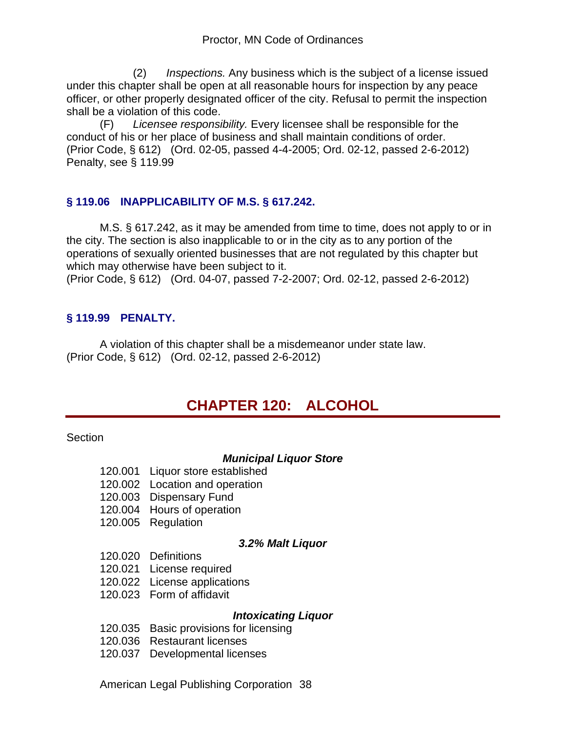(2) *Inspections.* Any business which is the subject of a license issued under this chapter shall be open at all reasonable hours for inspection by any peace officer, or other properly designated officer of the city. Refusal to permit the inspection shall be a violation of this code.

(F) *Licensee responsibility.* Every licensee shall be responsible for the conduct of his or her place of business and shall maintain conditions of order.
(Prior Code, § 612) (Ord. 02-05, passed 4-4-2005; Ord. 02-12, passed 2-6-2012) Penalty, see § 119.99

### § 119.06 INAPPLICABILITY OF M.S. § 617.242.

M.S. § 617.242, as it may be amended from time to time, does not apply to or in the city. The section is also inapplicable to or in the city as to any portion of the operations of sexually oriented businesses that are not regulated by this chapter but which may otherwise have been subject to it.
(Prior Code, § 612) (Ord. 04-07, passed 7-2-2007; Ord. 02-12, passed 2-6-2012)

### § 119.99 PENALTY.

A violation of this chapter shall be a misdemeanor under state law.
(Prior Code, § 612) (Ord. 02-12, passed 2-6-2012)

# CHAPTER 120: ALCOHOL

Section

***Municipal Liquor Store***

120.001 Liquor store established
120.002 Location and operation
120.003 Dispensary Fund
120.004 Hours of operation
120.005 Regulation

***3.2% Malt Liquor***

120.020 Definitions
120.021 License required
120.022 License applications
120.023 Form of affidavit

***Intoxicating Liquor***

120.035 Basic provisions for licensing
120.036 Restaurant licenses
120.037 Developmental licenses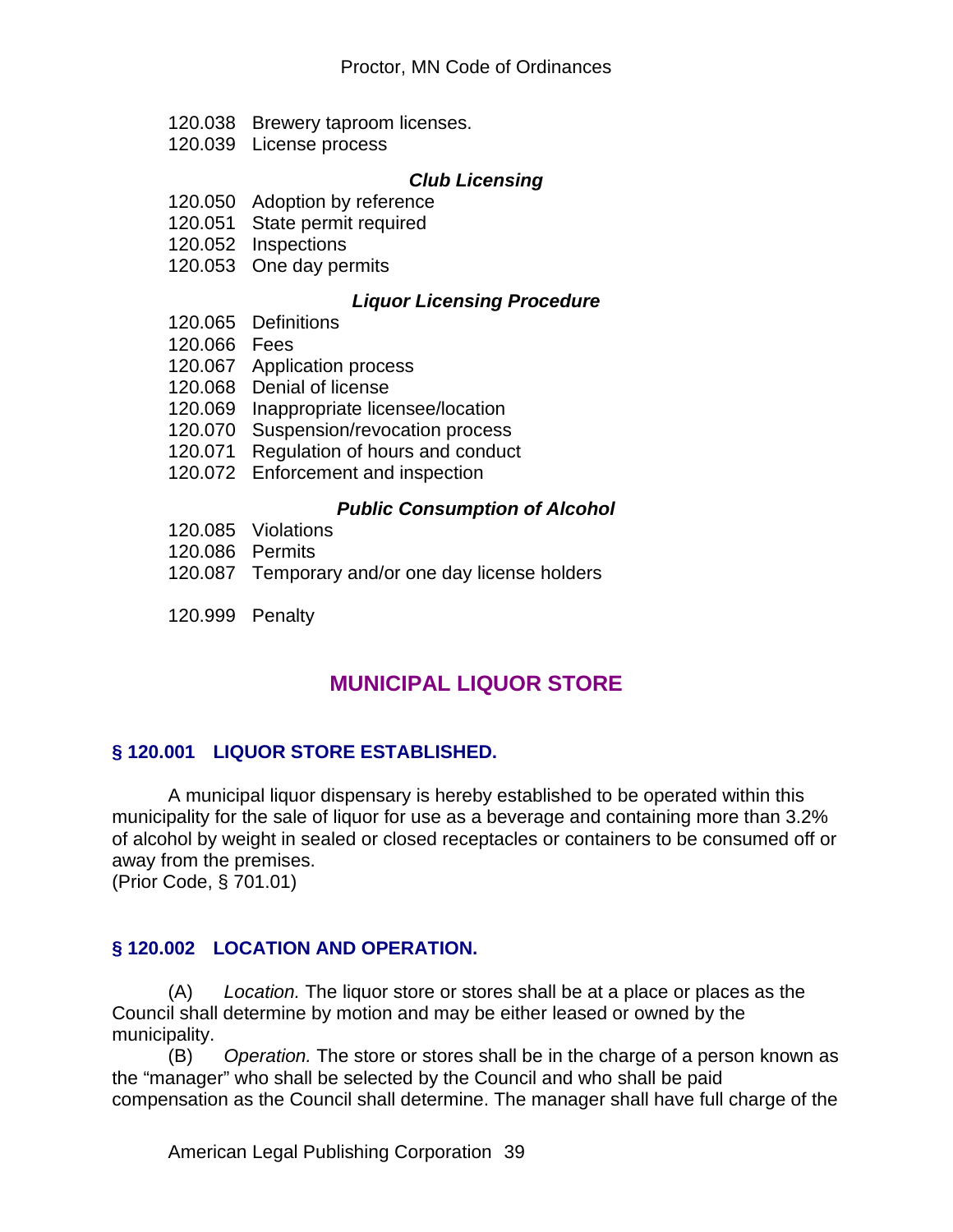120.038 Brewery taproom licenses.
120.039 License process

***Club Licensing***

120.050 Adoption by reference
120.051 State permit required
120.052 Inspections
120.053 One day permits

***Liquor Licensing Procedure***

120.065 Definitions
120.066 Fees
120.067 Application process
120.068 Denial of license
120.069 Inappropriate licensee/location
120.070 Suspension/revocation process
120.071 Regulation of hours and conduct
120.072 Enforcement and inspection

***Public Consumption of Alcohol***

120.085 Violations
120.086 Permits
120.087 Temporary and/or one day license holders

120.999 Penalty

## MUNICIPAL LIQUOR STORE

### § 120.001 LIQUOR STORE ESTABLISHED.

A municipal liquor dispensary is hereby established to be operated within this municipality for the sale of liquor for use as a beverage and containing more than 3.2% of alcohol by weight in sealed or closed receptacles or containers to be consumed off or away from the premises.
(Prior Code, § 701.01)

### § 120.002 LOCATION AND OPERATION.

(A) *Location.* The liquor store or stores shall be at a place or places as the Council shall determine by motion and may be either leased or owned by the municipality.

(B) *Operation.* The store or stores shall be in the charge of a person known as the "manager" who shall be selected by the Council and who shall be paid compensation as the Council shall determine. The manager shall have full charge of the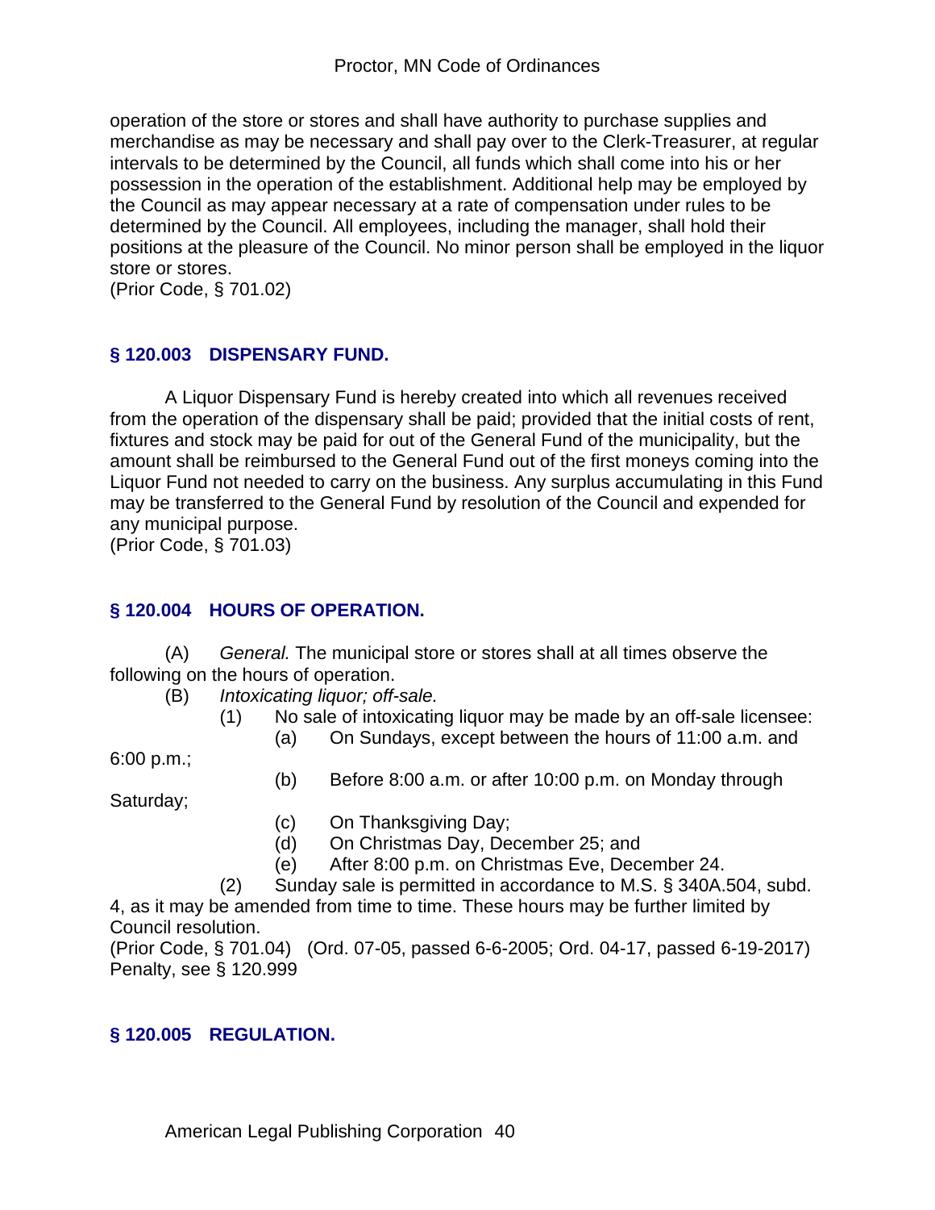operation of the store or stores and shall have authority to purchase supplies and merchandise as may be necessary and shall pay over to the Clerk-Treasurer, at regular intervals to be determined by the Council, all funds which shall come into his or her possession in the operation of the establishment. Additional help may be employed by the Council as may appear necessary at a rate of compensation under rules to be determined by the Council. All employees, including the manager, shall hold their positions at the pleasure of the Council. No minor person shall be employed in the liquor store or stores.
(Prior Code, § 701.02)

### § 120.003 DISPENSARY FUND.

A Liquor Dispensary Fund is hereby created into which all revenues received from the operation of the dispensary shall be paid; provided that the initial costs of rent, fixtures and stock may be paid for out of the General Fund of the municipality, but the amount shall be reimbursed to the General Fund out of the first moneys coming into the Liquor Fund not needed to carry on the business. Any surplus accumulating in this Fund may be transferred to the General Fund by resolution of the Council and expended for any municipal purpose.
(Prior Code, § 701.03)

### § 120.004 HOURS OF OPERATION.

(A) *General.* The municipal store or stores shall at all times observe the following on the hours of operation.

(B) *Intoxicating liquor; off-sale.*

(1) No sale of intoxicating liquor may be made by an off-sale licensee:

(a) On Sundays, except between the hours of 11:00 a.m. and 6:00 p.m.;

(b) Before 8:00 a.m. or after 10:00 p.m. on Monday through Saturday;

(c) On Thanksgiving Day;

(d) On Christmas Day, December 25; and

(e) After 8:00 p.m. on Christmas Eve, December 24.

(2) Sunday sale is permitted in accordance to M.S. § 340A.504, subd. 4, as it may be amended from time to time. These hours may be further limited by Council resolution.

(Prior Code, § 701.04) (Ord. 07-05, passed 6-6-2005; Ord. 04-17, passed 6-19-2017) Penalty, see § 120.999

### § 120.005 REGULATION.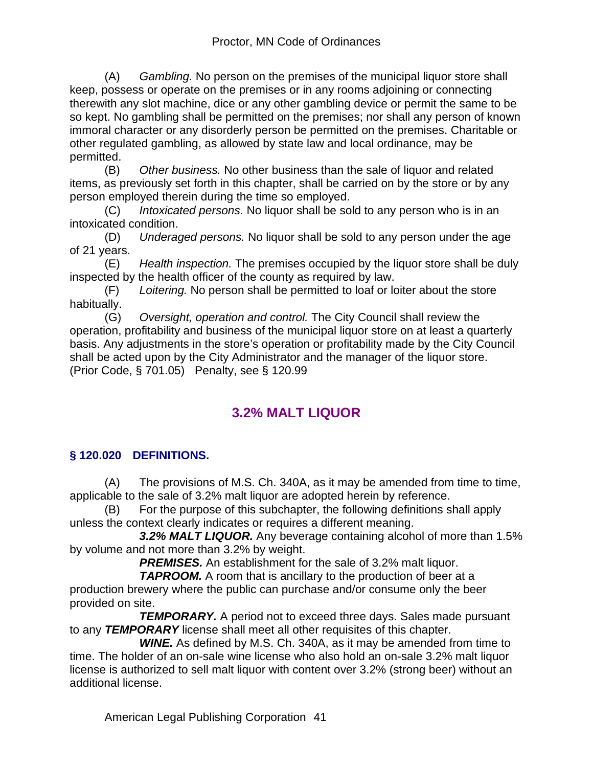(A) *Gambling.* No person on the premises of the municipal liquor store shall keep, possess or operate on the premises or in any rooms adjoining or connecting therewith any slot machine, dice or any other gambling device or permit the same to be so kept. No gambling shall be permitted on the premises; nor shall any person of known immoral character or any disorderly person be permitted on the premises. Charitable or other regulated gambling, as allowed by state law and local ordinance, may be permitted.

(B) *Other business.* No other business than the sale of liquor and related items, as previously set forth in this chapter, shall be carried on by the store or by any person employed therein during the time so employed.

(C) *Intoxicated persons.* No liquor shall be sold to any person who is in an intoxicated condition.

(D) *Underaged persons.* No liquor shall be sold to any person under the age of 21 years.

(E) *Health inspection.* The premises occupied by the liquor store shall be duly inspected by the health officer of the county as required by law.

(F) *Loitering.* No person shall be permitted to loaf or loiter about the store habitually.

(G) *Oversight, operation and control.* The City Council shall review the operation, profitability and business of the municipal liquor store on at least a quarterly basis. Any adjustments in the store's operation or profitability made by the City Council shall be acted upon by the City Administrator and the manager of the liquor store.

(Prior Code, § 701.05) Penalty, see § 120.99

## 3.2% MALT LIQUOR

### § 120.020 DEFINITIONS.

(A) The provisions of M.S. Ch. 340A, as it may be amended from time to time, applicable to the sale of 3.2% malt liquor are adopted herein by reference.

(B) For the purpose of this subchapter, the following definitions shall apply unless the context clearly indicates or requires a different meaning.

***3.2% MALT LIQUOR.*** Any beverage containing alcohol of more than 1.5% by volume and not more than 3.2% by weight.

***PREMISES.*** An establishment for the sale of 3.2% malt liquor.

***TAPROOM.*** A room that is ancillary to the production of beer at a production brewery where the public can purchase and/or consume only the beer provided on site.

***TEMPORARY.*** A period not to exceed three days. Sales made pursuant to any ***TEMPORARY*** license shall meet all other requisites of this chapter.

***WINE.*** As defined by M.S. Ch. 340A, as it may be amended from time to time. The holder of an on-sale wine license who also hold an on-sale 3.2% malt liquor license is authorized to sell malt liquor with content over 3.2% (strong beer) without an additional license.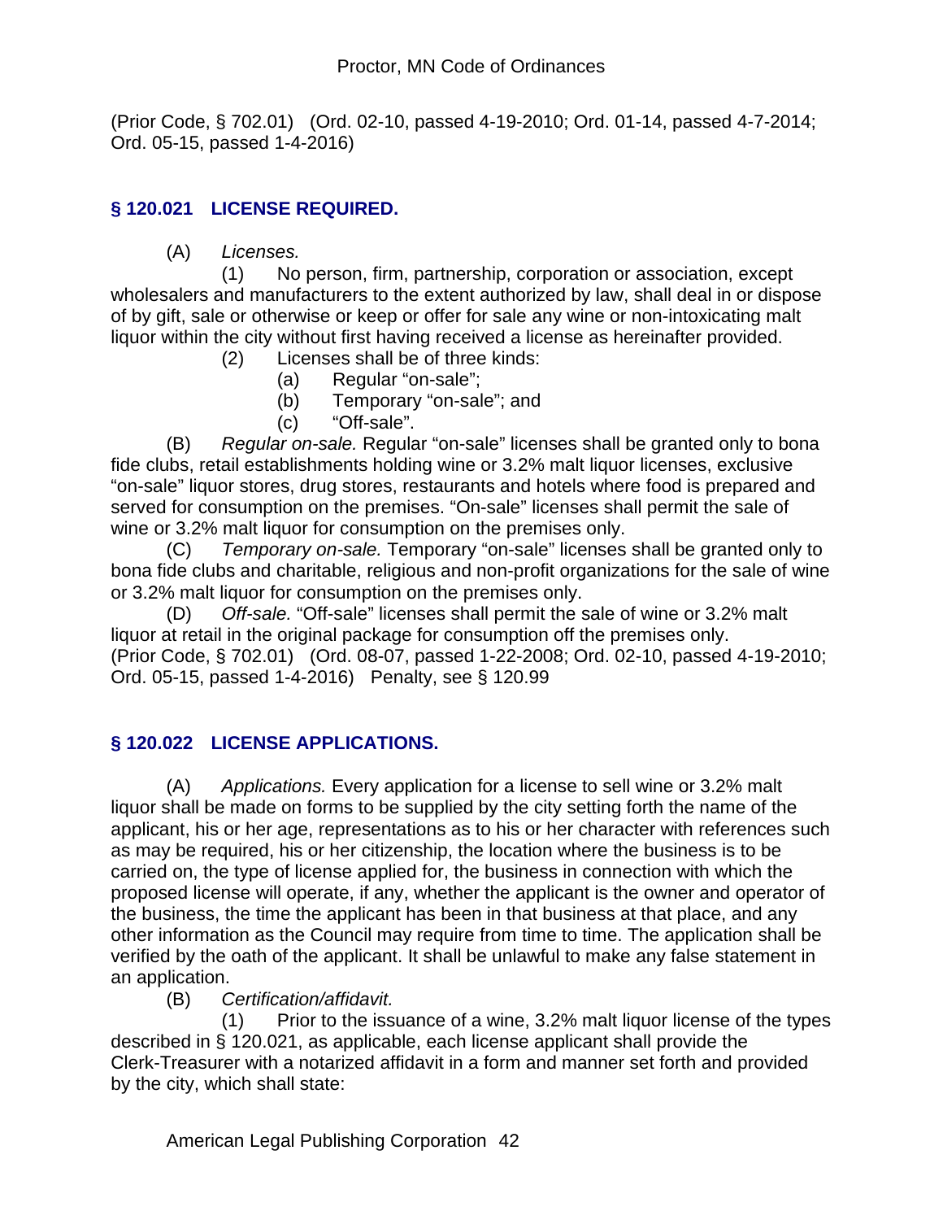(Prior Code, § 702.01) (Ord. 02-10, passed 4-19-2010; Ord. 01-14, passed 4-7-2014; Ord. 05-15, passed 1-4-2016)

## § 120.021 LICENSE REQUIRED.

(A) *Licenses.*

(1) No person, firm, partnership, corporation or association, except wholesalers and manufacturers to the extent authorized by law, shall deal in or dispose of by gift, sale or otherwise or keep or offer for sale any wine or non-intoxicating malt liquor within the city without first having received a license as hereinafter provided.

(2) Licenses shall be of three kinds:

(a) Regular "on-sale";

(b) Temporary "on-sale"; and

(c) "Off-sale".

(B) *Regular on-sale.* Regular "on-sale" licenses shall be granted only to bona fide clubs, retail establishments holding wine or 3.2% malt liquor licenses, exclusive "on-sale" liquor stores, drug stores, restaurants and hotels where food is prepared and served for consumption on the premises. "On-sale" licenses shall permit the sale of wine or 3.2% malt liquor for consumption on the premises only.

(C) *Temporary on-sale.* Temporary "on-sale" licenses shall be granted only to bona fide clubs and charitable, religious and non-profit organizations for the sale of wine or 3.2% malt liquor for consumption on the premises only.

(D) *Off-sale.* "Off-sale" licenses shall permit the sale of wine or 3.2% malt liquor at retail in the original package for consumption off the premises only.

(Prior Code, § 702.01) (Ord. 08-07, passed 1-22-2008; Ord. 02-10, passed 4-19-2010; Ord. 05-15, passed 1-4-2016) Penalty, see § 120.99

## § 120.022 LICENSE APPLICATIONS.

(A) *Applications.* Every application for a license to sell wine or 3.2% malt liquor shall be made on forms to be supplied by the city setting forth the name of the applicant, his or her age, representations as to his or her character with references such as may be required, his or her citizenship, the location where the business is to be carried on, the type of license applied for, the business in connection with which the proposed license will operate, if any, whether the applicant is the owner and operator of the business, the time the applicant has been in that business at that place, and any other information as the Council may require from time to time. The application shall be verified by the oath of the applicant. It shall be unlawful to make any false statement in an application.

(B) *Certification/affidavit.*

(1) Prior to the issuance of a wine, 3.2% malt liquor license of the types described in § 120.021, as applicable, each license applicant shall provide the Clerk-Treasurer with a notarized affidavit in a form and manner set forth and provided by the city, which shall state: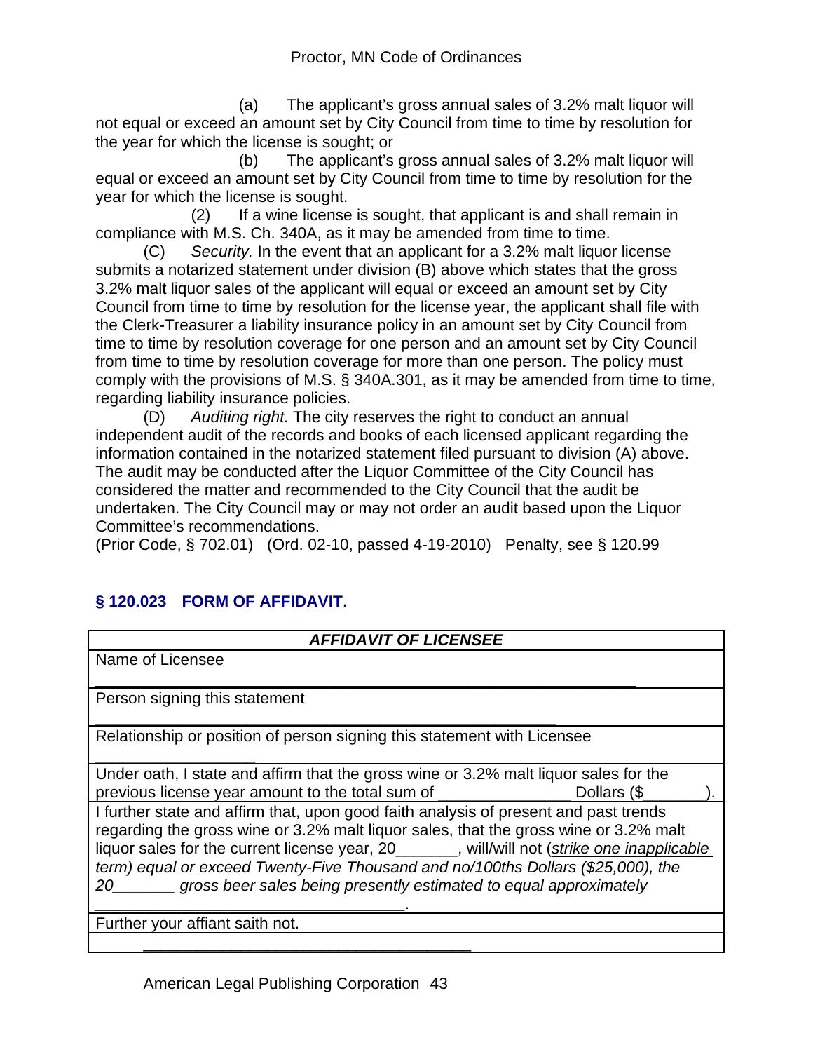(a) The applicant's gross annual sales of 3.2% malt liquor will not equal or exceed an amount set by City Council from time to time by resolution for the year for which the license is sought; or

(b) The applicant's gross annual sales of 3.2% malt liquor will equal or exceed an amount set by City Council from time to time by resolution for the year for which the license is sought.

(2) If a wine license is sought, that applicant is and shall remain in compliance with M.S. Ch. 340A, as it may be amended from time to time.

(C) *Security.* In the event that an applicant for a 3.2% malt liquor license submits a notarized statement under division (B) above which states that the gross 3.2% malt liquor sales of the applicant will equal or exceed an amount set by City Council from time to time by resolution for the license year, the applicant shall file with the Clerk-Treasurer a liability insurance policy in an amount set by City Council from time to time by resolution coverage for one person and an amount set by City Council from time to time by resolution coverage for more than one person. The policy must comply with the provisions of M.S. § 340A.301, as it may be amended from time to time, regarding liability insurance policies.

(D) *Auditing right.* The city reserves the right to conduct an annual independent audit of the records and books of each licensed applicant regarding the information contained in the notarized statement filed pursuant to division (A) above. The audit may be conducted after the Liquor Committee of the City Council has considered the matter and recommended to the City Council that the audit be undertaken. The City Council may or may not order an audit based upon the Liquor Committee's recommendations.

(Prior Code, § 702.01) (Ord. 02-10, passed 4-19-2010) Penalty, see § 120.99

## § 120.023 FORM OF AFFIDAVIT.

| ***AFFIDAVIT OF LICENSEE*** |
|---|
| Name of Licensee<br>________________________________________________________________ |
| Person signing this statement<br>_______________________________________________________ |
| Relationship or position of person signing this statement with Licensee<br>___________________ |
| Under oath, I state and affirm that the gross wine or 3.2% malt liquor sales for the previous license year amount to the total sum of _______________ Dollars ($_______). |
| I further state and affirm that, upon good faith analysis of present and past trends regarding the gross wine or 3.2% malt liquor sales, that the gross wine or 3.2% malt liquor sales for the current license year, 20_______, will/will not (*strike one inapplicable term*) *equal or exceed Twenty-Five Thousand and no/100ths Dollars ($25,000), the 20_______ gross beer sales being presently estimated to equal approximately* ____________________________________. |
| Further your affiant saith not. |
| _______________________________________ |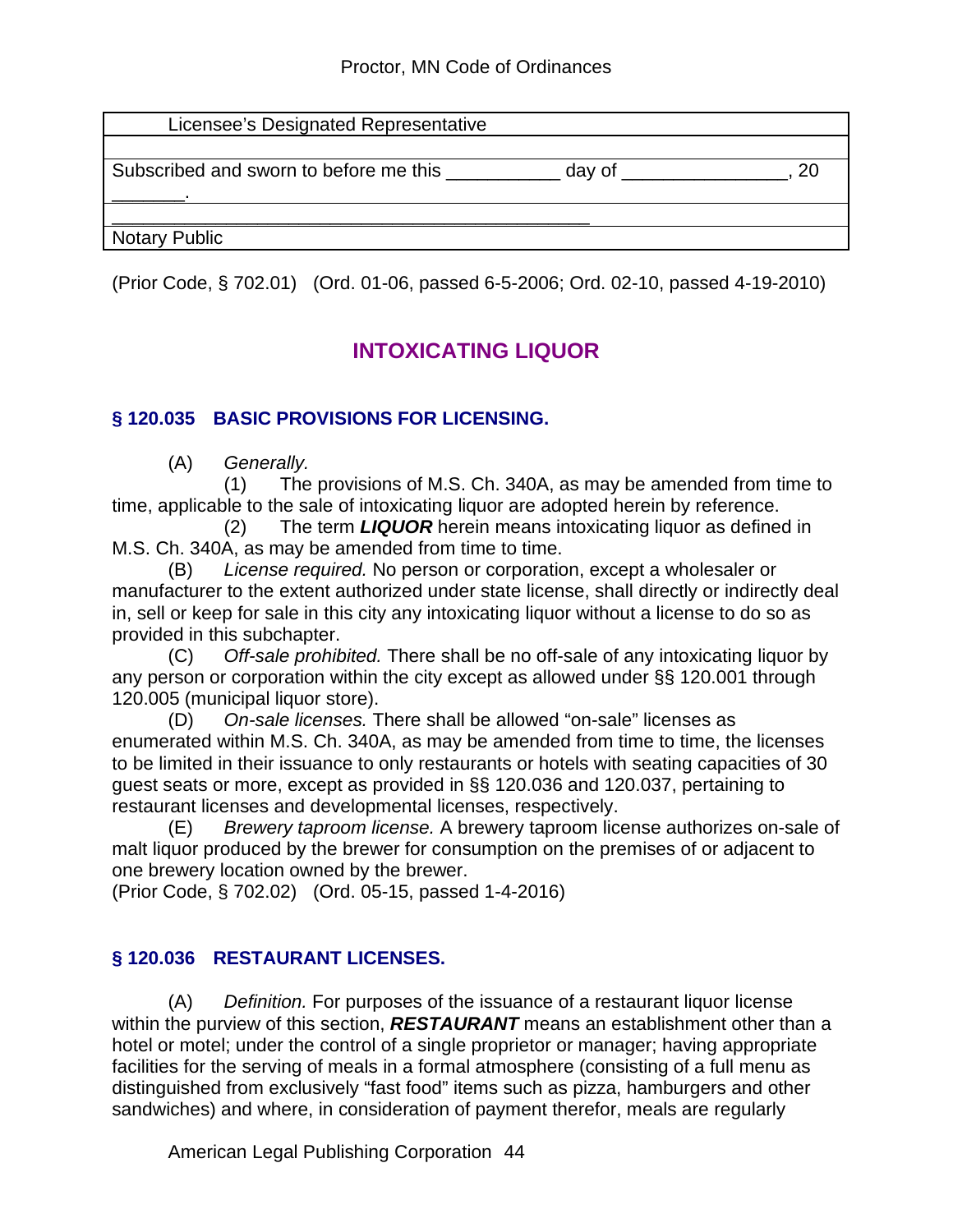| Licensee's Designated Representative |
|---|
| |
| Subscribed and sworn to before me this ___________ day of ________________, 20 _______. |
| _______________________________________________ |
| Notary Public |

(Prior Code, § 702.01) (Ord. 01-06, passed 6-5-2006; Ord. 02-10, passed 4-19-2010)

## INTOXICATING LIQUOR

### § 120.035 BASIC PROVISIONS FOR LICENSING.

(A) *Generally.*

(1) The provisions of M.S. Ch. 340A, as may be amended from time to time, applicable to the sale of intoxicating liquor are adopted herein by reference.

(2) The term ***LIQUOR*** herein means intoxicating liquor as defined in M.S. Ch. 340A, as may be amended from time to time.

(B) *License required.* No person or corporation, except a wholesaler or manufacturer to the extent authorized under state license, shall directly or indirectly deal in, sell or keep for sale in this city any intoxicating liquor without a license to do so as provided in this subchapter.

(C) *Off-sale prohibited.* There shall be no off-sale of any intoxicating liquor by any person or corporation within the city except as allowed under §§ 120.001 through 120.005 (municipal liquor store).

(D) *On-sale licenses.* There shall be allowed "on-sale" licenses as enumerated within M.S. Ch. 340A, as may be amended from time to time, the licenses to be limited in their issuance to only restaurants or hotels with seating capacities of 30 guest seats or more, except as provided in §§ 120.036 and 120.037, pertaining to restaurant licenses and developmental licenses, respectively.

(E) *Brewery taproom license.* A brewery taproom license authorizes on-sale of malt liquor produced by the brewer for consumption on the premises of or adjacent to one brewery location owned by the brewer.

(Prior Code, § 702.02) (Ord. 05-15, passed 1-4-2016)

### § 120.036 RESTAURANT LICENSES.

(A) *Definition.* For purposes of the issuance of a restaurant liquor license within the purview of this section, ***RESTAURANT*** means an establishment other than a hotel or motel; under the control of a single proprietor or manager; having appropriate facilities for the serving of meals in a formal atmosphere (consisting of a full menu as distinguished from exclusively "fast food" items such as pizza, hamburgers and other sandwiches) and where, in consideration of payment therefor, meals are regularly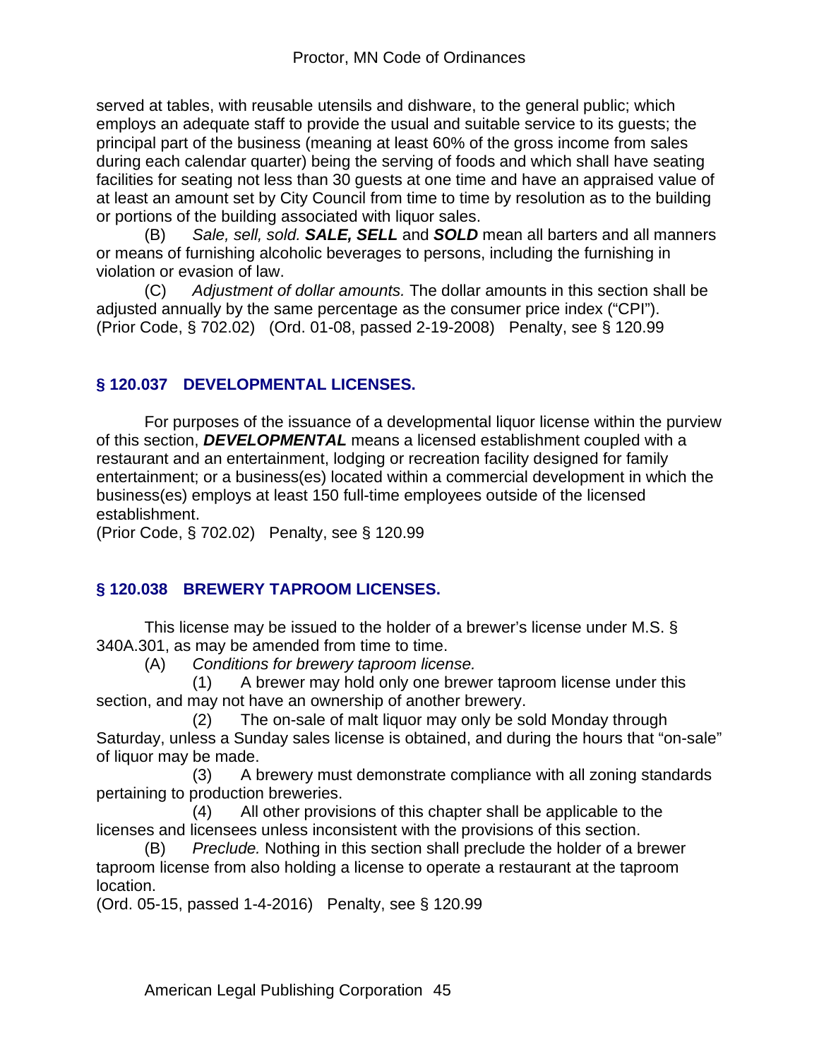served at tables, with reusable utensils and dishware, to the general public; which employs an adequate staff to provide the usual and suitable service to its guests; the principal part of the business (meaning at least 60% of the gross income from sales during each calendar quarter) being the serving of foods and which shall have seating facilities for seating not less than 30 guests at one time and have an appraised value of at least an amount set by City Council from time to time by resolution as to the building or portions of the building associated with liquor sales.

(B) *Sale, sell, sold.* ***SALE, SELL*** and ***SOLD*** mean all barters and all manners or means of furnishing alcoholic beverages to persons, including the furnishing in violation or evasion of law.

(C) *Adjustment of dollar amounts.* The dollar amounts in this section shall be adjusted annually by the same percentage as the consumer price index ("CPI").
(Prior Code, § 702.02) (Ord. 01-08, passed 2-19-2008) Penalty, see § 120.99

## § 120.037 DEVELOPMENTAL LICENSES.

For purposes of the issuance of a developmental liquor license within the purview of this section, ***DEVELOPMENTAL*** means a licensed establishment coupled with a restaurant and an entertainment, lodging or recreation facility designed for family entertainment; or a business(es) located within a commercial development in which the business(es) employs at least 150 full-time employees outside of the licensed establishment.
(Prior Code, § 702.02) Penalty, see § 120.99

## § 120.038 BREWERY TAPROOM LICENSES.

This license may be issued to the holder of a brewer's license under M.S. § 340A.301, as may be amended from time to time.

(A) *Conditions for brewery taproom license.*

(1) A brewer may hold only one brewer taproom license under this section, and may not have an ownership of another brewery.

(2) The on-sale of malt liquor may only be sold Monday through Saturday, unless a Sunday sales license is obtained, and during the hours that "on-sale" of liquor may be made.

(3) A brewery must demonstrate compliance with all zoning standards pertaining to production breweries.

(4) All other provisions of this chapter shall be applicable to the licenses and licensees unless inconsistent with the provisions of this section.

(B) *Preclude.* Nothing in this section shall preclude the holder of a brewer taproom license from also holding a license to operate a restaurant at the taproom location.
(Ord. 05-15, passed 1-4-2016) Penalty, see § 120.99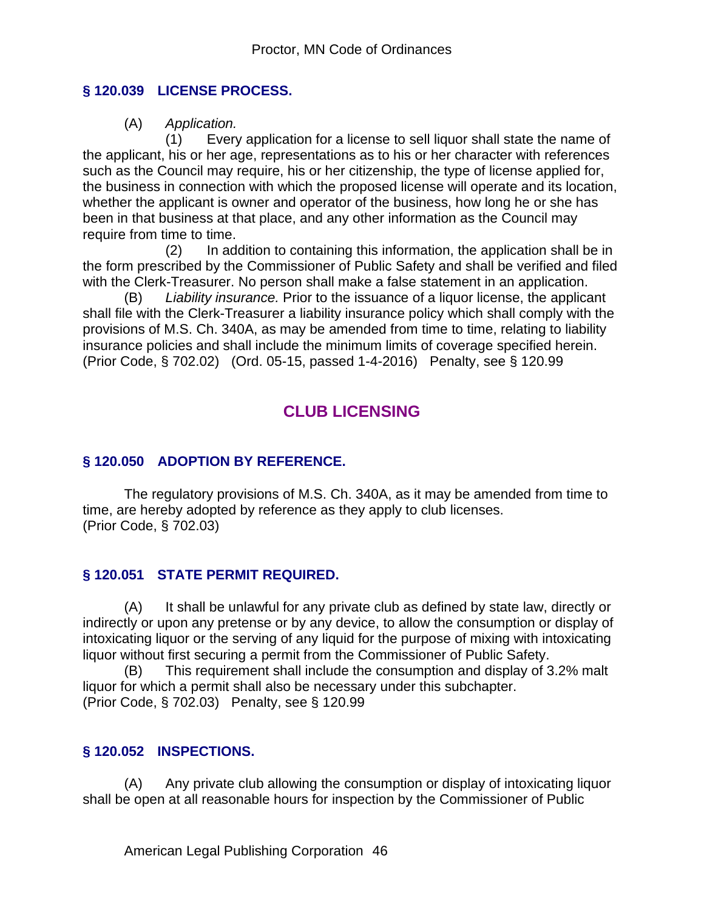### § 120.039 LICENSE PROCESS.

(A) *Application.*

(1) Every application for a license to sell liquor shall state the name of the applicant, his or her age, representations as to his or her character with references such as the Council may require, his or her citizenship, the type of license applied for, the business in connection with which the proposed license will operate and its location, whether the applicant is owner and operator of the business, how long he or she has been in that business at that place, and any other information as the Council may require from time to time.

(2) In addition to containing this information, the application shall be in the form prescribed by the Commissioner of Public Safety and shall be verified and filed with the Clerk-Treasurer. No person shall make a false statement in an application.

(B) *Liability insurance.* Prior to the issuance of a liquor license, the applicant shall file with the Clerk-Treasurer a liability insurance policy which shall comply with the provisions of M.S. Ch. 340A, as may be amended from time to time, relating to liability insurance policies and shall include the minimum limits of coverage specified herein.
(Prior Code, § 702.02) (Ord. 05-15, passed 1-4-2016) Penalty, see § 120.99

## CLUB LICENSING

### § 120.050 ADOPTION BY REFERENCE.

The regulatory provisions of M.S. Ch. 340A, as it may be amended from time to time, are hereby adopted by reference as they apply to club licenses.
(Prior Code, § 702.03)

### § 120.051 STATE PERMIT REQUIRED.

(A) It shall be unlawful for any private club as defined by state law, directly or indirectly or upon any pretense or by any device, to allow the consumption or display of intoxicating liquor or the serving of any liquid for the purpose of mixing with intoxicating liquor without first securing a permit from the Commissioner of Public Safety.

(B) This requirement shall include the consumption and display of 3.2% malt liquor for which a permit shall also be necessary under this subchapter.
(Prior Code, § 702.03) Penalty, see § 120.99

### § 120.052 INSPECTIONS.

(A) Any private club allowing the consumption or display of intoxicating liquor shall be open at all reasonable hours for inspection by the Commissioner of Public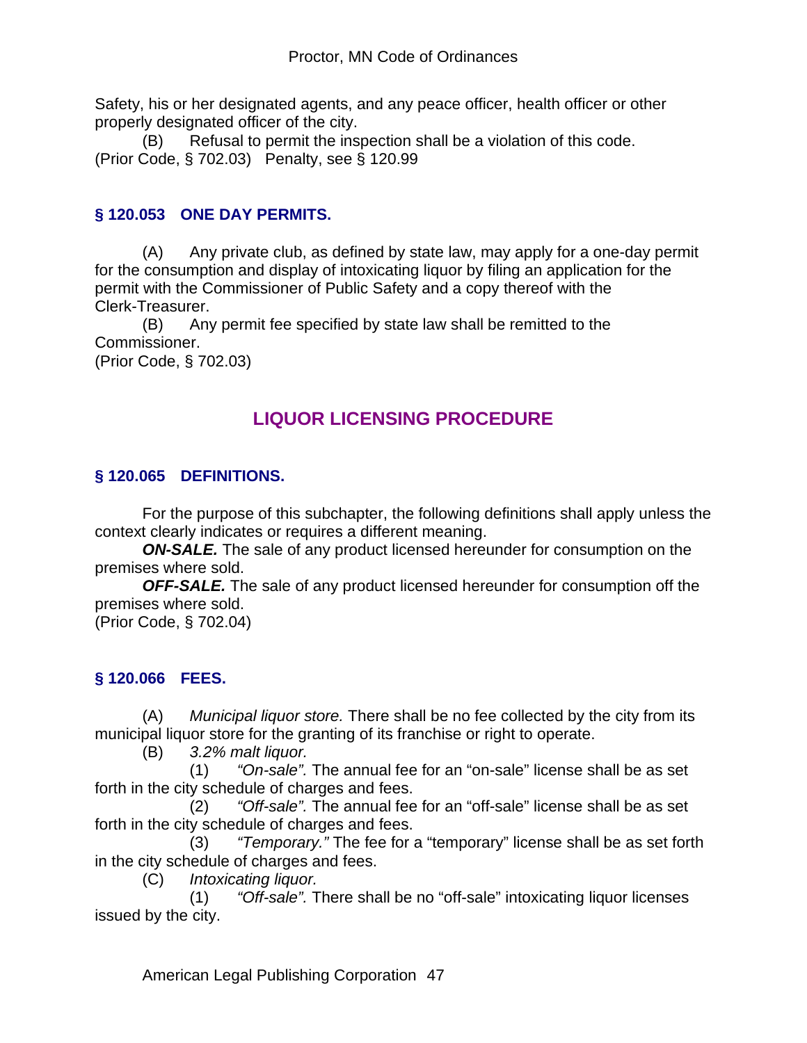Safety, his or her designated agents, and any peace officer, health officer or other properly designated officer of the city.

(B) Refusal to permit the inspection shall be a violation of this code.

(Prior Code, § 702.03) Penalty, see § 120.99

### § 120.053 ONE DAY PERMITS.

(A) Any private club, as defined by state law, may apply for a one-day permit for the consumption and display of intoxicating liquor by filing an application for the permit with the Commissioner of Public Safety and a copy thereof with the Clerk-Treasurer.

(B) Any permit fee specified by state law shall be remitted to the Commissioner.

(Prior Code, § 702.03)

## LIQUOR LICENSING PROCEDURE

### § 120.065 DEFINITIONS.

For the purpose of this subchapter, the following definitions shall apply unless the context clearly indicates or requires a different meaning.

***ON-SALE.*** The sale of any product licensed hereunder for consumption on the premises where sold.

***OFF-SALE.*** The sale of any product licensed hereunder for consumption off the premises where sold.

(Prior Code, § 702.04)

### § 120.066 FEES.

(A) *Municipal liquor store.* There shall be no fee collected by the city from its municipal liquor store for the granting of its franchise or right to operate.

(B) *3.2% malt liquor.*

(1) *"On-sale".* The annual fee for an "on-sale" license shall be as set forth in the city schedule of charges and fees.

(2) *"Off-sale".* The annual fee for an "off-sale" license shall be as set forth in the city schedule of charges and fees.

(3) *"Temporary."* The fee for a "temporary" license shall be as set forth in the city schedule of charges and fees.

(C) *Intoxicating liquor.*

(1) *"Off-sale".* There shall be no "off-sale" intoxicating liquor licenses issued by the city.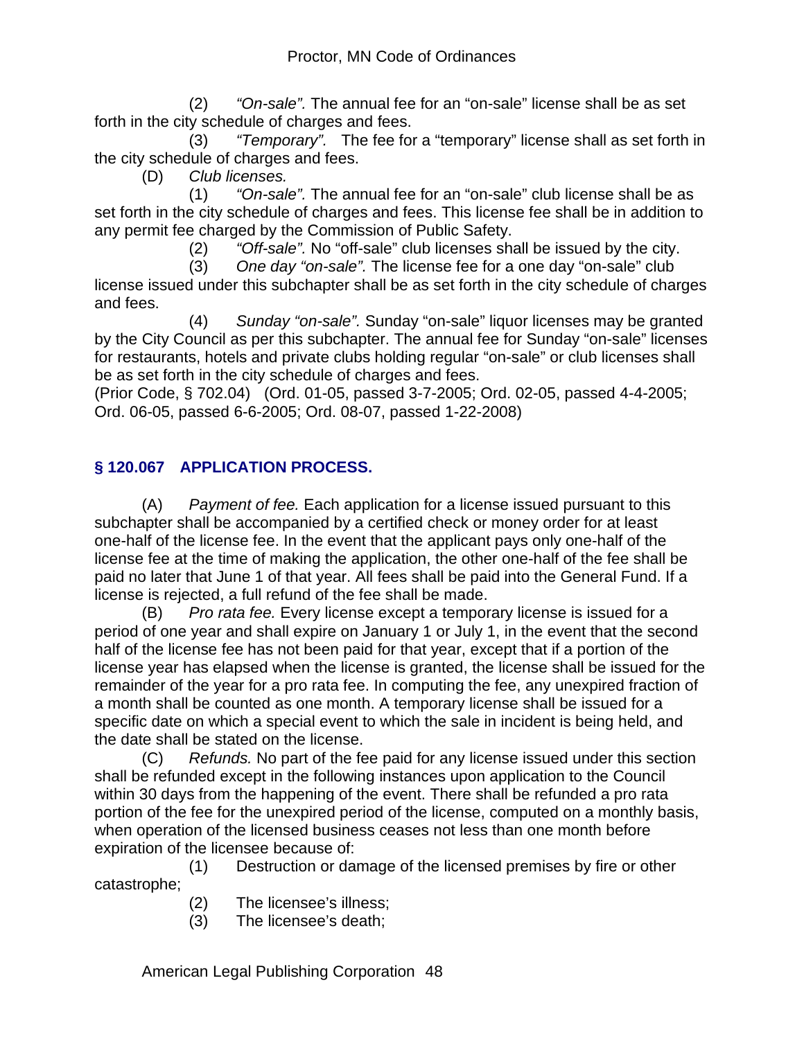(2) *"On-sale".* The annual fee for an "on-sale" license shall be as set forth in the city schedule of charges and fees.

(3) *"Temporary".* The fee for a "temporary" license shall as set forth in the city schedule of charges and fees.

(D) *Club licenses.*

(1) *"On-sale".* The annual fee for an "on-sale" club license shall be as set forth in the city schedule of charges and fees. This license fee shall be in addition to any permit fee charged by the Commission of Public Safety.

(2) *"Off-sale".* No "off-sale" club licenses shall be issued by the city.

(3) *One day "on-sale".* The license fee for a one day "on-sale" club license issued under this subchapter shall be as set forth in the city schedule of charges and fees.

(4) *Sunday "on-sale".* Sunday "on-sale" liquor licenses may be granted by the City Council as per this subchapter. The annual fee for Sunday "on-sale" licenses for restaurants, hotels and private clubs holding regular "on-sale" or club licenses shall be as set forth in the city schedule of charges and fees.

(Prior Code, § 702.04) (Ord. 01-05, passed 3-7-2005; Ord. 02-05, passed 4-4-2005; Ord. 06-05, passed 6-6-2005; Ord. 08-07, passed 1-22-2008)

## § 120.067 APPLICATION PROCESS.

(A) *Payment of fee.* Each application for a license issued pursuant to this subchapter shall be accompanied by a certified check or money order for at least one-half of the license fee. In the event that the applicant pays only one-half of the license fee at the time of making the application, the other one-half of the fee shall be paid no later that June 1 of that year. All fees shall be paid into the General Fund. If a license is rejected, a full refund of the fee shall be made.

(B) *Pro rata fee.* Every license except a temporary license is issued for a period of one year and shall expire on January 1 or July 1, in the event that the second half of the license fee has not been paid for that year, except that if a portion of the license year has elapsed when the license is granted, the license shall be issued for the remainder of the year for a pro rata fee. In computing the fee, any unexpired fraction of a month shall be counted as one month. A temporary license shall be issued for a specific date on which a special event to which the sale in incident is being held, and the date shall be stated on the license.

(C) *Refunds.* No part of the fee paid for any license issued under this section shall be refunded except in the following instances upon application to the Council within 30 days from the happening of the event. There shall be refunded a pro rata portion of the fee for the unexpired period of the license, computed on a monthly basis, when operation of the licensed business ceases not less than one month before expiration of the licensee because of:

(1) Destruction or damage of the licensed premises by fire or other catastrophe;

(2) The licensee's illness;

(3) The licensee's death;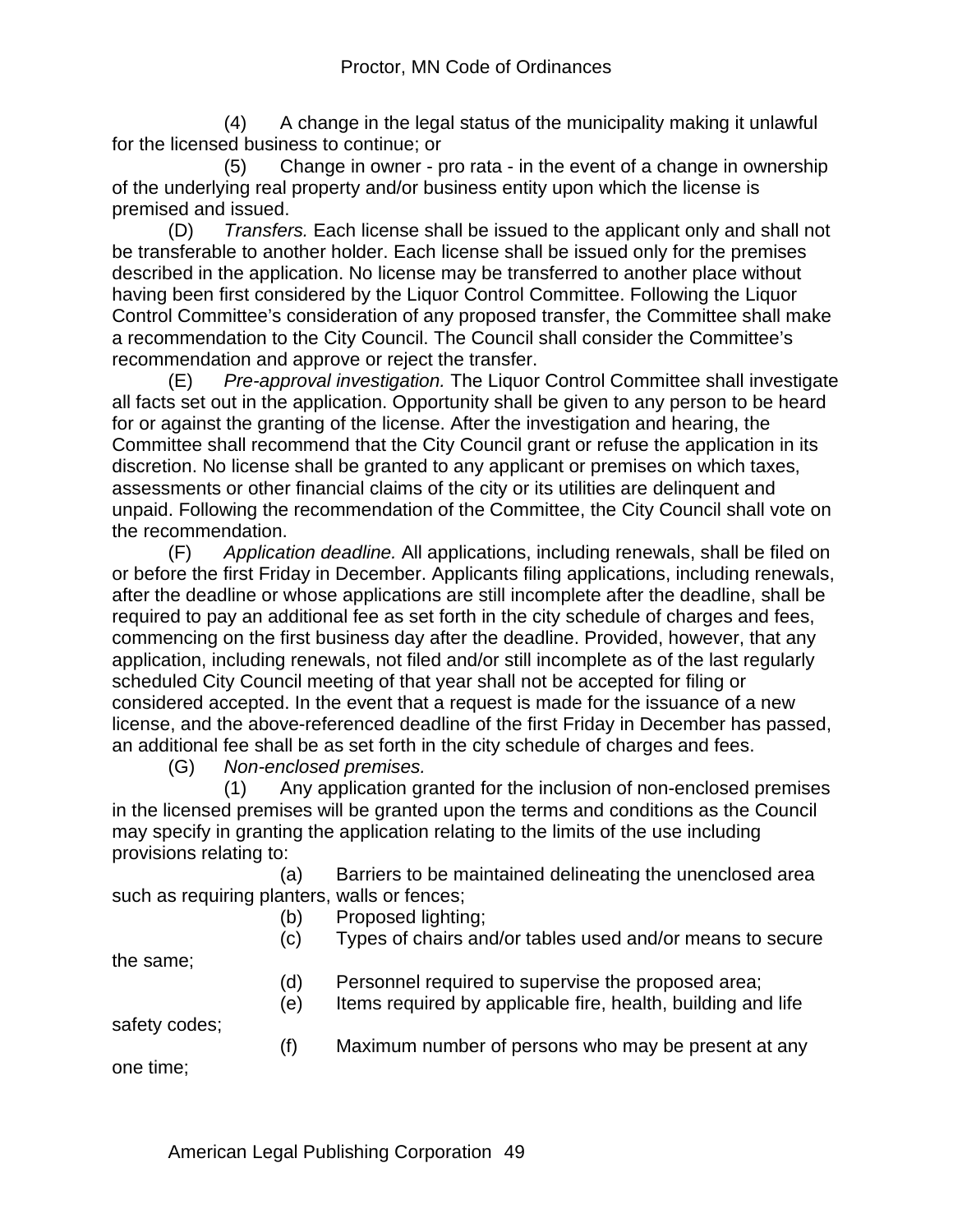(4) A change in the legal status of the municipality making it unlawful for the licensed business to continue; or

(5) Change in owner - pro rata - in the event of a change in ownership of the underlying real property and/or business entity upon which the license is premised and issued.

(D) *Transfers.* Each license shall be issued to the applicant only and shall not be transferable to another holder. Each license shall be issued only for the premises described in the application. No license may be transferred to another place without having been first considered by the Liquor Control Committee. Following the Liquor Control Committee's consideration of any proposed transfer, the Committee shall make a recommendation to the City Council. The Council shall consider the Committee's recommendation and approve or reject the transfer.

(E) *Pre-approval investigation.* The Liquor Control Committee shall investigate all facts set out in the application. Opportunity shall be given to any person to be heard for or against the granting of the license. After the investigation and hearing, the Committee shall recommend that the City Council grant or refuse the application in its discretion. No license shall be granted to any applicant or premises on which taxes, assessments or other financial claims of the city or its utilities are delinquent and unpaid. Following the recommendation of the Committee, the City Council shall vote on the recommendation.

(F) *Application deadline.* All applications, including renewals, shall be filed on or before the first Friday in December. Applicants filing applications, including renewals, after the deadline or whose applications are still incomplete after the deadline, shall be required to pay an additional fee as set forth in the city schedule of charges and fees, commencing on the first business day after the deadline. Provided, however, that any application, including renewals, not filed and/or still incomplete as of the last regularly scheduled City Council meeting of that year shall not be accepted for filing or considered accepted. In the event that a request is made for the issuance of a new license, and the above-referenced deadline of the first Friday in December has passed, an additional fee shall be as set forth in the city schedule of charges and fees.

(G) *Non-enclosed premises.*

(1) Any application granted for the inclusion of non-enclosed premises in the licensed premises will be granted upon the terms and conditions as the Council may specify in granting the application relating to the limits of the use including provisions relating to:

(a) Barriers to be maintained delineating the unenclosed area such as requiring planters, walls or fences;

(b) Proposed lighting;

(c) Types of chairs and/or tables used and/or means to secure the same;

(d) Personnel required to supervise the proposed area;

(e) Items required by applicable fire, health, building and life safety codes;

(f) Maximum number of persons who may be present at any one time;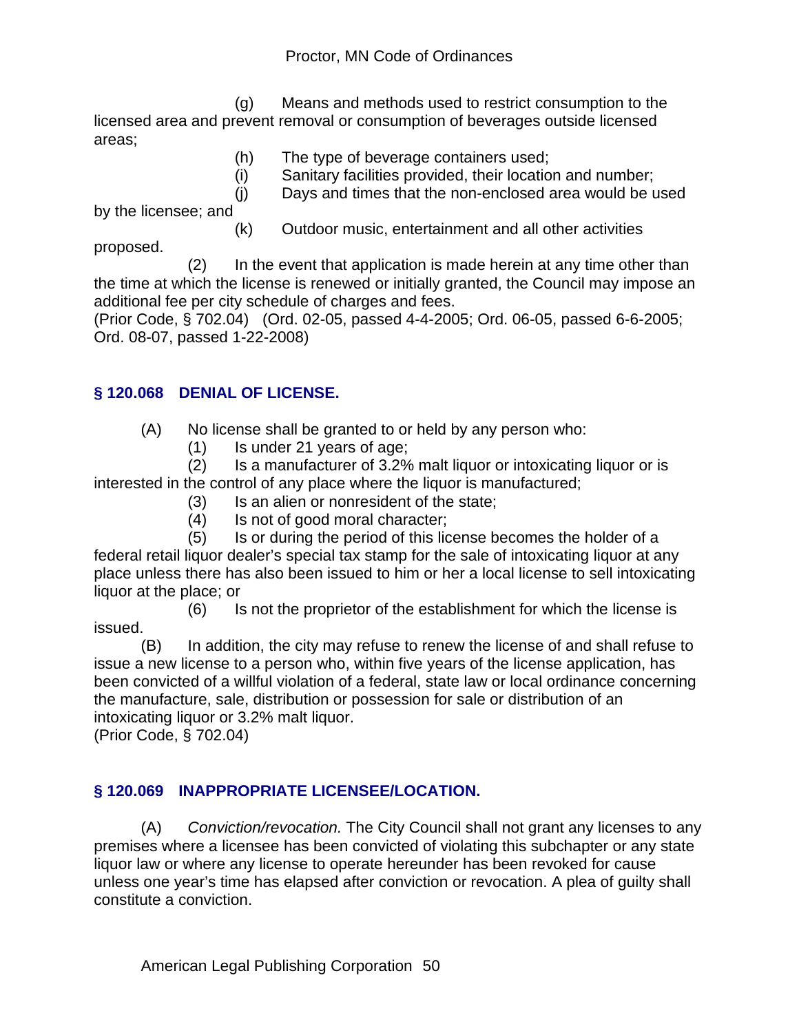(g) Means and methods used to restrict consumption to the licensed area and prevent removal or consumption of beverages outside licensed areas;

(h) The type of beverage containers used;

(i) Sanitary facilities provided, their location and number;

(j) Days and times that the non-enclosed area would be used by the licensee; and

(k) Outdoor music, entertainment and all other activities proposed.

(2) In the event that application is made herein at any time other than the time at which the license is renewed or initially granted, the Council may impose an additional fee per city schedule of charges and fees.

(Prior Code, § 702.04) (Ord. 02-05, passed 4-4-2005; Ord. 06-05, passed 6-6-2005; Ord. 08-07, passed 1-22-2008)

## § 120.068 DENIAL OF LICENSE.

(A) No license shall be granted to or held by any person who:

(1) Is under 21 years of age;

(2) Is a manufacturer of 3.2% malt liquor or intoxicating liquor or is interested in the control of any place where the liquor is manufactured;

(3) Is an alien or nonresident of the state;

(4) Is not of good moral character;

(5) Is or during the period of this license becomes the holder of a federal retail liquor dealer's special tax stamp for the sale of intoxicating liquor at any place unless there has also been issued to him or her a local license to sell intoxicating liquor at the place; or

(6) Is not the proprietor of the establishment for which the license is issued.

(B) In addition, the city may refuse to renew the license of and shall refuse to issue a new license to a person who, within five years of the license application, has been convicted of a willful violation of a federal, state law or local ordinance concerning the manufacture, sale, distribution or possession for sale or distribution of an intoxicating liquor or 3.2% malt liquor.

(Prior Code, § 702.04)

## § 120.069 INAPPROPRIATE LICENSEE/LOCATION.

(A) *Conviction/revocation.* The City Council shall not grant any licenses to any premises where a licensee has been convicted of violating this subchapter or any state liquor law or where any license to operate hereunder has been revoked for cause unless one year's time has elapsed after conviction or revocation. A plea of guilty shall constitute a conviction.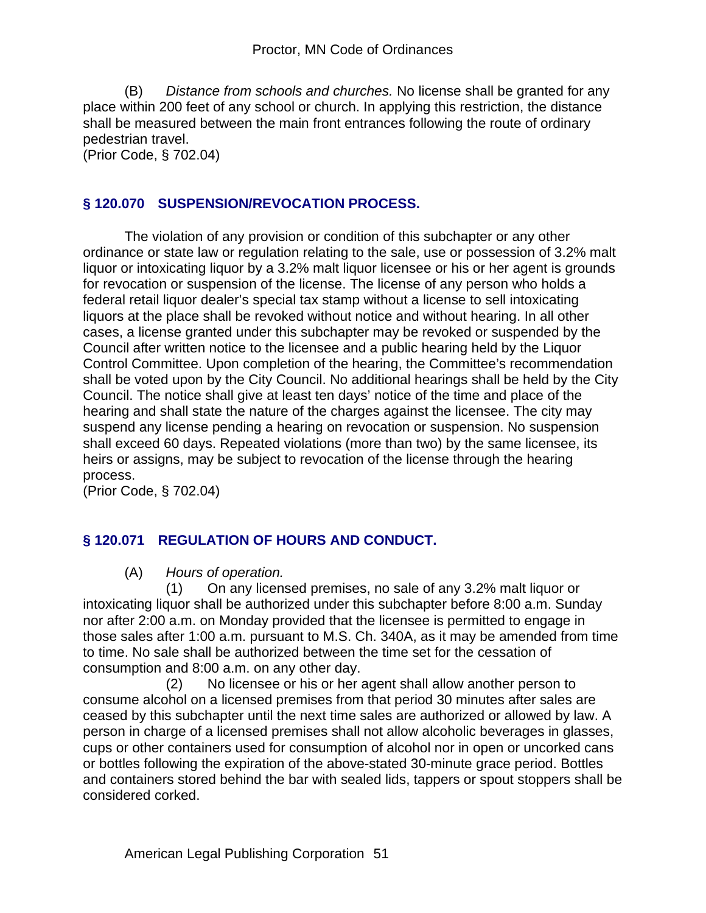(B) *Distance from schools and churches.* No license shall be granted for any place within 200 feet of any school or church. In applying this restriction, the distance shall be measured between the main front entrances following the route of ordinary pedestrian travel.
(Prior Code, § 702.04)

## § 120.070 SUSPENSION/REVOCATION PROCESS.

The violation of any provision or condition of this subchapter or any other ordinance or state law or regulation relating to the sale, use or possession of 3.2% malt liquor or intoxicating liquor by a 3.2% malt liquor licensee or his or her agent is grounds for revocation or suspension of the license. The license of any person who holds a federal retail liquor dealer's special tax stamp without a license to sell intoxicating liquors at the place shall be revoked without notice and without hearing. In all other cases, a license granted under this subchapter may be revoked or suspended by the Council after written notice to the licensee and a public hearing held by the Liquor Control Committee. Upon completion of the hearing, the Committee's recommendation shall be voted upon by the City Council. No additional hearings shall be held by the City Council. The notice shall give at least ten days' notice of the time and place of the hearing and shall state the nature of the charges against the licensee. The city may suspend any license pending a hearing on revocation or suspension. No suspension shall exceed 60 days. Repeated violations (more than two) by the same licensee, its heirs or assigns, may be subject to revocation of the license through the hearing process.
(Prior Code, § 702.04)

## § 120.071 REGULATION OF HOURS AND CONDUCT.

(A) *Hours of operation.*

(1) On any licensed premises, no sale of any 3.2% malt liquor or intoxicating liquor shall be authorized under this subchapter before 8:00 a.m. Sunday nor after 2:00 a.m. on Monday provided that the licensee is permitted to engage in those sales after 1:00 a.m. pursuant to M.S. Ch. 340A, as it may be amended from time to time. No sale shall be authorized between the time set for the cessation of consumption and 8:00 a.m. on any other day.

(2) No licensee or his or her agent shall allow another person to consume alcohol on a licensed premises from that period 30 minutes after sales are ceased by this subchapter until the next time sales are authorized or allowed by law. A person in charge of a licensed premises shall not allow alcoholic beverages in glasses, cups or other containers used for consumption of alcohol nor in open or uncorked cans or bottles following the expiration of the above-stated 30-minute grace period. Bottles and containers stored behind the bar with sealed lids, tappers or spout stoppers shall be considered corked.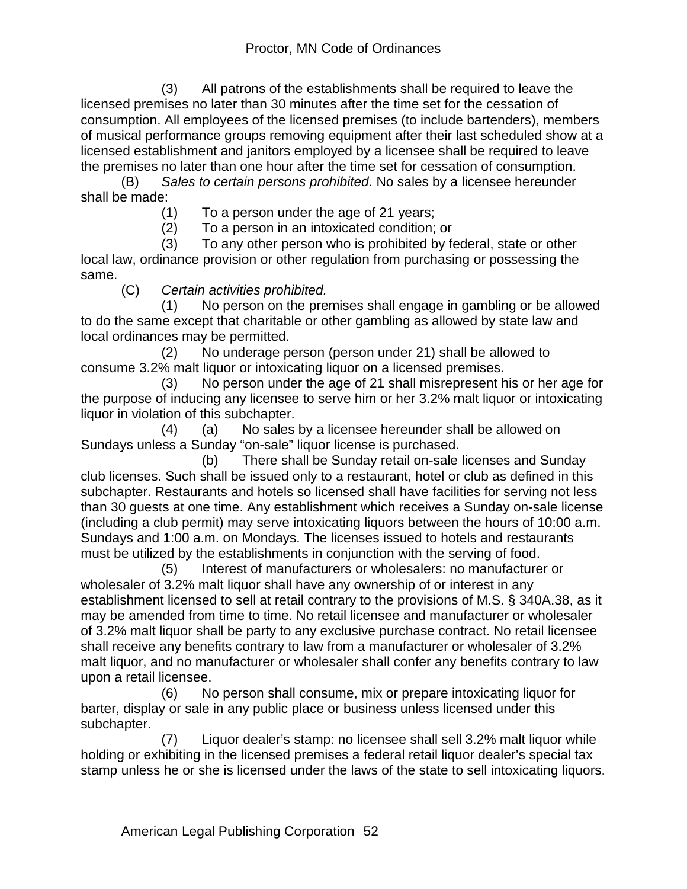(3) All patrons of the establishments shall be required to leave the licensed premises no later than 30 minutes after the time set for the cessation of consumption. All employees of the licensed premises (to include bartenders), members of musical performance groups removing equipment after their last scheduled show at a licensed establishment and janitors employed by a licensee shall be required to leave the premises no later than one hour after the time set for cessation of consumption.

(B) *Sales to certain persons prohibited.* No sales by a licensee hereunder shall be made:

(1) To a person under the age of 21 years;

(2) To a person in an intoxicated condition; or

(3) To any other person who is prohibited by federal, state or other local law, ordinance provision or other regulation from purchasing or possessing the same.

(C) *Certain activities prohibited.*

(1) No person on the premises shall engage in gambling or be allowed to do the same except that charitable or other gambling as allowed by state law and local ordinances may be permitted.

(2) No underage person (person under 21) shall be allowed to consume 3.2% malt liquor or intoxicating liquor on a licensed premises.

(3) No person under the age of 21 shall misrepresent his or her age for the purpose of inducing any licensee to serve him or her 3.2% malt liquor or intoxicating liquor in violation of this subchapter.

(4) (a) No sales by a licensee hereunder shall be allowed on Sundays unless a Sunday "on-sale" liquor license is purchased.

(b) There shall be Sunday retail on-sale licenses and Sunday club licenses. Such shall be issued only to a restaurant, hotel or club as defined in this subchapter. Restaurants and hotels so licensed shall have facilities for serving not less than 30 guests at one time. Any establishment which receives a Sunday on-sale license (including a club permit) may serve intoxicating liquors between the hours of 10:00 a.m. Sundays and 1:00 a.m. on Mondays. The licenses issued to hotels and restaurants must be utilized by the establishments in conjunction with the serving of food.

(5) Interest of manufacturers or wholesalers: no manufacturer or wholesaler of 3.2% malt liquor shall have any ownership of or interest in any establishment licensed to sell at retail contrary to the provisions of M.S. § 340A.38, as it may be amended from time to time. No retail licensee and manufacturer or wholesaler of 3.2% malt liquor shall be party to any exclusive purchase contract. No retail licensee shall receive any benefits contrary to law from a manufacturer or wholesaler of 3.2% malt liquor, and no manufacturer or wholesaler shall confer any benefits contrary to law upon a retail licensee.

(6) No person shall consume, mix or prepare intoxicating liquor for barter, display or sale in any public place or business unless licensed under this subchapter.

(7) Liquor dealer's stamp: no licensee shall sell 3.2% malt liquor while holding or exhibiting in the licensed premises a federal retail liquor dealer's special tax stamp unless he or she is licensed under the laws of the state to sell intoxicating liquors.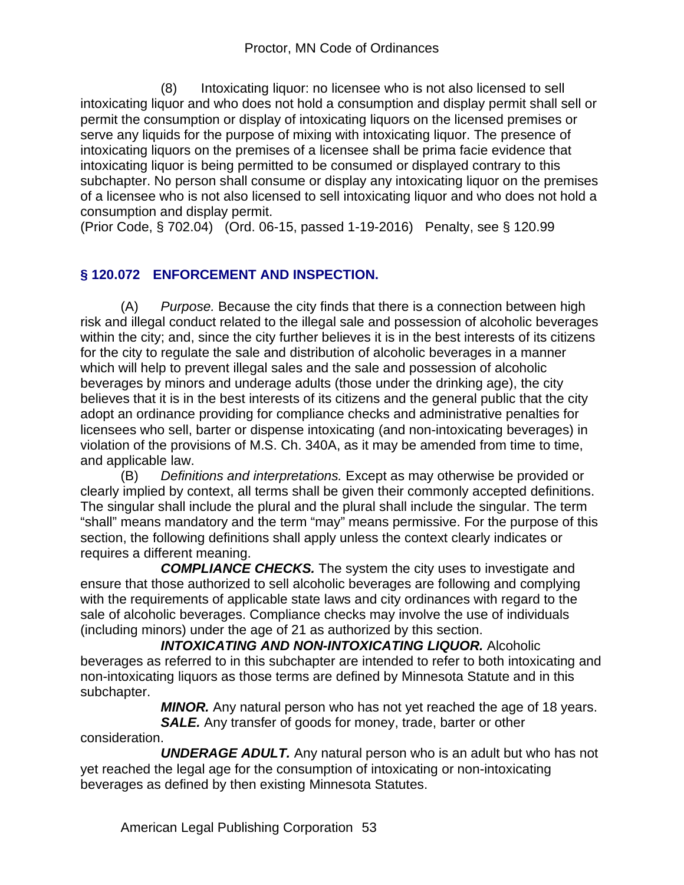(8) Intoxicating liquor: no licensee who is not also licensed to sell intoxicating liquor and who does not hold a consumption and display permit shall sell or permit the consumption or display of intoxicating liquors on the licensed premises or serve any liquids for the purpose of mixing with intoxicating liquor. The presence of intoxicating liquors on the premises of a licensee shall be prima facie evidence that intoxicating liquor is being permitted to be consumed or displayed contrary to this subchapter. No person shall consume or display any intoxicating liquor on the premises of a licensee who is not also licensed to sell intoxicating liquor and who does not hold a consumption and display permit.

(Prior Code, § 702.04) (Ord. 06-15, passed 1-19-2016) Penalty, see § 120.99

## § 120.072 ENFORCEMENT AND INSPECTION.

(A) *Purpose.* Because the city finds that there is a connection between high risk and illegal conduct related to the illegal sale and possession of alcoholic beverages within the city; and, since the city further believes it is in the best interests of its citizens for the city to regulate the sale and distribution of alcoholic beverages in a manner which will help to prevent illegal sales and the sale and possession of alcoholic beverages by minors and underage adults (those under the drinking age), the city believes that it is in the best interests of its citizens and the general public that the city adopt an ordinance providing for compliance checks and administrative penalties for licensees who sell, barter or dispense intoxicating (and non-intoxicating beverages) in violation of the provisions of M.S. Ch. 340A, as it may be amended from time to time, and applicable law.

(B) *Definitions and interpretations.* Except as may otherwise be provided or clearly implied by context, all terms shall be given their commonly accepted definitions. The singular shall include the plural and the plural shall include the singular. The term "shall" means mandatory and the term "may" means permissive. For the purpose of this section, the following definitions shall apply unless the context clearly indicates or requires a different meaning.

***COMPLIANCE CHECKS.*** The system the city uses to investigate and ensure that those authorized to sell alcoholic beverages are following and complying with the requirements of applicable state laws and city ordinances with regard to the sale of alcoholic beverages. Compliance checks may involve the use of individuals (including minors) under the age of 21 as authorized by this section.

***INTOXICATING AND NON-INTOXICATING LIQUOR.*** Alcoholic beverages as referred to in this subchapter are intended to refer to both intoxicating and non-intoxicating liquors as those terms are defined by Minnesota Statute and in this subchapter.

***MINOR.*** Any natural person who has not yet reached the age of 18 years.

***SALE.*** Any transfer of goods for money, trade, barter or other consideration.

***UNDERAGE ADULT.*** Any natural person who is an adult but who has not yet reached the legal age for the consumption of intoxicating or non-intoxicating beverages as defined by then existing Minnesota Statutes.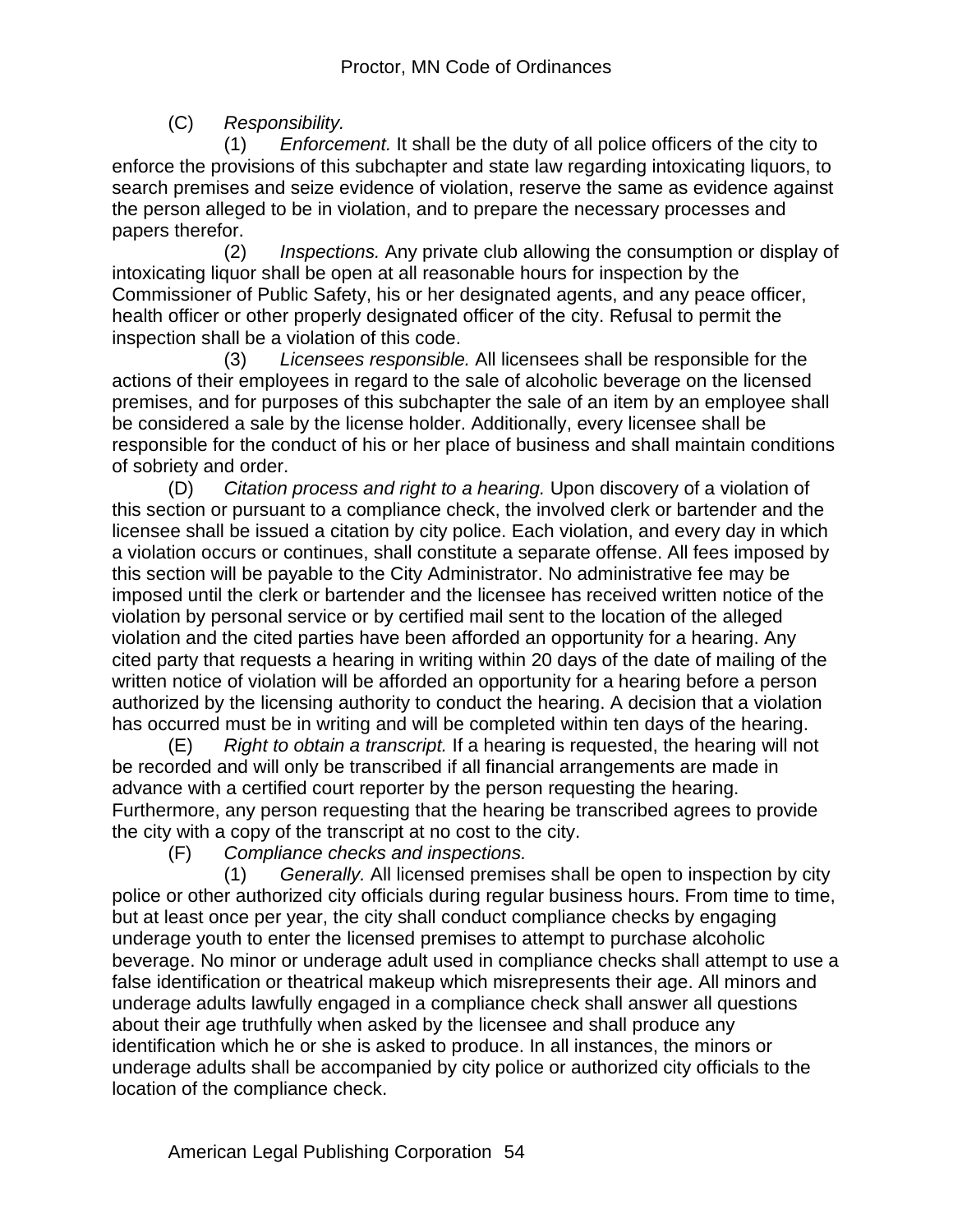(C) *Responsibility.*

(1) *Enforcement.* It shall be the duty of all police officers of the city to enforce the provisions of this subchapter and state law regarding intoxicating liquors, to search premises and seize evidence of violation, reserve the same as evidence against the person alleged to be in violation, and to prepare the necessary processes and papers therefor.

(2) *Inspections.* Any private club allowing the consumption or display of intoxicating liquor shall be open at all reasonable hours for inspection by the Commissioner of Public Safety, his or her designated agents, and any peace officer, health officer or other properly designated officer of the city. Refusal to permit the inspection shall be a violation of this code.

(3) *Licensees responsible.* All licensees shall be responsible for the actions of their employees in regard to the sale of alcoholic beverage on the licensed premises, and for purposes of this subchapter the sale of an item by an employee shall be considered a sale by the license holder. Additionally, every licensee shall be responsible for the conduct of his or her place of business and shall maintain conditions of sobriety and order.

(D) *Citation process and right to a hearing.* Upon discovery of a violation of this section or pursuant to a compliance check, the involved clerk or bartender and the licensee shall be issued a citation by city police. Each violation, and every day in which a violation occurs or continues, shall constitute a separate offense. All fees imposed by this section will be payable to the City Administrator. No administrative fee may be imposed until the clerk or bartender and the licensee has received written notice of the violation by personal service or by certified mail sent to the location of the alleged violation and the cited parties have been afforded an opportunity for a hearing. Any cited party that requests a hearing in writing within 20 days of the date of mailing of the written notice of violation will be afforded an opportunity for a hearing before a person authorized by the licensing authority to conduct the hearing. A decision that a violation has occurred must be in writing and will be completed within ten days of the hearing.

(E) *Right to obtain a transcript.* If a hearing is requested, the hearing will not be recorded and will only be transcribed if all financial arrangements are made in advance with a certified court reporter by the person requesting the hearing. Furthermore, any person requesting that the hearing be transcribed agrees to provide the city with a copy of the transcript at no cost to the city.

(F) *Compliance checks and inspections.*

(1) *Generally.* All licensed premises shall be open to inspection by city police or other authorized city officials during regular business hours. From time to time, but at least once per year, the city shall conduct compliance checks by engaging underage youth to enter the licensed premises to attempt to purchase alcoholic beverage. No minor or underage adult used in compliance checks shall attempt to use a false identification or theatrical makeup which misrepresents their age. All minors and underage adults lawfully engaged in a compliance check shall answer all questions about their age truthfully when asked by the licensee and shall produce any identification which he or she is asked to produce. In all instances, the minors or underage adults shall be accompanied by city police or authorized city officials to the location of the compliance check.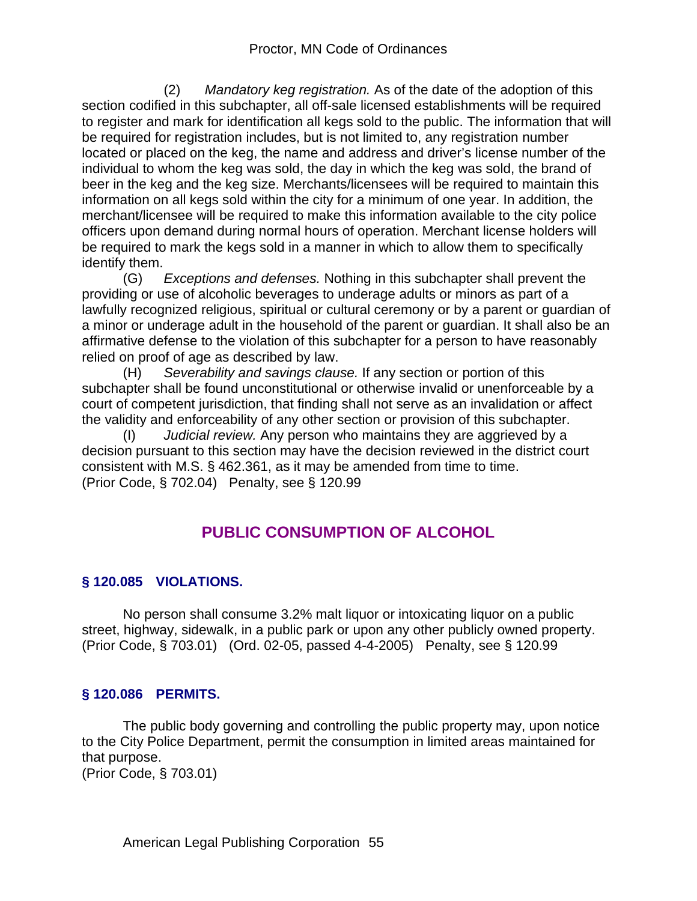(2) *Mandatory keg registration.* As of the date of the adoption of this section codified in this subchapter, all off-sale licensed establishments will be required to register and mark for identification all kegs sold to the public. The information that will be required for registration includes, but is not limited to, any registration number located or placed on the keg, the name and address and driver's license number of the individual to whom the keg was sold, the day in which the keg was sold, the brand of beer in the keg and the keg size. Merchants/licensees will be required to maintain this information on all kegs sold within the city for a minimum of one year. In addition, the merchant/licensee will be required to make this information available to the city police officers upon demand during normal hours of operation. Merchant license holders will be required to mark the kegs sold in a manner in which to allow them to specifically identify them.

(G) *Exceptions and defenses.* Nothing in this subchapter shall prevent the providing or use of alcoholic beverages to underage adults or minors as part of a lawfully recognized religious, spiritual or cultural ceremony or by a parent or guardian of a minor or underage adult in the household of the parent or guardian. It shall also be an affirmative defense to the violation of this subchapter for a person to have reasonably relied on proof of age as described by law.

(H) *Severability and savings clause.* If any section or portion of this subchapter shall be found unconstitutional or otherwise invalid or unenforceable by a court of competent jurisdiction, that finding shall not serve as an invalidation or affect the validity and enforceability of any other section or provision of this subchapter.

(I) *Judicial review.* Any person who maintains they are aggrieved by a decision pursuant to this section may have the decision reviewed in the district court consistent with M.S. § 462.361, as it may be amended from time to time.
(Prior Code, § 702.04) Penalty, see § 120.99

## PUBLIC CONSUMPTION OF ALCOHOL

### § 120.085 VIOLATIONS.

No person shall consume 3.2% malt liquor or intoxicating liquor on a public street, highway, sidewalk, in a public park or upon any other publicly owned property.
(Prior Code, § 703.01) (Ord. 02-05, passed 4-4-2005) Penalty, see § 120.99

### § 120.086 PERMITS.

The public body governing and controlling the public property may, upon notice to the City Police Department, permit the consumption in limited areas maintained for that purpose.
(Prior Code, § 703.01)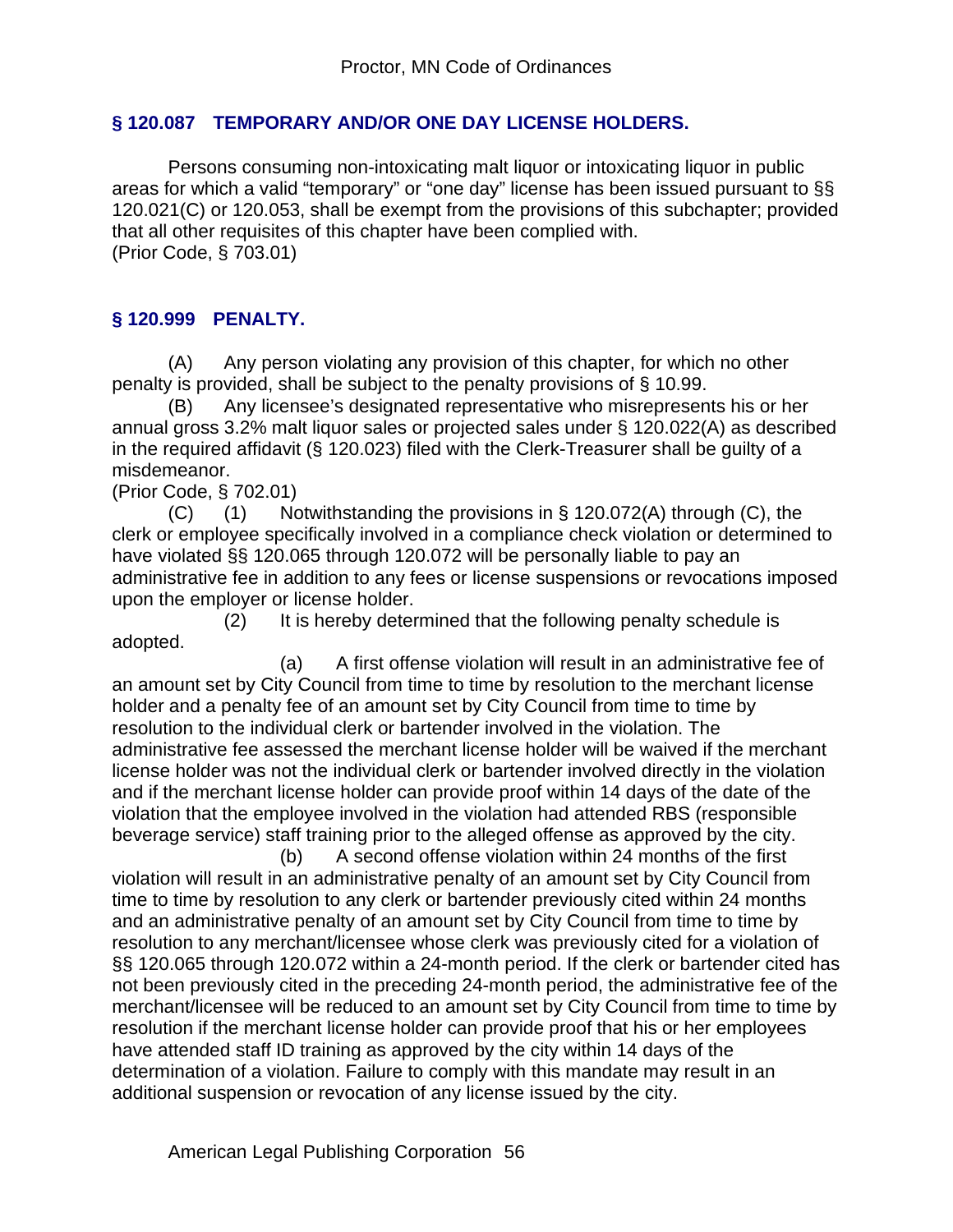## § 120.087 TEMPORARY AND/OR ONE DAY LICENSE HOLDERS.

Persons consuming non-intoxicating malt liquor or intoxicating liquor in public areas for which a valid "temporary" or "one day" license has been issued pursuant to §§ 120.021(C) or 120.053, shall be exempt from the provisions of this subchapter; provided that all other requisites of this chapter have been complied with.
(Prior Code, § 703.01)

## § 120.999 PENALTY.

(A) Any person violating any provision of this chapter, for which no other penalty is provided, shall be subject to the penalty provisions of § 10.99.

(B) Any licensee's designated representative who misrepresents his or her annual gross 3.2% malt liquor sales or projected sales under § 120.022(A) as described in the required affidavit (§ 120.023) filed with the Clerk-Treasurer shall be guilty of a misdemeanor.
(Prior Code, § 702.01)

(C) (1) Notwithstanding the provisions in § 120.072(A) through (C), the clerk or employee specifically involved in a compliance check violation or determined to have violated §§ 120.065 through 120.072 will be personally liable to pay an administrative fee in addition to any fees or license suspensions or revocations imposed upon the employer or license holder.

(2) It is hereby determined that the following penalty schedule is adopted.

(a) A first offense violation will result in an administrative fee of an amount set by City Council from time to time by resolution to the merchant license holder and a penalty fee of an amount set by City Council from time to time by resolution to the individual clerk or bartender involved in the violation. The administrative fee assessed the merchant license holder will be waived if the merchant license holder was not the individual clerk or bartender involved directly in the violation and if the merchant license holder can provide proof within 14 days of the date of the violation that the employee involved in the violation had attended RBS (responsible beverage service) staff training prior to the alleged offense as approved by the city.

(b) A second offense violation within 24 months of the first violation will result in an administrative penalty of an amount set by City Council from time to time by resolution to any clerk or bartender previously cited within 24 months and an administrative penalty of an amount set by City Council from time to time by resolution to any merchant/licensee whose clerk was previously cited for a violation of §§ 120.065 through 120.072 within a 24-month period. If the clerk or bartender cited has not been previously cited in the preceding 24-month period, the administrative fee of the merchant/licensee will be reduced to an amount set by City Council from time to time by resolution if the merchant license holder can provide proof that his or her employees have attended staff ID training as approved by the city within 14 days of the determination of a violation. Failure to comply with this mandate may result in an additional suspension or revocation of any license issued by the city.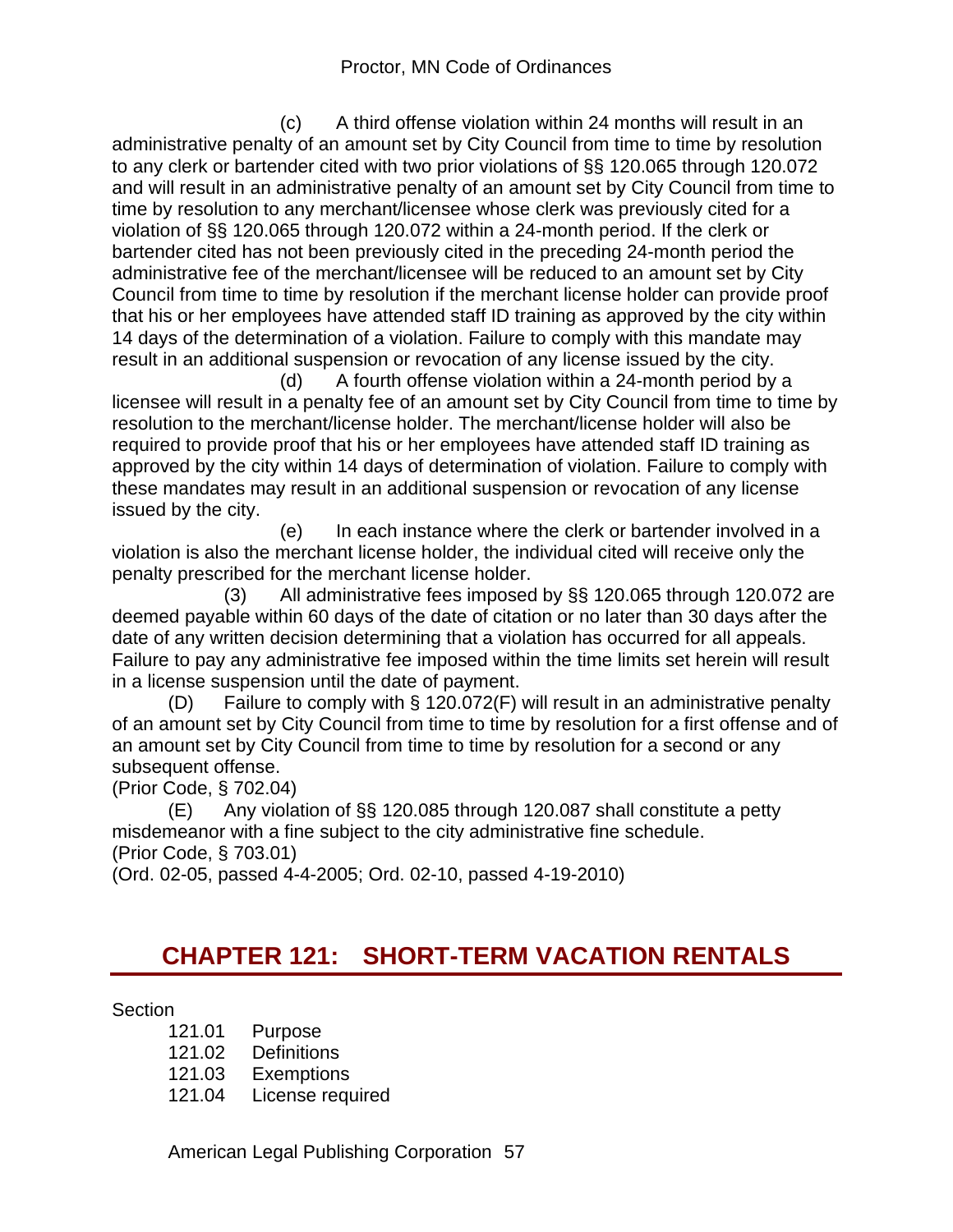(c) A third offense violation within 24 months will result in an administrative penalty of an amount set by City Council from time to time by resolution to any clerk or bartender cited with two prior violations of §§ 120.065 through 120.072 and will result in an administrative penalty of an amount set by City Council from time to time by resolution to any merchant/licensee whose clerk was previously cited for a violation of §§ 120.065 through 120.072 within a 24-month period. If the clerk or bartender cited has not been previously cited in the preceding 24-month period the administrative fee of the merchant/licensee will be reduced to an amount set by City Council from time to time by resolution if the merchant license holder can provide proof that his or her employees have attended staff ID training as approved by the city within 14 days of the determination of a violation. Failure to comply with this mandate may result in an additional suspension or revocation of any license issued by the city.

(d) A fourth offense violation within a 24-month period by a licensee will result in a penalty fee of an amount set by City Council from time to time by resolution to the merchant/license holder. The merchant/license holder will also be required to provide proof that his or her employees have attended staff ID training as approved by the city within 14 days of determination of violation. Failure to comply with these mandates may result in an additional suspension or revocation of any license issued by the city.

(e) In each instance where the clerk or bartender involved in a violation is also the merchant license holder, the individual cited will receive only the penalty prescribed for the merchant license holder.

(3) All administrative fees imposed by §§ 120.065 through 120.072 are deemed payable within 60 days of the date of citation or no later than 30 days after the date of any written decision determining that a violation has occurred for all appeals. Failure to pay any administrative fee imposed within the time limits set herein will result in a license suspension until the date of payment.

(D) Failure to comply with § 120.072(F) will result in an administrative penalty of an amount set by City Council from time to time by resolution for a first offense and of an amount set by City Council from time to time by resolution for a second or any subsequent offense.

(Prior Code, § 702.04)

(E) Any violation of §§ 120.085 through 120.087 shall constitute a petty misdemeanor with a fine subject to the city administrative fine schedule.

(Prior Code, § 703.01)

(Ord. 02-05, passed 4-4-2005; Ord. 02-10, passed 4-19-2010)

# CHAPTER 121: SHORT-TERM VACATION RENTALS

Section

121.01 Purpose
121.02 Definitions
121.03 Exemptions
121.04 License required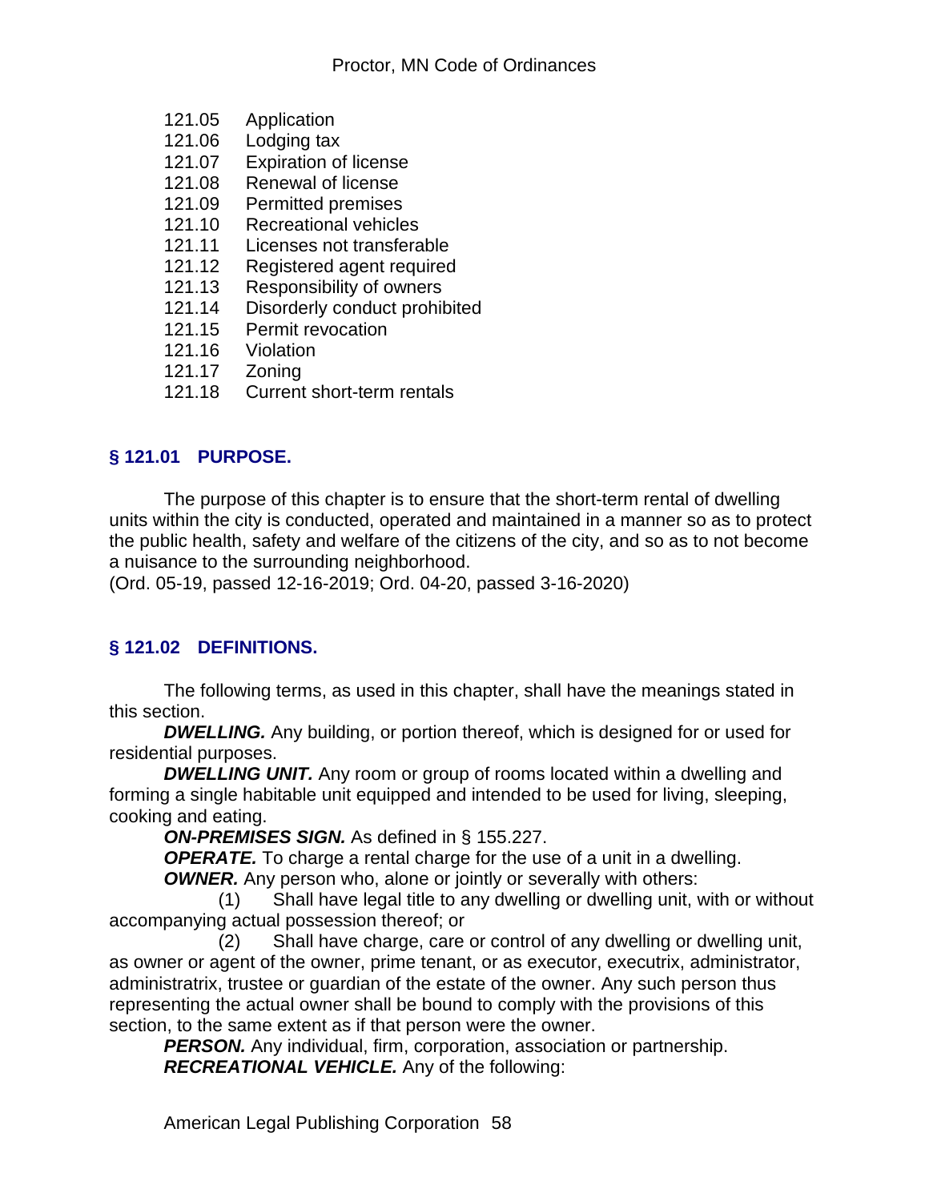121.05 Application
121.06 Lodging tax
121.07 Expiration of license
121.08 Renewal of license
121.09 Permitted premises
121.10 Recreational vehicles
121.11 Licenses not transferable
121.12 Registered agent required
121.13 Responsibility of owners
121.14 Disorderly conduct prohibited
121.15 Permit revocation
121.16 Violation
121.17 Zoning
121.18 Current short-term rentals

## § 121.01 PURPOSE.

The purpose of this chapter is to ensure that the short-term rental of dwelling units within the city is conducted, operated and maintained in a manner so as to protect the public health, safety and welfare of the citizens of the city, and so as to not become a nuisance to the surrounding neighborhood.
(Ord. 05-19, passed 12-16-2019; Ord. 04-20, passed 3-16-2020)

## § 121.02 DEFINITIONS.

The following terms, as used in this chapter, shall have the meanings stated in this section.

***DWELLING.*** Any building, or portion thereof, which is designed for or used for residential purposes.

***DWELLING UNIT.*** Any room or group of rooms located within a dwelling and forming a single habitable unit equipped and intended to be used for living, sleeping, cooking and eating.

***ON-PREMISES SIGN.*** As defined in § 155.227.

***OPERATE.*** To charge a rental charge for the use of a unit in a dwelling.

***OWNER.*** Any person who, alone or jointly or severally with others:

(1) Shall have legal title to any dwelling or dwelling unit, with or without accompanying actual possession thereof; or

(2) Shall have charge, care or control of any dwelling or dwelling unit, as owner or agent of the owner, prime tenant, or as executor, executrix, administrator, administratrix, trustee or guardian of the estate of the owner. Any such person thus representing the actual owner shall be bound to comply with the provisions of this section, to the same extent as if that person were the owner.

***PERSON.*** Any individual, firm, corporation, association or partnership.

***RECREATIONAL VEHICLE.*** Any of the following: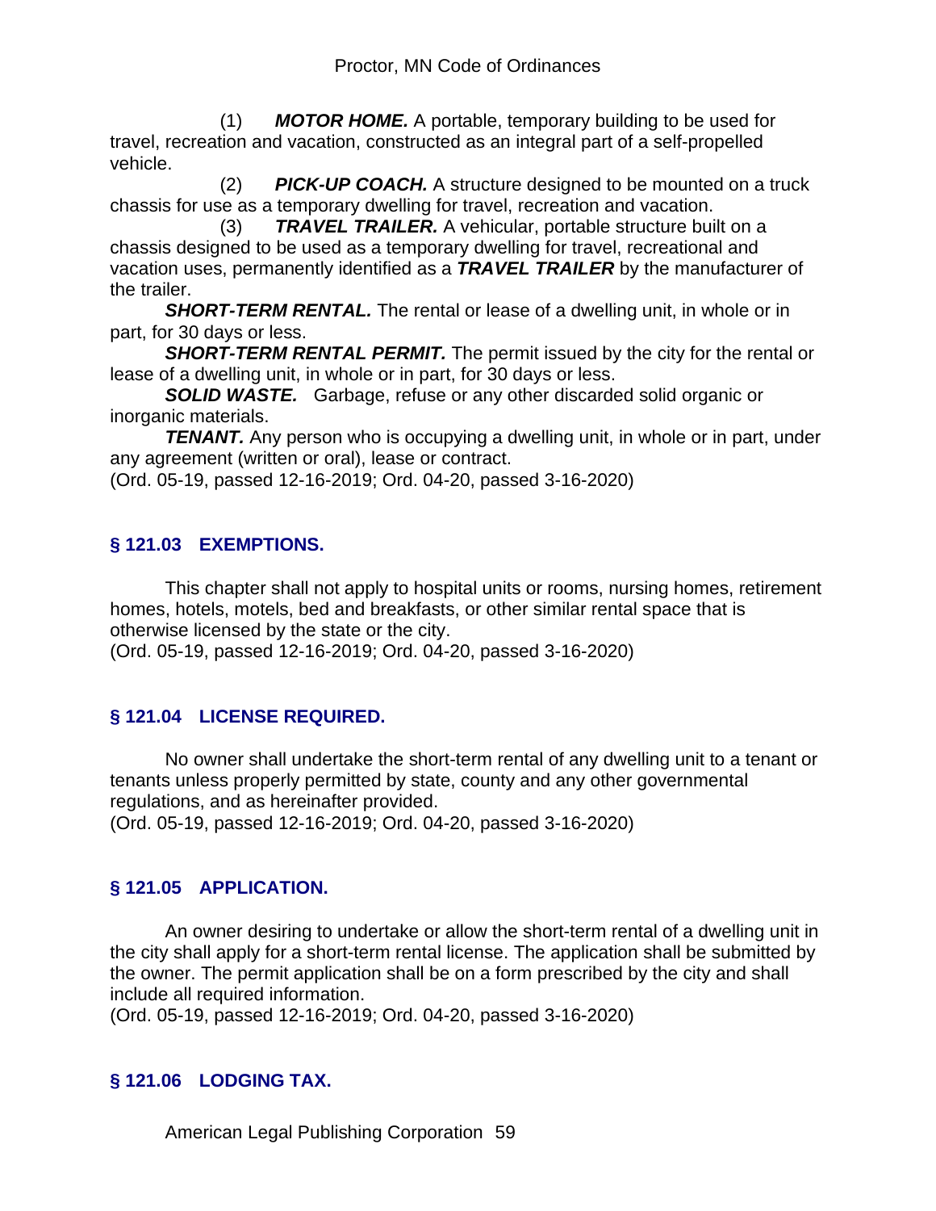(1) ***MOTOR HOME.*** A portable, temporary building to be used for travel, recreation and vacation, constructed as an integral part of a self-propelled vehicle.

(2) ***PICK-UP COACH.*** A structure designed to be mounted on a truck chassis for use as a temporary dwelling for travel, recreation and vacation.

(3) ***TRAVEL TRAILER.*** A vehicular, portable structure built on a chassis designed to be used as a temporary dwelling for travel, recreational and vacation uses, permanently identified as a ***TRAVEL TRAILER*** by the manufacturer of the trailer.

***SHORT-TERM RENTAL.*** The rental or lease of a dwelling unit, in whole or in part, for 30 days or less.

***SHORT-TERM RENTAL PERMIT.*** The permit issued by the city for the rental or lease of a dwelling unit, in whole or in part, for 30 days or less.

***SOLID WASTE.*** Garbage, refuse or any other discarded solid organic or inorganic materials.

***TENANT.*** Any person who is occupying a dwelling unit, in whole or in part, under any agreement (written or oral), lease or contract.

(Ord. 05-19, passed 12-16-2019; Ord. 04-20, passed 3-16-2020)

## § 121.03 EXEMPTIONS.

This chapter shall not apply to hospital units or rooms, nursing homes, retirement homes, hotels, motels, bed and breakfasts, or other similar rental space that is otherwise licensed by the state or the city.

(Ord. 05-19, passed 12-16-2019; Ord. 04-20, passed 3-16-2020)

## § 121.04 LICENSE REQUIRED.

No owner shall undertake the short-term rental of any dwelling unit to a tenant or tenants unless properly permitted by state, county and any other governmental regulations, and as hereinafter provided.

(Ord. 05-19, passed 12-16-2019; Ord. 04-20, passed 3-16-2020)

## § 121.05 APPLICATION.

An owner desiring to undertake or allow the short-term rental of a dwelling unit in the city shall apply for a short-term rental license. The application shall be submitted by the owner. The permit application shall be on a form prescribed by the city and shall include all required information.

(Ord. 05-19, passed 12-16-2019; Ord. 04-20, passed 3-16-2020)

## § 121.06 LODGING TAX.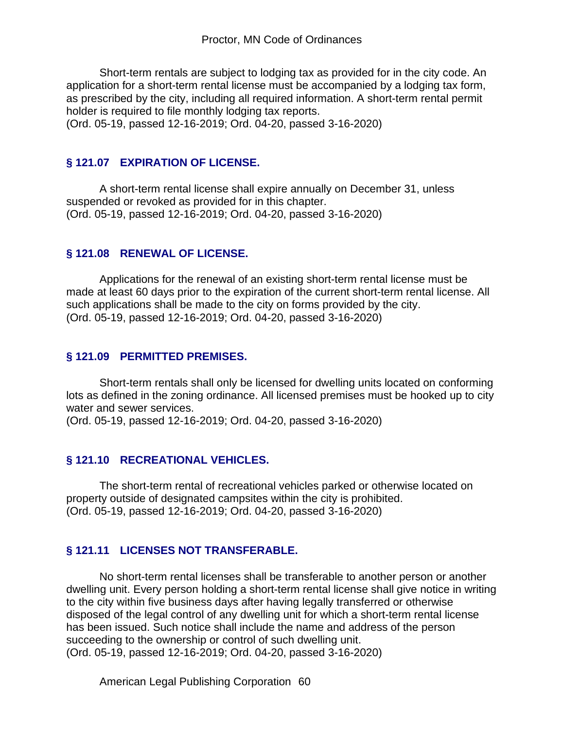Short-term rentals are subject to lodging tax as provided for in the city code. An application for a short-term rental license must be accompanied by a lodging tax form, as prescribed by the city, including all required information. A short-term rental permit holder is required to file monthly lodging tax reports.
(Ord. 05-19, passed 12-16-2019; Ord. 04-20, passed 3-16-2020)

### § 121.07 EXPIRATION OF LICENSE.

A short-term rental license shall expire annually on December 31, unless suspended or revoked as provided for in this chapter.
(Ord. 05-19, passed 12-16-2019; Ord. 04-20, passed 3-16-2020)

### § 121.08 RENEWAL OF LICENSE.

Applications for the renewal of an existing short-term rental license must be made at least 60 days prior to the expiration of the current short-term rental license. All such applications shall be made to the city on forms provided by the city.
(Ord. 05-19, passed 12-16-2019; Ord. 04-20, passed 3-16-2020)

### § 121.09 PERMITTED PREMISES.

Short-term rentals shall only be licensed for dwelling units located on conforming lots as defined in the zoning ordinance. All licensed premises must be hooked up to city water and sewer services.
(Ord. 05-19, passed 12-16-2019; Ord. 04-20, passed 3-16-2020)

### § 121.10 RECREATIONAL VEHICLES.

The short-term rental of recreational vehicles parked or otherwise located on property outside of designated campsites within the city is prohibited.
(Ord. 05-19, passed 12-16-2019; Ord. 04-20, passed 3-16-2020)

### § 121.11 LICENSES NOT TRANSFERABLE.

No short-term rental licenses shall be transferable to another person or another dwelling unit. Every person holding a short-term rental license shall give notice in writing to the city within five business days after having legally transferred or otherwise disposed of the legal control of any dwelling unit for which a short-term rental license has been issued. Such notice shall include the name and address of the person succeeding to the ownership or control of such dwelling unit.
(Ord. 05-19, passed 12-16-2019; Ord. 04-20, passed 3-16-2020)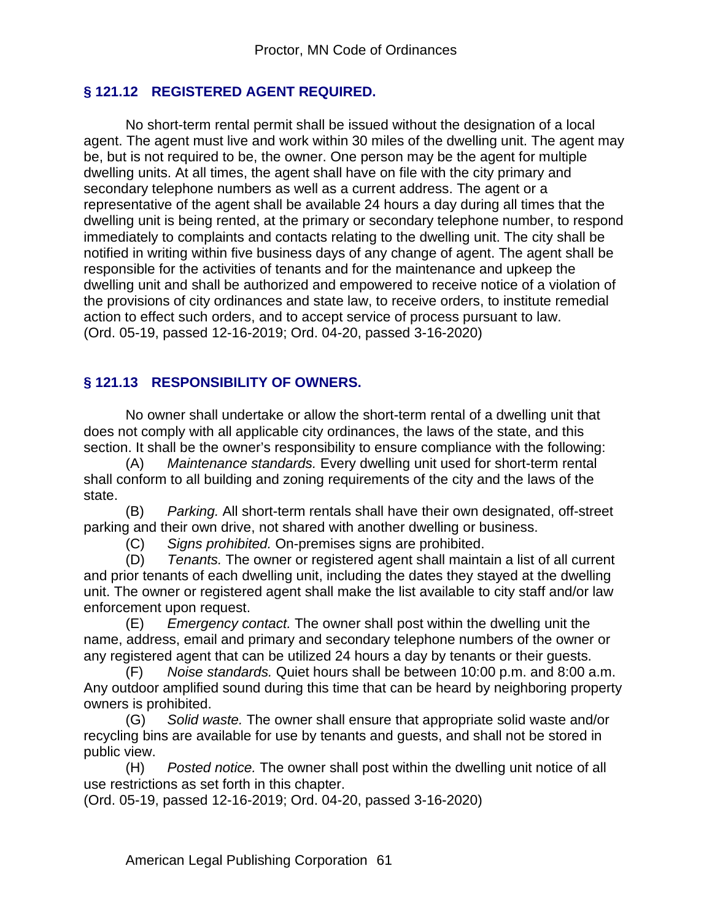## § 121.12 REGISTERED AGENT REQUIRED.

No short-term rental permit shall be issued without the designation of a local agent. The agent must live and work within 30 miles of the dwelling unit. The agent may be, but is not required to be, the owner. One person may be the agent for multiple dwelling units. At all times, the agent shall have on file with the city primary and secondary telephone numbers as well as a current address. The agent or a representative of the agent shall be available 24 hours a day during all times that the dwelling unit is being rented, at the primary or secondary telephone number, to respond immediately to complaints and contacts relating to the dwelling unit. The city shall be notified in writing within five business days of any change of agent. The agent shall be responsible for the activities of tenants and for the maintenance and upkeep the dwelling unit and shall be authorized and empowered to receive notice of a violation of the provisions of city ordinances and state law, to receive orders, to institute remedial action to effect such orders, and to accept service of process pursuant to law.
(Ord. 05-19, passed 12-16-2019; Ord. 04-20, passed 3-16-2020)

## § 121.13 RESPONSIBILITY OF OWNERS.

No owner shall undertake or allow the short-term rental of a dwelling unit that does not comply with all applicable city ordinances, the laws of the state, and this section. It shall be the owner's responsibility to ensure compliance with the following:

(A) *Maintenance standards.* Every dwelling unit used for short-term rental shall conform to all building and zoning requirements of the city and the laws of the state.

(B) *Parking.* All short-term rentals shall have their own designated, off-street parking and their own drive, not shared with another dwelling or business.

(C) *Signs prohibited.* On-premises signs are prohibited.

(D) *Tenants.* The owner or registered agent shall maintain a list of all current and prior tenants of each dwelling unit, including the dates they stayed at the dwelling unit. The owner or registered agent shall make the list available to city staff and/or law enforcement upon request.

(E) *Emergency contact.* The owner shall post within the dwelling unit the name, address, email and primary and secondary telephone numbers of the owner or any registered agent that can be utilized 24 hours a day by tenants or their guests.

(F) *Noise standards.* Quiet hours shall be between 10:00 p.m. and 8:00 a.m. Any outdoor amplified sound during this time that can be heard by neighboring property owners is prohibited.

(G) *Solid waste.* The owner shall ensure that appropriate solid waste and/or recycling bins are available for use by tenants and guests, and shall not be stored in public view.

(H) *Posted notice.* The owner shall post within the dwelling unit notice of all use restrictions as set forth in this chapter.

(Ord. 05-19, passed 12-16-2019; Ord. 04-20, passed 3-16-2020)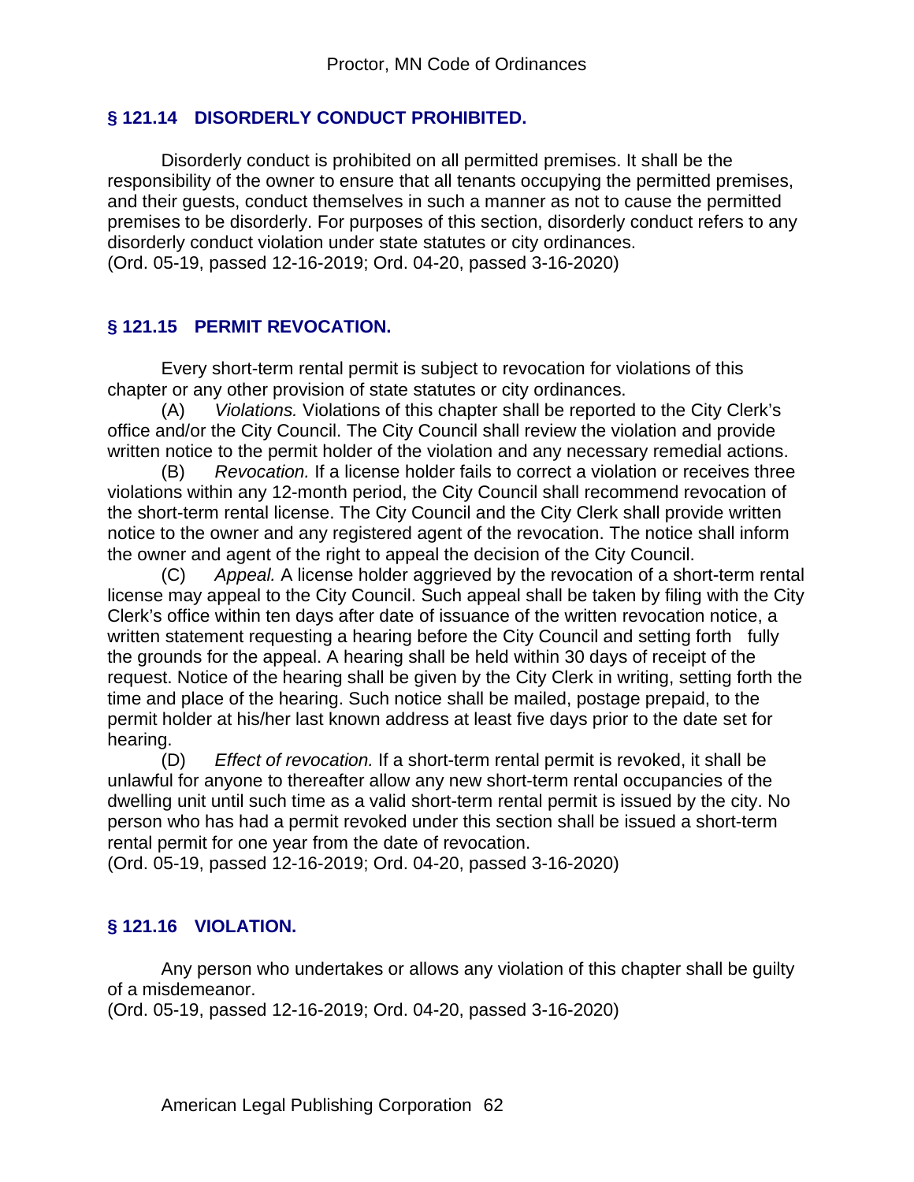## § 121.14 DISORDERLY CONDUCT PROHIBITED.

Disorderly conduct is prohibited on all permitted premises. It shall be the responsibility of the owner to ensure that all tenants occupying the permitted premises, and their guests, conduct themselves in such a manner as not to cause the permitted premises to be disorderly. For purposes of this section, disorderly conduct refers to any disorderly conduct violation under state statutes or city ordinances.
(Ord. 05-19, passed 12-16-2019; Ord. 04-20, passed 3-16-2020)

## § 121.15 PERMIT REVOCATION.

Every short-term rental permit is subject to revocation for violations of this chapter or any other provision of state statutes or city ordinances.

(A) *Violations.* Violations of this chapter shall be reported to the City Clerk's office and/or the City Council. The City Council shall review the violation and provide written notice to the permit holder of the violation and any necessary remedial actions.

(B) *Revocation.* If a license holder fails to correct a violation or receives three violations within any 12-month period, the City Council shall recommend revocation of the short-term rental license. The City Council and the City Clerk shall provide written notice to the owner and any registered agent of the revocation. The notice shall inform the owner and agent of the right to appeal the decision of the City Council.

(C) *Appeal.* A license holder aggrieved by the revocation of a short-term rental license may appeal to the City Council. Such appeal shall be taken by filing with the City Clerk's office within ten days after date of issuance of the written revocation notice, a written statement requesting a hearing before the City Council and setting forth fully the grounds for the appeal. A hearing shall be held within 30 days of receipt of the request. Notice of the hearing shall be given by the City Clerk in writing, setting forth the time and place of the hearing. Such notice shall be mailed, postage prepaid, to the permit holder at his/her last known address at least five days prior to the date set for hearing.

(D) *Effect of revocation.* If a short-term rental permit is revoked, it shall be unlawful for anyone to thereafter allow any new short-term rental occupancies of the dwelling unit until such time as a valid short-term rental permit is issued by the city. No person who has had a permit revoked under this section shall be issued a short-term rental permit for one year from the date of revocation.
(Ord. 05-19, passed 12-16-2019; Ord. 04-20, passed 3-16-2020)

## § 121.16 VIOLATION.

Any person who undertakes or allows any violation of this chapter shall be guilty of a misdemeanor.
(Ord. 05-19, passed 12-16-2019; Ord. 04-20, passed 3-16-2020)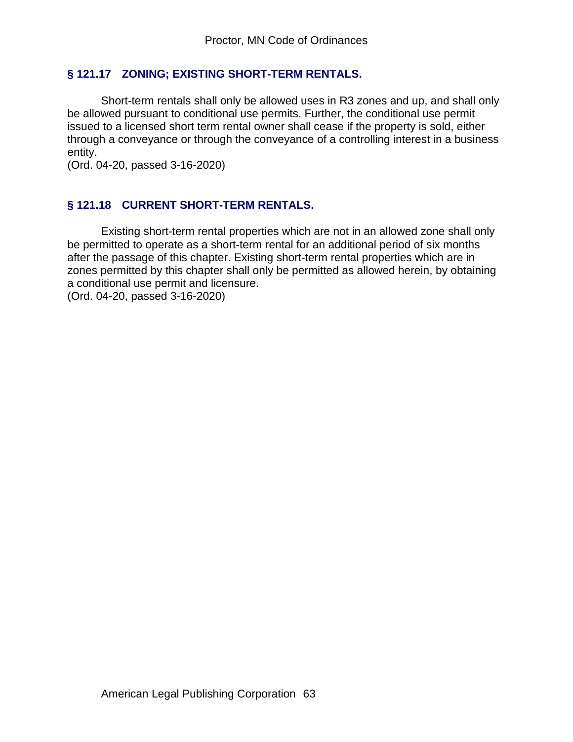## § 121.17 ZONING; EXISTING SHORT-TERM RENTALS.

Short-term rentals shall only be allowed uses in R3 zones and up, and shall only be allowed pursuant to conditional use permits. Further, the conditional use permit issued to a licensed short term rental owner shall cease if the property is sold, either through a conveyance or through the conveyance of a controlling interest in a business entity.
(Ord. 04-20, passed 3-16-2020)

## § 121.18 CURRENT SHORT-TERM RENTALS.

Existing short-term rental properties which are not in an allowed zone shall only be permitted to operate as a short-term rental for an additional period of six months after the passage of this chapter. Existing short-term rental properties which are in zones permitted by this chapter shall only be permitted as allowed herein, by obtaining a conditional use permit and licensure.
(Ord. 04-20, passed 3-16-2020)